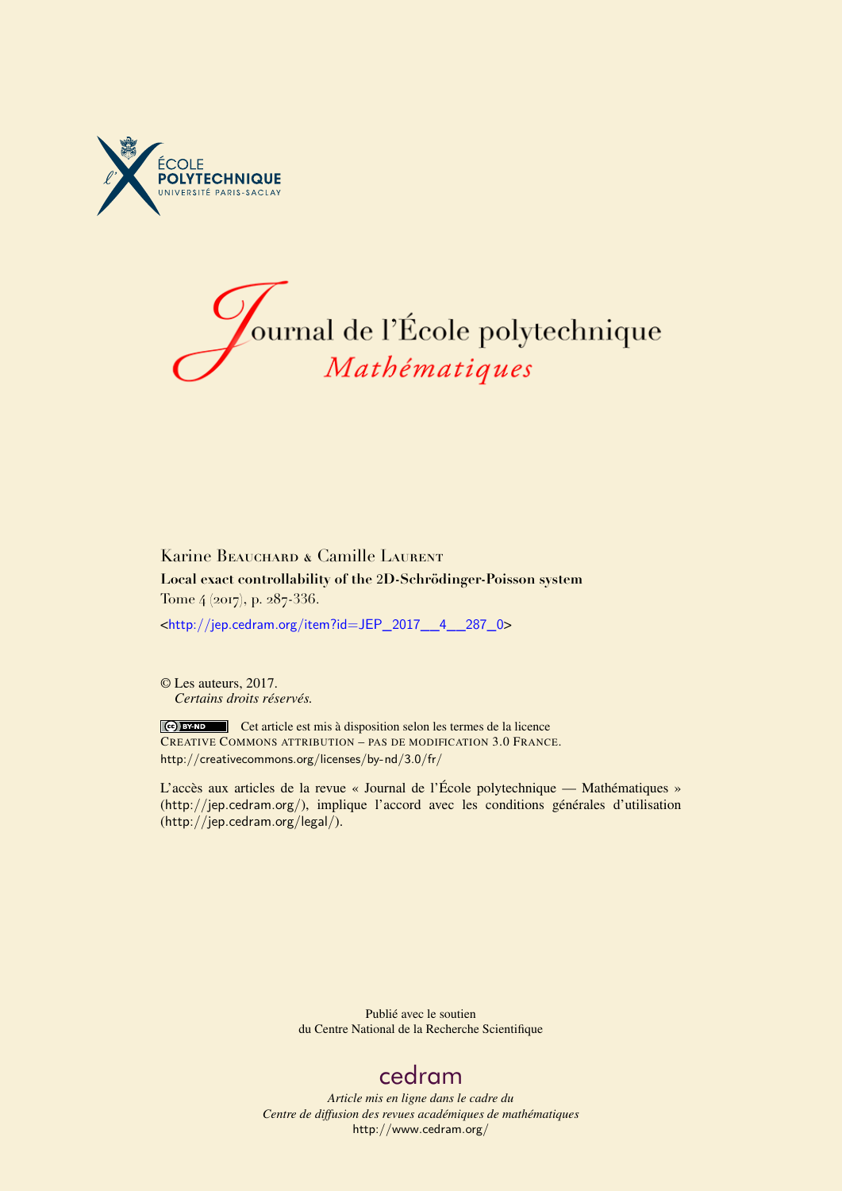ÉCOLE POLYTECHNIQUE
UNIVERSITÉ PARIS-SACLAY

# Journal de l'École polytechnique
## *Mathématiques*

Karine Beauchard & Camille Laurent

**Local exact controllability of the 2D-Schrödinger-Poisson system**

Tome 4 (2017), p. 287-336.

<http://jep.cedram.org/item?id=JEP_2017__4__287_0>

© Les auteurs, 2017.
*Certains droits réservés.*

Cet article est mis à disposition selon les termes de la licence
Creative Commons attribution – pas de modification 3.0 France.
http://creativecommons.org/licenses/by-nd/3.0/fr/

L'accès aux articles de la revue « Journal de l'École polytechnique — Mathématiques » (http://jep.cedram.org/), implique l'accord avec les conditions générales d'utilisation (http://jep.cedram.org/legal/).

Publié avec le soutien
du Centre National de la Recherche Scientifique

cedram

*Article mis en ligne dans le cadre du*
*Centre de diffusion des revues académiques de mathématiques*
http://www.cedram.org/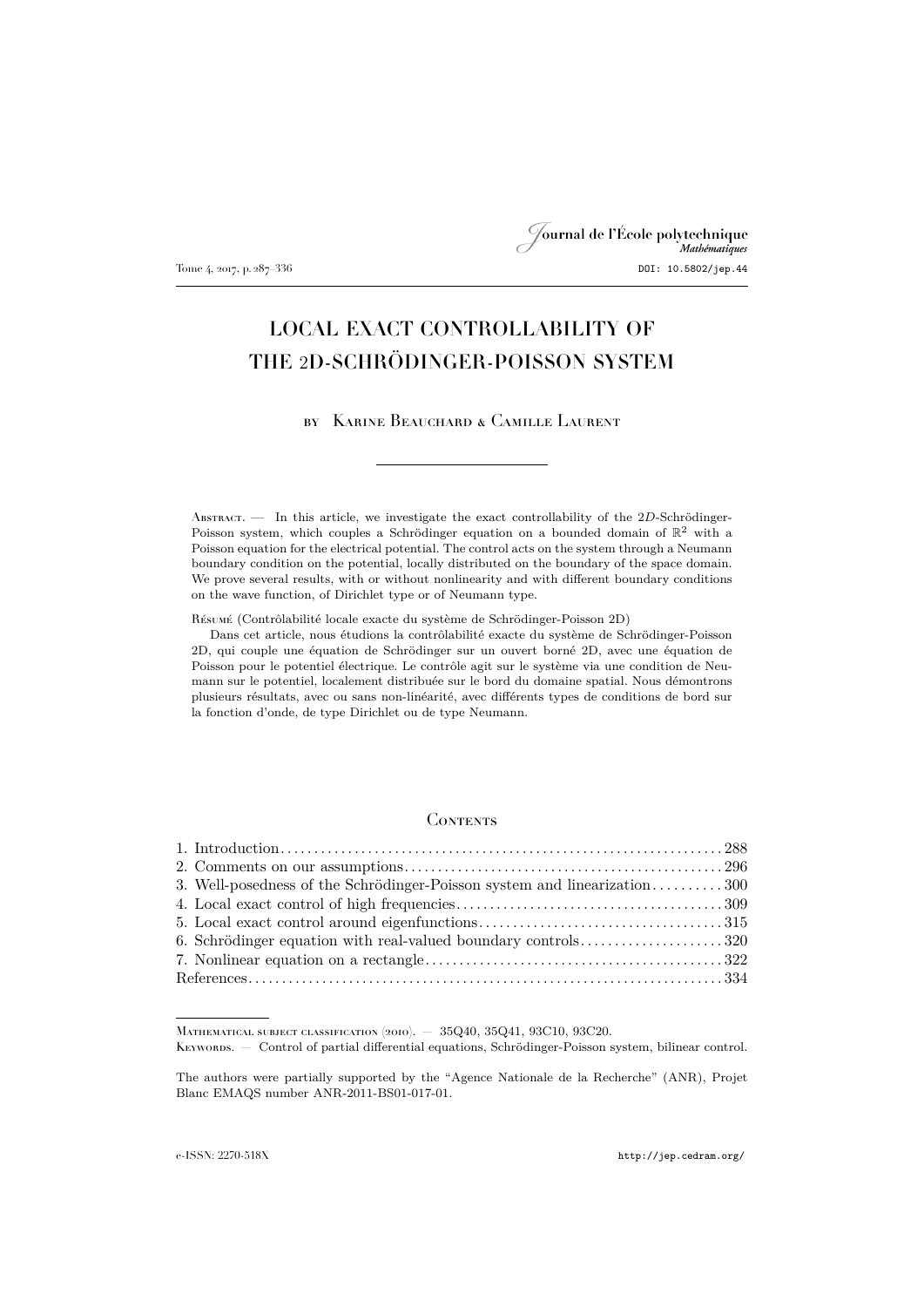# LOCAL EXACT CONTROLLABILITY OF THE 2D-SCHRÖDINGER-POISSON SYSTEM

by Karine Beauchard & Camille Laurent

---

Abstract. — In this article, we investigate the exact controllability of the $2D$-Schrödinger-Poisson system, which couples a Schrödinger equation on a bounded domain of $\mathbb{R}^2$ with a Poisson equation for the electrical potential. The control acts on the system through a Neumann boundary condition on the potential, locally distributed on the boundary of the space domain. We prove several results, with or without nonlinearity and with different boundary conditions on the wave function, of Dirichlet type or of Neumann type.

Résumé (Contrôlabilité locale exacte du système de Schrödinger-Poisson 2D)

Dans cet article, nous étudions la contrôlabilité exacte du système de Schrödinger-Poisson 2D, qui couple une équation de Schrödinger sur un ouvert borné 2D, avec une équation de Poisson pour le potentiel électrique. Le contrôle agit sur le système via une condition de Neumann sur le potentiel, localement distribuée sur le bord du domaine spatial. Nous démontrons plusieurs résultats, avec ou sans non-linéarité, avec différents types de conditions de bord sur la fonction d'onde, de type Dirichlet ou de type Neumann.

## Contents

1. Introduction . . . 288
2. Comments on our assumptions . . . 296
3. Well-posedness of the Schrödinger-Poisson system and linearization . . . 300
4. Local exact control of high frequencies . . . 309
5. Local exact control around eigenfunctions . . . 315
6. Schrödinger equation with real-valued boundary controls . . . 320
7. Nonlinear equation on a rectangle . . . 322

References . . . 334

---

Mathematical subject classification (2010). — 35Q40, 35Q41, 93C10, 93C20.

Keywords. — Control of partial differential equations, Schrödinger-Poisson system, bilinear control.

The authors were partially supported by the "Agence Nationale de la Recherche" (ANR), Projet Blanc EMAQS number ANR-2011-BS01-017-01.

e-ISSN: 2270-518X http://jep.cedram.org/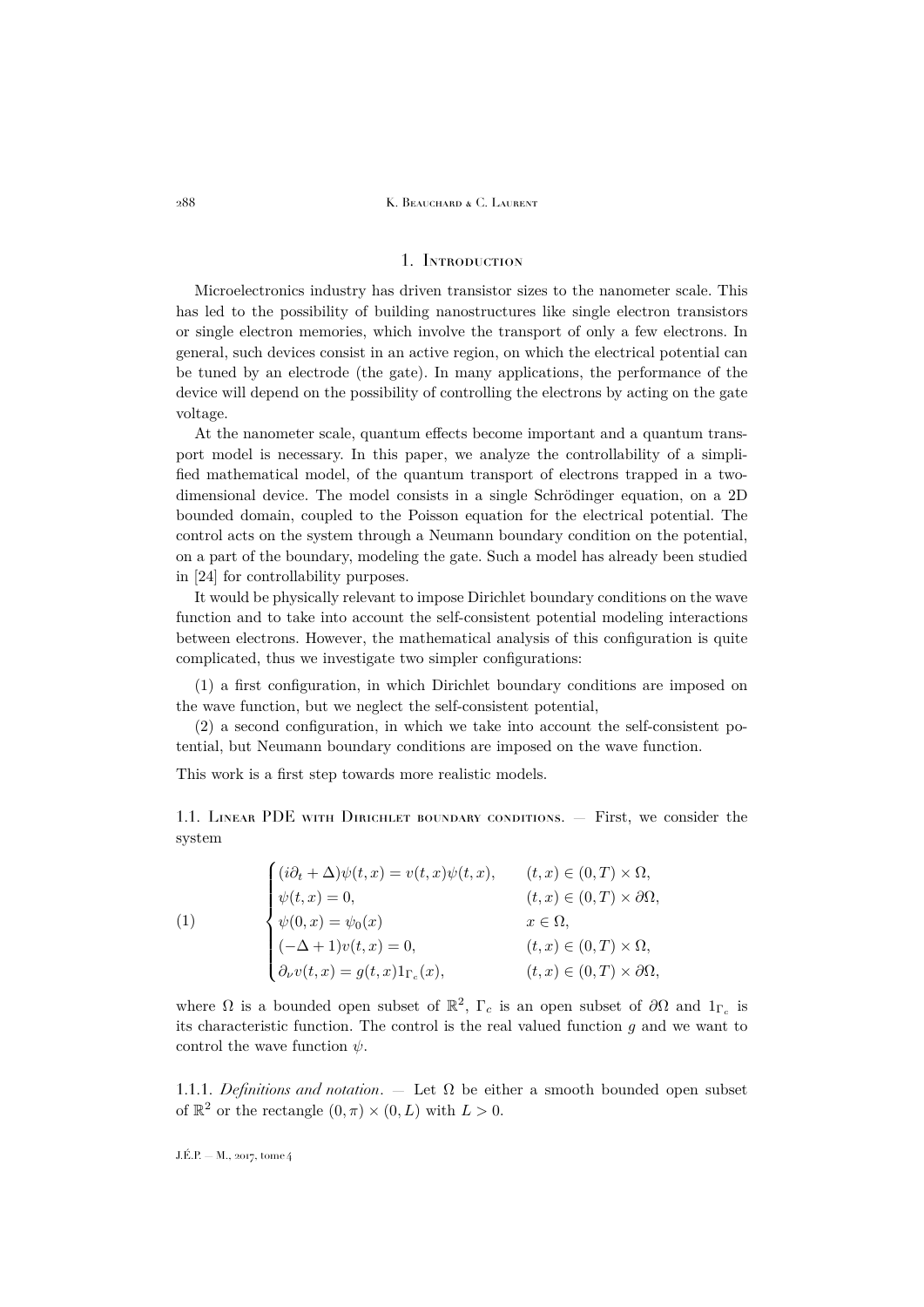## 1. Introduction

Microelectronics industry has driven transistor sizes to the nanometer scale. This has led to the possibility of building nanostructures like single electron transistors or single electron memories, which involve the transport of only a few electrons. In general, such devices consist in an active region, on which the electrical potential can be tuned by an electrode (the gate). In many applications, the performance of the device will depend on the possibility of controlling the electrons by acting on the gate voltage.

At the nanometer scale, quantum effects become important and a quantum transport model is necessary. In this paper, we analyze the controllability of a simplified mathematical model, of the quantum transport of electrons trapped in a two-dimensional device. The model consists in a single Schrödinger equation, on a 2D bounded domain, coupled to the Poisson equation for the electrical potential. The control acts on the system through a Neumann boundary condition on the potential, on a part of the boundary, modeling the gate. Such a model has already been studied in [24] for controllability purposes.

It would be physically relevant to impose Dirichlet boundary conditions on the wave function and to take into account the self-consistent potential modeling interactions between electrons. However, the mathematical analysis of this configuration is quite complicated, thus we investigate two simpler configurations:

(1) a first configuration, in which Dirichlet boundary conditions are imposed on the wave function, but we neglect the self-consistent potential,

(2) a second configuration, in which we take into account the self-consistent potential, but Neumann boundary conditions are imposed on the wave function.

This work is a first step towards more realistic models.

### 1.1. Linear PDE with Dirichlet boundary conditions.

— First, we consider the system

$$
(1) \qquad \begin{cases}
(i\partial_t + \Delta)\psi(t,x) = v(t,x)\psi(t,x), & (t,x) \in (0,T) \times \Omega, \\
\psi(t,x) = 0, & (t,x) \in (0,T) \times \partial\Omega, \\
\psi(0,x) = \psi_0(x) & x \in \Omega, \\
(-\Delta + 1)v(t,x) = 0, & (t,x) \in (0,T) \times \Omega, \\
\partial_\nu v(t,x) = g(t,x)1_{\Gamma_c}(x), & (t,x) \in (0,T) \times \partial\Omega,
\end{cases}
$$

where $\Omega$ is a bounded open subset of $\mathbb{R}^2$, $\Gamma_c$ is an open subset of $\partial\Omega$ and $1_{\Gamma_c}$ is its characteristic function. The control is the real valued function $g$ and we want to control the wave function $\psi$.

#### 1.1.1. *Definitions and notation*.

— Let $\Omega$ be either a smooth bounded open subset of $\mathbb{R}^2$ or the rectangle $(0,\pi) \times (0,L)$ with $L > 0$.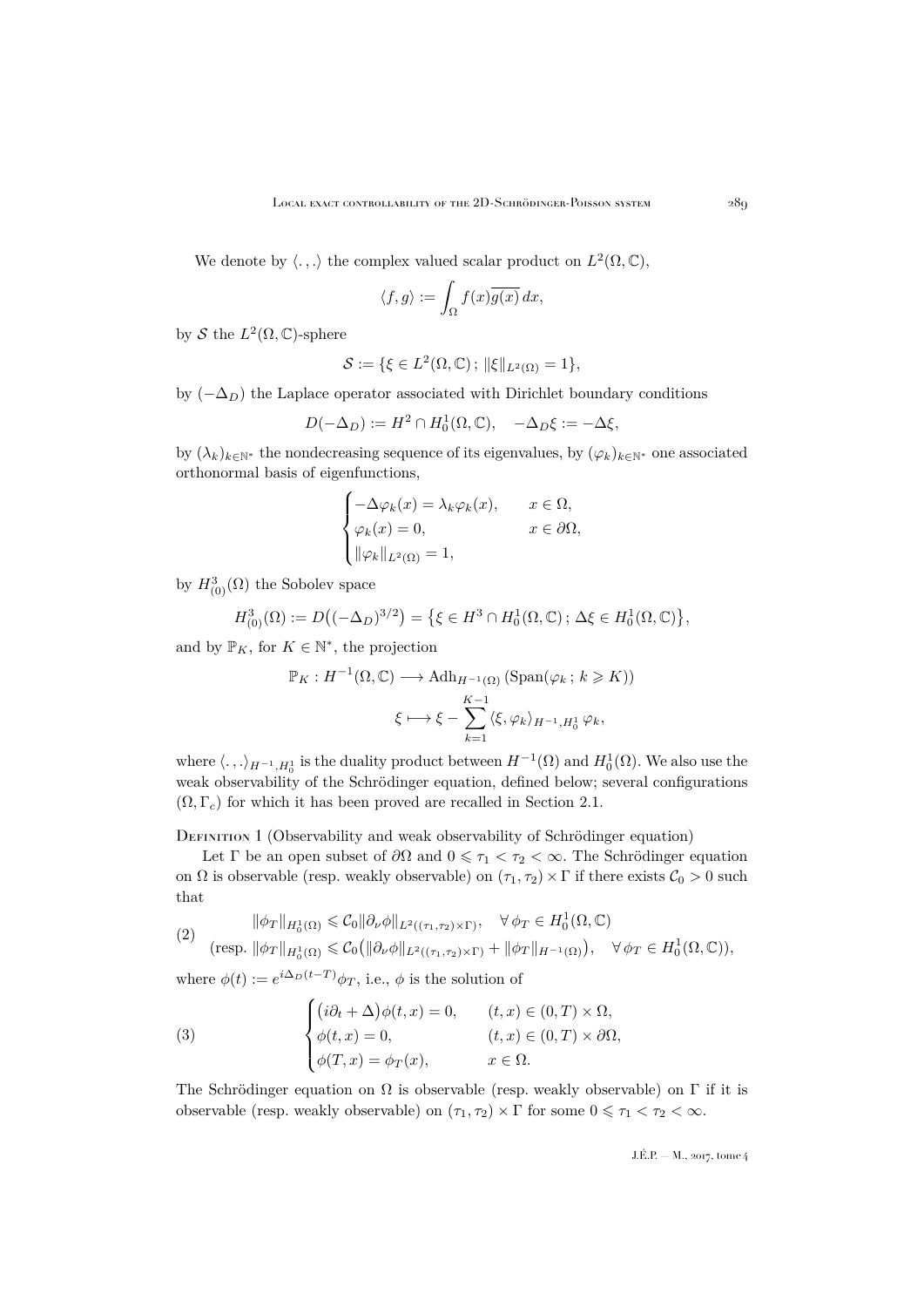We denote by $\langle .\,, . \rangle$ the complex valued scalar product on $L^2(\Omega, \mathbb{C})$,

$$\langle f, g \rangle := \int_\Omega f(x)\overline{g(x)}\, dx,$$

by $\mathcal{S}$ the $L^2(\Omega, \mathbb{C})$-sphere

$$\mathcal{S} := \{\xi \in L^2(\Omega, \mathbb{C})\,;\, \|\xi\|_{L^2(\Omega)} = 1\},$$

by $(-\Delta_D)$ the Laplace operator associated with Dirichlet boundary conditions

$$D(-\Delta_D) := H^2 \cap H^1_0(\Omega, \mathbb{C}), \quad -\Delta_D \xi := -\Delta \xi,$$

by $(\lambda_k)_{k\in\mathbb{N}^*}$ the nondecreasing sequence of its eigenvalues, by $(\varphi_k)_{k\in\mathbb{N}^*}$ one associated orthonormal basis of eigenfunctions,

$$\begin{cases} -\Delta\varphi_k(x) = \lambda_k \varphi_k(x), & x \in \Omega, \\ \varphi_k(x) = 0, & x \in \partial\Omega, \\ \|\varphi_k\|_{L^2(\Omega)} = 1, \end{cases}$$

by $H^3_{(0)}(\Omega)$ the Sobolev space

$$H^3_{(0)}(\Omega) := D\big((-\Delta_D)^{3/2}\big) = \big\{\xi \in H^3 \cap H^1_0(\Omega, \mathbb{C})\,;\, \Delta\xi \in H^1_0(\Omega, \mathbb{C})\big\},$$

and by $\mathbb{P}_K$, for $K \in \mathbb{N}^*$, the projection

$$\mathbb{P}_K : H^{-1}(\Omega, \mathbb{C}) \longrightarrow \mathrm{Adh}_{H^{-1}(\Omega)}\left(\mathrm{Span}(\varphi_k\,;\, k \geqslant K)\right)$$
$$\xi \longmapsto \xi - \sum_{k=1}^{K-1} \langle \xi, \varphi_k \rangle_{H^{-1}, H^1_0}\, \varphi_k,$$

where $\langle .\,, . \rangle_{H^{-1}, H^1_0}$ is the duality product between $H^{-1}(\Omega)$ and $H^1_0(\Omega)$. We also use the weak observability of the Schrödinger equation, defined below; several configurations $(\Omega, \Gamma_c)$ for which it has been proved are recalled in Section 2.1.

Definition 1 (Observability and weak observability of Schrödinger equation)

Let $\Gamma$ be an open subset of $\partial\Omega$ and $0 \leqslant \tau_1 < \tau_2 < \infty$. The Schrödinger equation on $\Omega$ is observable (resp. weakly observable) on $(\tau_1, \tau_2) \times \Gamma$ if there exists $\mathcal{C}_0 > 0$ such that

$$\|\phi_T\|_{H^1_0(\Omega)} \leqslant \mathcal{C}_0 \|\partial_\nu \phi\|_{L^2((\tau_1,\tau_2)\times\Gamma)}, \quad \forall\, \phi_T \in H^1_0(\Omega, \mathbb{C})$$
$$(2) \qquad (\text{resp. } \|\phi_T\|_{H^1_0(\Omega)} \leqslant \mathcal{C}_0\big(\|\partial_\nu \phi\|_{L^2((\tau_1,\tau_2)\times\Gamma)} + \|\phi_T\|_{H^{-1}(\Omega)}\big), \quad \forall\, \phi_T \in H^1_0(\Omega, \mathbb{C})),$$

where $\phi(t) := e^{i\Delta_D(t-T)}\phi_T$, i.e., $\phi$ is the solution of

$$(3) \qquad \begin{cases} \big(i\partial_t + \Delta\big)\phi(t,x) = 0, & (t,x) \in (0,T) \times \Omega, \\ \phi(t,x) = 0, & (t,x) \in (0,T) \times \partial\Omega, \\ \phi(T,x) = \phi_T(x), & x \in \Omega. \end{cases}$$

The Schrödinger equation on $\Omega$ is observable (resp. weakly observable) on $\Gamma$ if it is observable (resp. weakly observable) on $(\tau_1, \tau_2) \times \Gamma$ for some $0 \leqslant \tau_1 < \tau_2 < \infty$.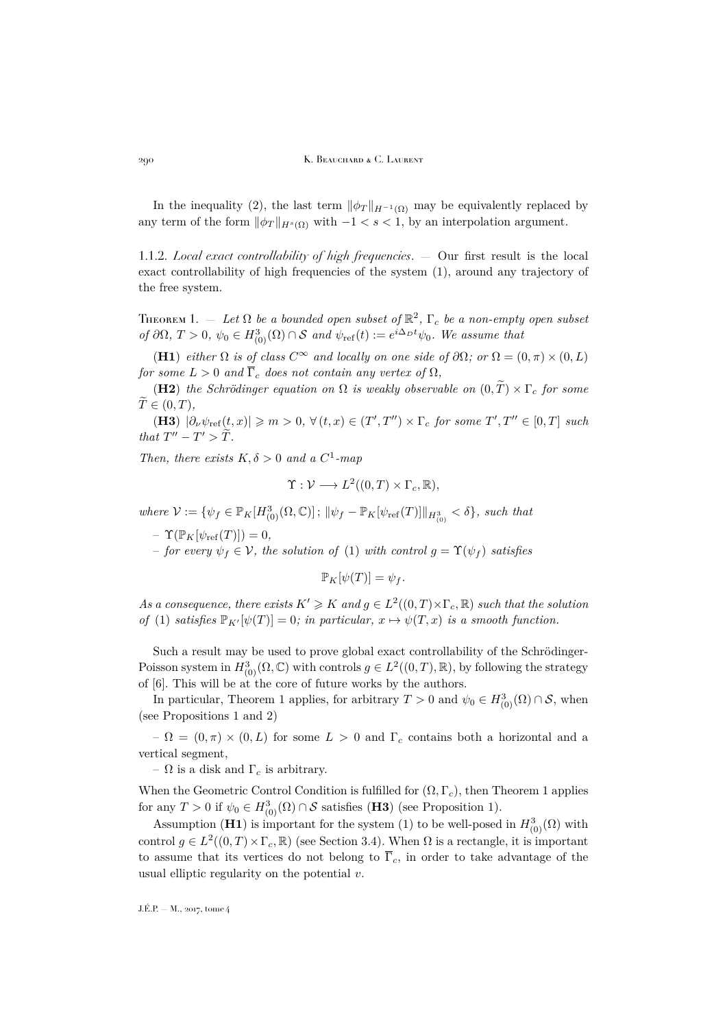In the inequality (2), the last term $\|\phi_T\|_{H^{-1}(\Omega)}$ may be equivalently replaced by any term of the form $\|\phi_T\|_{H^s(\Omega)}$ with $-1 < s < 1$, by an interpolation argument.

1.1.2. *Local exact controllability of high frequencies.* — Our first result is the local exact controllability of high frequencies of the system (1), around any trajectory of the free system.

Theorem 1. — *Let $\Omega$ be a bounded open subset of $\mathbb{R}^2$, $\Gamma_c$ be a non-empty open subset of $\partial\Omega$, $T > 0$, $\psi_0 \in H^3_{(0)}(\Omega) \cap \mathcal{S}$ and $\psi_{\mathrm{ref}}(t) := e^{i\Delta_D t}\psi_0$. We assume that*

(**H1**) *either $\Omega$ is of class $C^\infty$ and locally on one side of $\partial\Omega$; or $\Omega = (0,\pi) \times (0,L)$ for some $L > 0$ and $\overline{\Gamma}_c$ does not contain any vertex of $\Omega$,*

(**H2**) *the Schrödinger equation on $\Omega$ is weakly observable on $(0,\widetilde{T}) \times \Gamma_c$ for some $\widetilde{T} \in (0,T)$,*

(**H3**) *$|\partial_\nu \psi_{\mathrm{ref}}(t,x)| \geqslant m > 0$, $\forall\,(t,x) \in (T',T'') \times \Gamma_c$ for some $T', T'' \in [0,T]$ such that $T'' - T' > \widetilde{T}$.*

*Then, there exists $K, \delta > 0$ and a $C^1$-map*

$$\Upsilon : \mathcal{V} \longrightarrow L^2((0,T) \times \Gamma_c, \mathbb{R}),$$

*where $\mathcal{V} := \{\psi_f \in \mathbb{P}_K[H^3_{(0)}(\Omega,\mathbb{C})]\,;\, \|\psi_f - \mathbb{P}_K[\psi_{\mathrm{ref}}(T)]\|_{H^3_{(0)}} < \delta\}$, such that*

– *$\Upsilon(\mathbb{P}_K[\psi_{\mathrm{ref}}(T)]) = 0$,*

– *for every $\psi_f \in \mathcal{V}$, the solution of (1) with control $g = \Upsilon(\psi_f)$ satisfies*

$$\mathbb{P}_K[\psi(T)] = \psi_f.$$

*As a consequence, there exists $K' \geqslant K$ and $g \in L^2((0,T)\times\Gamma_c,\mathbb{R})$ such that the solution of (1) satisfies $\mathbb{P}_{K'}[\psi(T)] = 0$; in particular, $x \mapsto \psi(T,x)$ is a smooth function.*

Such a result may be used to prove global exact controllability of the Schrödinger-Poisson system in $H^3_{(0)}(\Omega,\mathbb{C})$ with controls $g \in L^2((0,T),\mathbb{R})$, by following the strategy of [6]. This will be at the core of future works by the authors.

In particular, Theorem 1 applies, for arbitrary $T > 0$ and $\psi_0 \in H^3_{(0)}(\Omega) \cap \mathcal{S}$, when (see Propositions 1 and 2)

– $\Omega = (0,\pi) \times (0,L)$ for some $L > 0$ and $\Gamma_c$ contains both a horizontal and a vertical segment,

– $\Omega$ is a disk and $\Gamma_c$ is arbitrary.

When the Geometric Control Condition is fulfilled for $(\Omega,\Gamma_c)$, then Theorem 1 applies for any $T > 0$ if $\psi_0 \in H^3_{(0)}(\Omega) \cap \mathcal{S}$ satisfies (**H3**) (see Proposition 1).

Assumption (**H1**) is important for the system (1) to be well-posed in $H^3_{(0)}(\Omega)$ with control $g \in L^2((0,T)\times\Gamma_c,\mathbb{R})$ (see Section 3.4). When $\Omega$ is a rectangle, it is important to assume that its vertices do not belong to $\overline{\Gamma}_c$, in order to take advantage of the usual elliptic regularity on the potential $v$.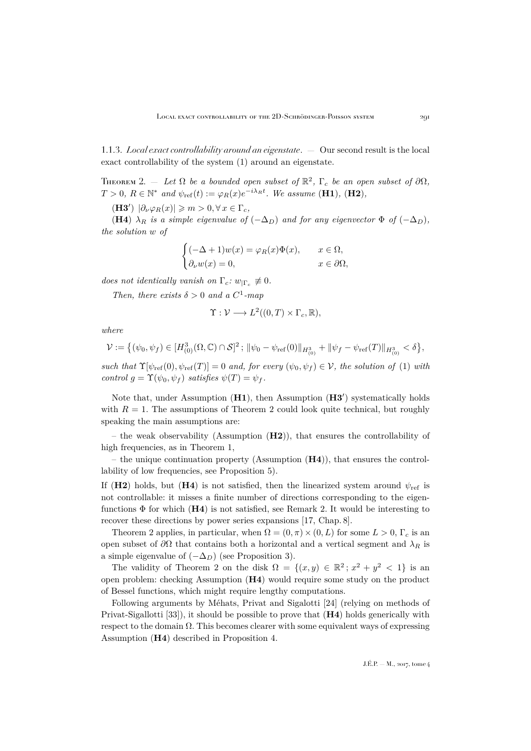1.1.3. *Local exact controllability around an eigenstate*. — Our second result is the local exact controllability of the system (1) around an eigenstate.

Theorem 2. — *Let $\Omega$ be a bounded open subset of $\mathbb{R}^2$, $\Gamma_c$ be an open subset of $\partial\Omega$, $T > 0$, $R \in \mathbb{N}^*$ and $\psi_{\text{ref}}(t) := \varphi_R(x)e^{-i\lambda_R t}$. We assume* (**H1**), (**H2**),

(**H3′**) $|\partial_\nu \varphi_R(x)| \geqslant m > 0, \forall\, x \in \Gamma_c$,

(**H4**) *$\lambda_R$ is a simple eigenvalue of $(-\Delta_D)$ and for any eigenvector $\Phi$ of $(-\Delta_D)$, the solution $w$ of*

$$
\begin{cases}
(-\Delta + 1)w(x) = \varphi_R(x)\Phi(x), & x \in \Omega,\\
\partial_\nu w(x) = 0, & x \in \partial\Omega,
\end{cases}
$$

*does not identically vanish on $\Gamma_c$: $w_{|\Gamma_c} \not\equiv 0$.*

*Then, there exists $\delta > 0$ and a $C^1$-map*

$$
\Upsilon : \mathcal{V} \longrightarrow L^2((0,T) \times \Gamma_c, \mathbb{R}),
$$

*where*

$$
\mathcal{V} := \big\{(\psi_0, \psi_f) \in [H^3_{(0)}(\Omega, \mathbb{C}) \cap \mathcal{S}]^2 \,;\, \|\psi_0 - \psi_{\text{ref}}(0)\|_{H^3_{(0)}} + \|\psi_f - \psi_{\text{ref}}(T)\|_{H^3_{(0)}} < \delta\big\},
$$

*such that $\Upsilon[\psi_{\text{ref}}(0), \psi_{\text{ref}}(T)] = 0$ and, for every $(\psi_0, \psi_f) \in \mathcal{V}$, the solution of* (1) *with control $g = \Upsilon(\psi_0, \psi_f)$ satisfies $\psi(T) = \psi_f$.*

Note that, under Assumption (**H1**), then Assumption (**H3′**) systematically holds with $R = 1$. The assumptions of Theorem 2 could look quite technical, but roughly speaking the main assumptions are:

– the weak observability (Assumption (**H2**)), that ensures the controllability of high frequencies, as in Theorem 1,

– the unique continuation property (Assumption (**H4**)), that ensures the controllability of low frequencies, see Proposition 5).

If (**H2**) holds, but (**H4**) is not satisfied, then the linearized system around $\psi_{\text{ref}}$ is not controllable: it misses a finite number of directions corresponding to the eigenfunctions $\Phi$ for which (**H4**) is not satisfied, see Remark 2. It would be interesting to recover these directions by power series expansions [17, Chap. 8].

Theorem 2 applies, in particular, when $\Omega = (0, \pi) \times (0, L)$ for some $L > 0$, $\Gamma_c$ is an open subset of $\partial\Omega$ that contains both a horizontal and a vertical segment and $\lambda_R$ is a simple eigenvalue of $(-\Delta_D)$ (see Proposition 3).

The validity of Theorem 2 on the disk $\Omega = \{(x, y) \in \mathbb{R}^2 \,;\, x^2 + y^2 < 1\}$ is an open problem: checking Assumption (**H4**) would require some study on the product of Bessel functions, which might require lengthy computations.

Following arguments by Méhats, Privat and Sigalotti [24] (relying on methods of Privat-Sigallotti [33]), it should be possible to prove that (**H4**) holds generically with respect to the domain $\Omega$. This becomes clearer with some equivalent ways of expressing Assumption (**H4**) described in Proposition 4.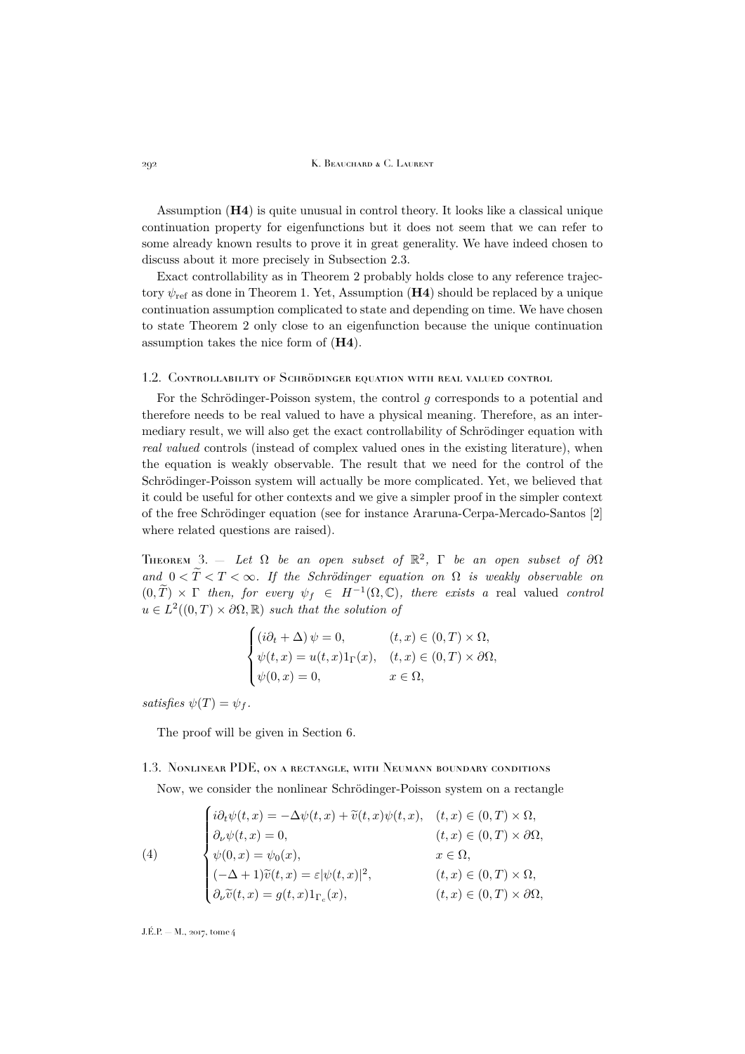Assumption (**H4**) is quite unusual in control theory. It looks like a classical unique continuation property for eigenfunctions but it does not seem that we can refer to some already known results to prove it in great generality. We have indeed chosen to discuss about it more precisely in Subsection 2.3.

Exact controllability as in Theorem 2 probably holds close to any reference trajectory $\psi_{\mathrm{ref}}$ as done in Theorem 1. Yet, Assumption (**H4**) should be replaced by a unique continuation assumption complicated to state and depending on time. We have chosen to state Theorem 2 only close to an eigenfunction because the unique continuation assumption takes the nice form of (**H4**).

### 1.2. Controllability of Schrödinger equation with real valued control

For the Schrödinger-Poisson system, the control $g$ corresponds to a potential and therefore needs to be real valued to have a physical meaning. Therefore, as an intermediary result, we will also get the exact controllability of Schrödinger equation with *real valued* controls (instead of complex valued ones in the existing literature), when the equation is weakly observable. The result that we need for the control of the Schrödinger-Poisson system will actually be more complicated. Yet, we believed that it could be useful for other contexts and we give a simpler proof in the simpler context of the free Schrödinger equation (see for instance Araruna-Cerpa-Mercado-Santos [2] where related questions are raised).

Theorem 3. — *Let $\Omega$ be an open subset of $\mathbb{R}^2$, $\Gamma$ be an open subset of $\partial\Omega$ and $0 < \widetilde{T} < T < \infty$. If the Schrödinger equation on $\Omega$ is weakly observable on $(0, \widetilde{T}) \times \Gamma$ then, for every $\psi_f \in H^{-1}(\Omega, \mathbb{C})$, there exists a* real valued *control $u \in L^2((0,T) \times \partial\Omega, \mathbb{R})$ such that the solution of*

$$
\begin{cases}
(i\partial_t + \Delta)\,\psi = 0, & (t,x) \in (0,T) \times \Omega,\\
\psi(t,x) = u(t,x)1_\Gamma(x), & (t,x) \in (0,T) \times \partial\Omega,\\
\psi(0,x) = 0, & x \in \Omega,
\end{cases}
$$

*satisfies $\psi(T) = \psi_f$.*

The proof will be given in Section 6.

### 1.3. Nonlinear PDE, on a rectangle, with Neumann boundary conditions

Now, we consider the nonlinear Schrödinger-Poisson system on a rectangle

$$
\begin{cases}
i\partial_t \psi(t,x) = -\Delta\psi(t,x) + \widetilde{v}(t,x)\psi(t,x), & (t,x) \in (0,T) \times \Omega,\\
\partial_\nu \psi(t,x) = 0, & (t,x) \in (0,T) \times \partial\Omega,\\
\psi(0,x) = \psi_0(x), & x \in \Omega,\\
(-\Delta + 1)\widetilde{v}(t,x) = \varepsilon|\psi(t,x)|^2, & (t,x) \in (0,T) \times \Omega,\\
\partial_\nu \widetilde{v}(t,x) = g(t,x)1_{\Gamma_c}(x), & (t,x) \in (0,T) \times \partial\Omega,
\end{cases}
\tag{4}
$$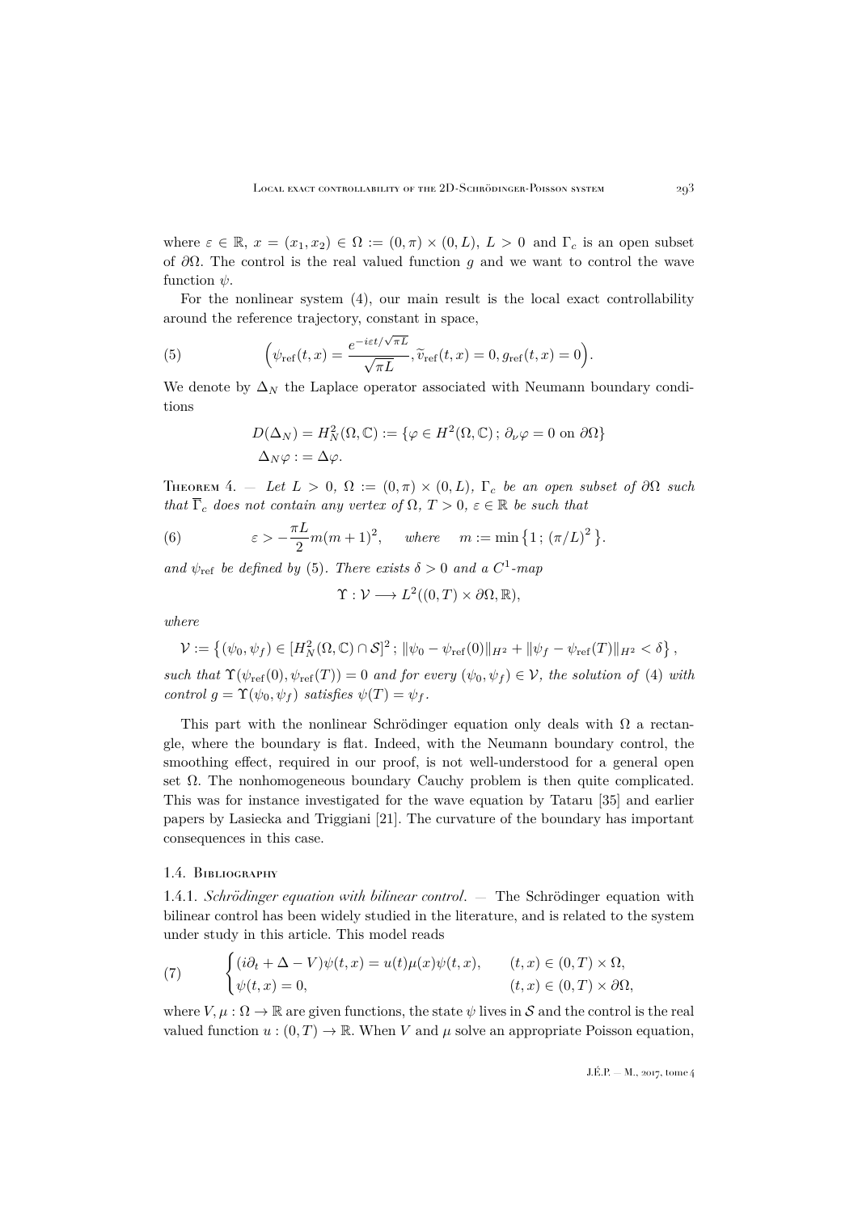where $\varepsilon \in \mathbb{R}$, $x = (x_1, x_2) \in \Omega := (0,\pi) \times (0,L)$, $L > 0$ and $\Gamma_c$ is an open subset of $\partial\Omega$. The control is the real valued function $g$ and we want to control the wave function $\psi$.

For the nonlinear system (4), our main result is the local exact controllability around the reference trajectory, constant in space,

$$
\Big(\psi_{\mathrm{ref}}(t,x) = \frac{e^{-i\varepsilon t/\sqrt{\pi L}}}{\sqrt{\pi L}}, \widetilde{v}_{\mathrm{ref}}(t,x) = 0, g_{\mathrm{ref}}(t,x) = 0\Big). \tag{5}
$$

We denote by $\Delta_N$ the Laplace operator associated with Neumann boundary conditions

$$
\begin{aligned}
&D(\Delta_N) = H^2_N(\Omega, \mathbb{C}) := \{\varphi \in H^2(\Omega,\mathbb{C})\,;\, \partial_\nu \varphi = 0 \text{ on } \partial\Omega\}\\
&\Delta_N \varphi := \Delta\varphi.
\end{aligned}
$$

Theorem 4. — *Let $L > 0$, $\Omega := (0,\pi)\times(0,L)$, $\Gamma_c$ be an open subset of $\partial\Omega$ such that $\overline{\Gamma}_c$ does not contain any vertex of $\Omega$, $T > 0$, $\varepsilon \in \mathbb{R}$ be such that*

$$
\varepsilon > -\frac{\pi L}{2} m(m+1)^2, \qquad \text{where} \qquad m := \min\big\{1\,;\,(\pi/L)^2\big\}. \tag{6}
$$

*and $\psi_{\mathrm{ref}}$ be defined by* (5). *There exists $\delta > 0$ and a $C^1$-map*

$$
\Upsilon : \mathcal{V} \longrightarrow L^2((0,T)\times\partial\Omega, \mathbb{R}),
$$

*where*

$$
\mathcal{V} := \big\{(\psi_0, \psi_f) \in [H^2_N(\Omega,\mathbb{C}) \cap \mathcal{S}]^2\,;\, \|\psi_0 - \psi_{\mathrm{ref}}(0)\|_{H^2} + \|\psi_f - \psi_{\mathrm{ref}}(T)\|_{H^2} < \delta\big\},
$$

*such that $\Upsilon(\psi_{\mathrm{ref}}(0), \psi_{\mathrm{ref}}(T)) = 0$ and for every $(\psi_0,\psi_f) \in \mathcal{V}$, the solution of* (4) *with control $g = \Upsilon(\psi_0,\psi_f)$ satisfies $\psi(T) = \psi_f$.*

This part with the nonlinear Schrödinger equation only deals with $\Omega$ a rectangle, where the boundary is flat. Indeed, with the Neumann boundary control, the smoothing effect, required in our proof, is not well-understood for a general open set $\Omega$. The nonhomogeneous boundary Cauchy problem is then quite complicated. This was for instance investigated for the wave equation by Tataru [35] and earlier papers by Lasiecka and Triggiani [21]. The curvature of the boundary has important consequences in this case.

### 1.4. Bibliography

1.4.1. *Schrödinger equation with bilinear control*. — The Schrödinger equation with bilinear control has been widely studied in the literature, and is related to the system under study in this article. This model reads

$$
\begin{cases}
(i\partial_t + \Delta - V)\psi(t,x) = u(t)\mu(x)\psi(t,x), & (t,x) \in (0,T)\times\Omega,\\
\psi(t,x) = 0, & (t,x) \in (0,T)\times\partial\Omega,
\end{cases} \tag{7}
$$

where $V, \mu : \Omega \to \mathbb{R}$ are given functions, the state $\psi$ lives in $\mathcal{S}$ and the control is the real valued function $u : (0,T) \to \mathbb{R}$. When $V$ and $\mu$ solve an appropriate Poisson equation,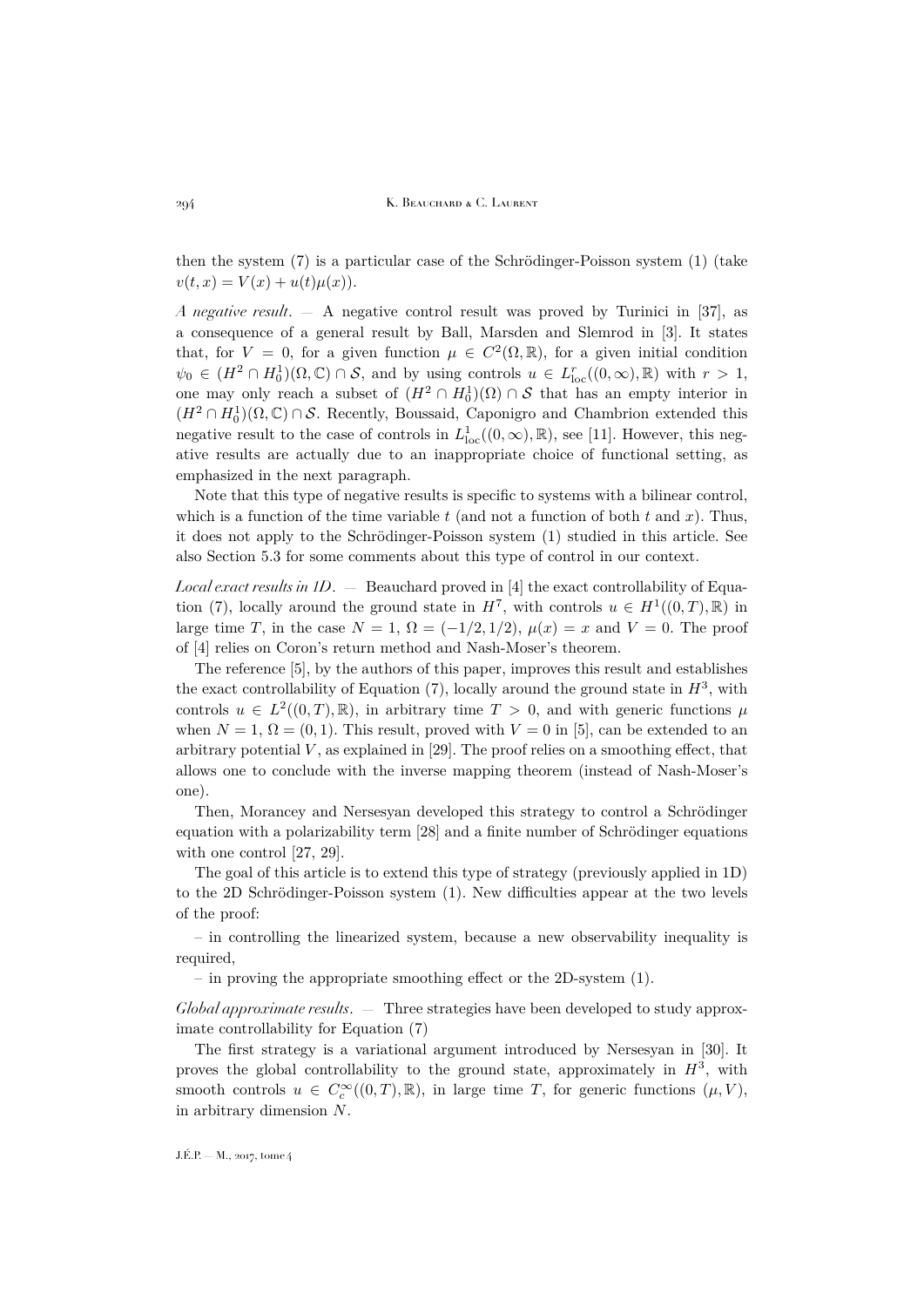then the system (7) is a particular case of the Schrödinger-Poisson system (1) (take $v(t,x) = V(x) + u(t)\mu(x)$).

*A negative result*. — A negative control result was proved by Turinici in [37], as a consequence of a general result by Ball, Marsden and Slemrod in [3]. It states that, for $V = 0$, for a given function $\mu \in C^2(\Omega, \mathbb{R})$, for a given initial condition $\psi_0 \in (H^2 \cap H^1_0)(\Omega, \mathbb{C}) \cap \mathcal{S}$, and by using controls $u \in L^r_{\mathrm{loc}}((0,\infty), \mathbb{R})$ with $r > 1$, one may only reach a subset of $(H^2 \cap H^1_0)(\Omega) \cap \mathcal{S}$ that has an empty interior in $(H^2 \cap H^1_0)(\Omega, \mathbb{C}) \cap \mathcal{S}$. Recently, Boussaid, Caponigro and Chambrion extended this negative result to the case of controls in $L^1_{\mathrm{loc}}((0,\infty), \mathbb{R})$, see [11]. However, this negative results are actually due to an inappropriate choice of functional setting, as emphasized in the next paragraph.

Note that this type of negative results is specific to systems with a bilinear control, which is a function of the time variable $t$ (and not a function of both $t$ and $x$). Thus, it does not apply to the Schrödinger-Poisson system (1) studied in this article. See also Section 5.3 for some comments about this type of control in our context.

*Local exact results in 1D*. — Beauchard proved in [4] the exact controllability of Equation (7), locally around the ground state in $H^7$, with controls $u \in H^1((0,T), \mathbb{R})$ in large time $T$, in the case $N = 1$, $\Omega = (-1/2, 1/2)$, $\mu(x) = x$ and $V = 0$. The proof of [4] relies on Coron's return method and Nash-Moser's theorem.

The reference [5], by the authors of this paper, improves this result and establishes the exact controllability of Equation (7), locally around the ground state in $H^3$, with controls $u \in L^2((0,T), \mathbb{R})$, in arbitrary time $T > 0$, and with generic functions $\mu$ when $N = 1$, $\Omega = (0,1)$. This result, proved with $V = 0$ in [5], can be extended to an arbitrary potential $V$, as explained in [29]. The proof relies on a smoothing effect, that allows one to conclude with the inverse mapping theorem (instead of Nash-Moser's one).

Then, Morancey and Nersesyan developed this strategy to control a Schrödinger equation with a polarizability term [28] and a finite number of Schrödinger equations with one control [27, 29].

The goal of this article is to extend this type of strategy (previously applied in 1D) to the 2D Schrödinger-Poisson system (1). New difficulties appear at the two levels of the proof:

– in controlling the linearized system, because a new observability inequality is required,

– in proving the appropriate smoothing effect or the 2D-system (1).

*Global approximate results*. — Three strategies have been developed to study approximate controllability for Equation (7)

The first strategy is a variational argument introduced by Nersesyan in [30]. It proves the global controllability to the ground state, approximately in $H^3$, with smooth controls $u \in C^\infty_c((0,T), \mathbb{R})$, in large time $T$, for generic functions $(\mu, V)$, in arbitrary dimension $N$.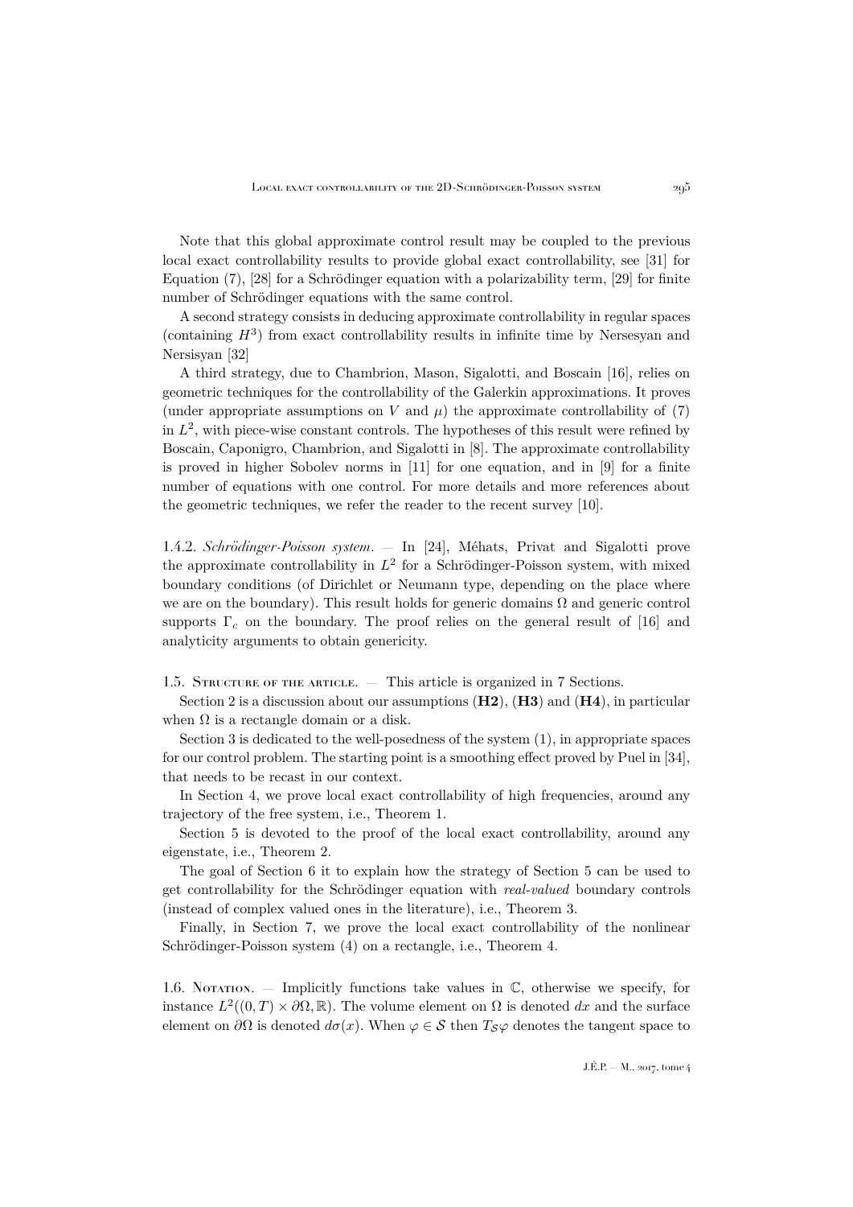Note that this global approximate control result may be coupled to the previous local exact controllability results to provide global exact controllability, see [31] for Equation (7), [28] for a Schrödinger equation with a polarizability term, [29] for finite number of Schrödinger equations with the same control.

A second strategy consists in deducing approximate controllability in regular spaces (containing $H^3$) from exact controllability results in infinite time by Nersesyan and Nersisyan [32]

A third strategy, due to Chambrion, Mason, Sigalotti, and Boscain [16], relies on geometric techniques for the controllability of the Galerkin approximations. It proves (under appropriate assumptions on $V$ and $\mu$) the approximate controllability of (7) in $L^2$, with piece-wise constant controls. The hypotheses of this result were refined by Boscain, Caponigro, Chambrion, and Sigalotti in [8]. The approximate controllability is proved in higher Sobolev norms in [11] for one equation, and in [9] for a finite number of equations with one control. For more details and more references about the geometric techniques, we refer the reader to the recent survey [10].

1.4.2. *Schrödinger-Poisson system*. — In [24], Méhats, Privat and Sigalotti prove the approximate controllability in $L^2$ for a Schrödinger-Poisson system, with mixed boundary conditions (of Dirichlet or Neumann type, depending on the place where we are on the boundary). This result holds for generic domains $\Omega$ and generic control supports $\Gamma_c$ on the boundary. The proof relies on the general result of [16] and analyticity arguments to obtain genericity.

1.5. Structure of the article. — This article is organized in 7 Sections.

Section 2 is a discussion about our assumptions (**H2**), (**H3**) and (**H4**), in particular when $\Omega$ is a rectangle domain or a disk.

Section 3 is dedicated to the well-posedness of the system (1), in appropriate spaces for our control problem. The starting point is a smoothing effect proved by Puel in [34], that needs to be recast in our context.

In Section 4, we prove local exact controllability of high frequencies, around any trajectory of the free system, i.e., Theorem 1.

Section 5 is devoted to the proof of the local exact controllability, around any eigenstate, i.e., Theorem 2.

The goal of Section 6 it to explain how the strategy of Section 5 can be used to get controllability for the Schrödinger equation with *real-valued* boundary controls (instead of complex valued ones in the literature), i.e., Theorem 3.

Finally, in Section 7, we prove the local exact controllability of the nonlinear Schrödinger-Poisson system (4) on a rectangle, i.e., Theorem 4.

1.6. Notation. — Implicitly functions take values in $\mathbb{C}$, otherwise we specify, for instance $L^2((0,T)\times\partial\Omega,\mathbb{R})$. The volume element on $\Omega$ is denoted $dx$ and the surface element on $\partial\Omega$ is denoted $d\sigma(x)$. When $\varphi\in\mathcal{S}$ then $T_{\mathcal{S}}\varphi$ denotes the tangent space to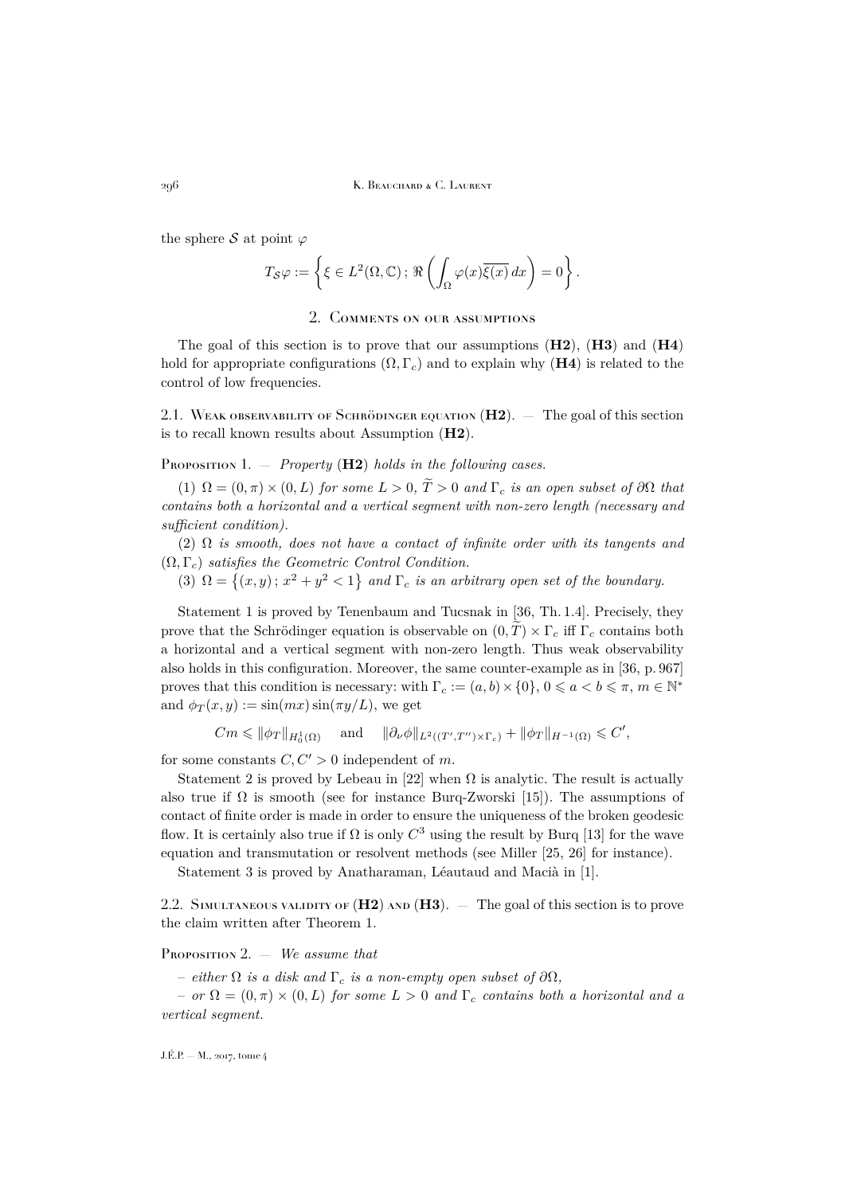the sphere $\mathcal{S}$ at point $\varphi$

$$T_{\mathcal{S}}\varphi := \left\{ \xi \in L^2(\Omega, \mathbb{C})\,;\, \Re\left( \int_{\Omega} \varphi(x)\overline{\xi(x)}\, dx \right) = 0 \right\}.$$

## 2. Comments on our assumptions

The goal of this section is to prove that our assumptions (**H2**), (**H3**) and (**H4**) hold for appropriate configurations $(\Omega, \Gamma_c)$ and to explain why (**H4**) is related to the control of low frequencies.

### 2.1. Weak observability of Schrödinger equation (H2).

— The goal of this section is to recall known results about Assumption (**H2**).

**Proposition 1.** — *Property* (**H2**) *holds in the following cases.*

(1) *$\Omega = (0, \pi) \times (0, L)$ for some $L > 0$, $\widetilde{T} > 0$ and $\Gamma_c$ is an open subset of $\partial\Omega$ that contains both a horizontal and a vertical segment with non-zero length (necessary and sufficient condition).*

(2) *$\Omega$ is smooth, does not have a contact of infinite order with its tangents and $(\Omega, \Gamma_c)$ satisfies the Geometric Control Condition.*

(3) *$\Omega = \{(x, y)\,;\, x^2 + y^2 < 1\}$ and $\Gamma_c$ is an arbitrary open set of the boundary.*

Statement 1 is proved by Tenenbaum and Tucsnak in [36, Th. 1.4]. Precisely, they prove that the Schrödinger equation is observable on $(0, \widetilde{T}) \times \Gamma_c$ iff $\Gamma_c$ contains both a horizontal and a vertical segment with non-zero length. Thus weak observability also holds in this configuration. Moreover, the same counter-example as in [36, p. 967] proves that this condition is necessary: with $\Gamma_c := (a, b) \times \{0\}$, $0 \leqslant a < b \leqslant \pi$, $m \in \mathbb{N}^*$ and $\phi_T(x, y) := \sin(mx)\sin(\pi y/L)$, we get

$$Cm \leqslant \|\phi_T\|_{H_0^1(\Omega)} \quad \text{and} \quad \|\partial_\nu \phi\|_{L^2((T', T'') \times \Gamma_c)} + \|\phi_T\|_{H^{-1}(\Omega)} \leqslant C',$$

for some constants $C, C' > 0$ independent of $m$.

Statement 2 is proved by Lebeau in [22] when $\Omega$ is analytic. The result is actually also true if $\Omega$ is smooth (see for instance Burq-Zworski [15]). The assumptions of contact of finite order is made in order to ensure the uniqueness of the broken geodesic flow. It is certainly also true if $\Omega$ is only $C^3$ using the result by Burq [13] for the wave equation and transmutation or resolvent methods (see Miller [25, 26] for instance).

Statement 3 is proved by Anatharaman, Léautaud and Macià in [1].

### 2.2. Simultaneous validity of (H2) and (H3).

— The goal of this section is to prove the claim written after Theorem 1.

**Proposition 2.** — *We assume that*

– *either $\Omega$ is a disk and $\Gamma_c$ is a non-empty open subset of $\partial\Omega$,*

– *or $\Omega = (0, \pi) \times (0, L)$ for some $L > 0$ and $\Gamma_c$ contains both a horizontal and a vertical segment.*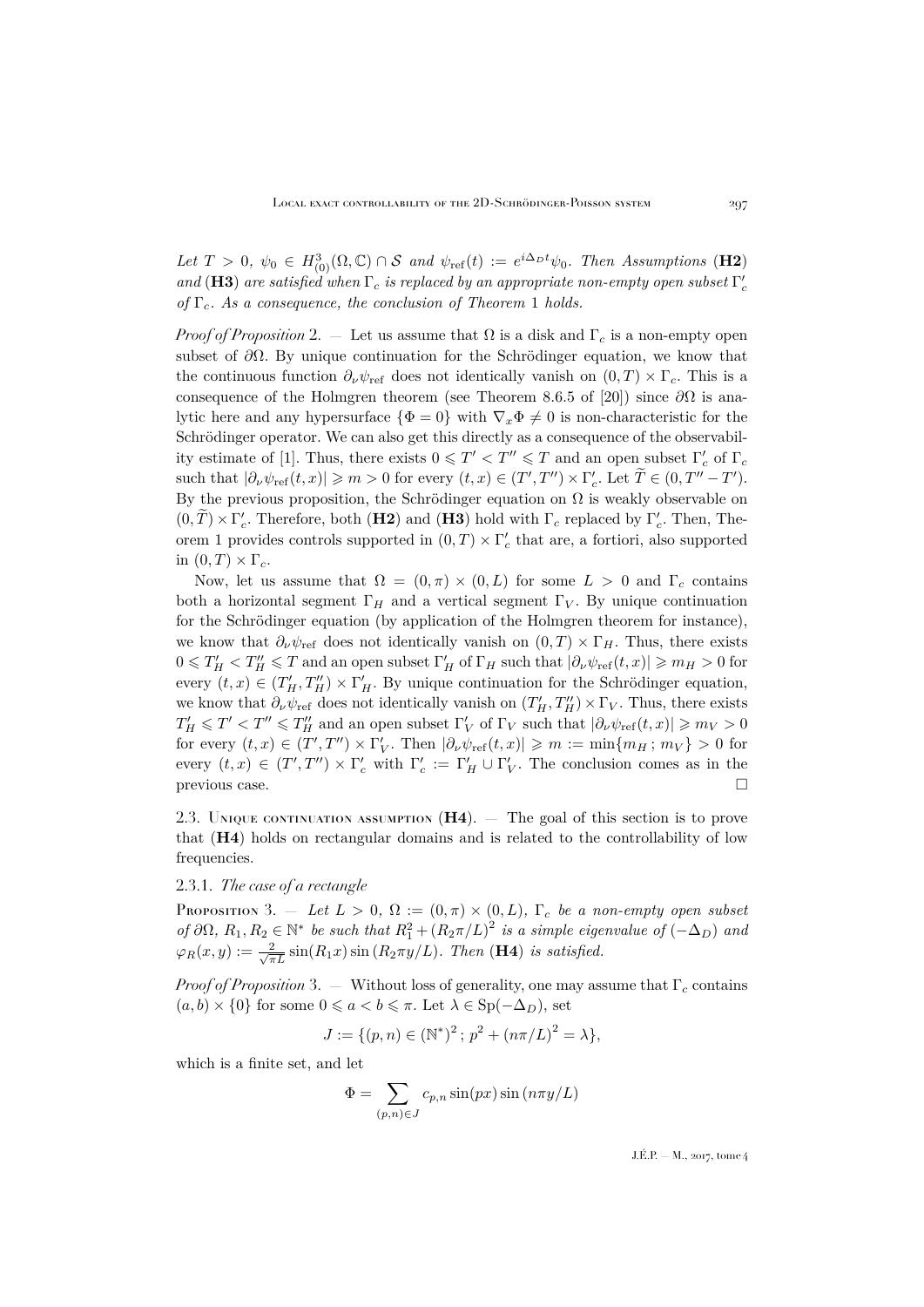*Let $T > 0$, $\psi_0 \in H^3_{(0)}(\Omega, \mathbb{C}) \cap \mathcal{S}$ and $\psi_{\mathrm{ref}}(t) := e^{i\Delta_D t}\psi_0$. Then Assumptions* (**H2**) *and* (**H3**) *are satisfied when $\Gamma_c$ is replaced by an appropriate non-empty open subset $\Gamma_c'$ of $\Gamma_c$. As a consequence, the conclusion of Theorem* 1 *holds.*

*Proof of Proposition* 2. — Let us assume that $\Omega$ is a disk and $\Gamma_c$ is a non-empty open subset of $\partial\Omega$. By unique continuation for the Schrödinger equation, we know that the continuous function $\partial_\nu \psi_{\mathrm{ref}}$ does not identically vanish on $(0,T) \times \Gamma_c$. This is a consequence of the Holmgren theorem (see Theorem 8.6.5 of [20]) since $\partial\Omega$ is analytic here and any hypersurface $\{\Phi = 0\}$ with $\nabla_x \Phi \neq 0$ is non-characteristic for the Schrödinger operator. We can also get this directly as a consequence of the observability estimate of [1]. Thus, there exists $0 \leqslant T' < T'' \leqslant T$ and an open subset $\Gamma_c'$ of $\Gamma_c$ such that $|\partial_\nu \psi_{\mathrm{ref}}(t,x)| \geqslant m > 0$ for every $(t,x) \in (T', T'') \times \Gamma_c'$. Let $\widetilde{T} \in (0, T'' - T')$. By the previous proposition, the Schrödinger equation on $\Omega$ is weakly observable on $(0, \widetilde{T}) \times \Gamma_c'$. Therefore, both (**H2**) and (**H3**) hold with $\Gamma_c$ replaced by $\Gamma_c'$. Then, Theorem 1 provides controls supported in $(0,T) \times \Gamma_c'$ that are, a fortiori, also supported in $(0,T) \times \Gamma_c$.

Now, let us assume that $\Omega = (0,\pi) \times (0,L)$ for some $L > 0$ and $\Gamma_c$ contains both a horizontal segment $\Gamma_H$ and a vertical segment $\Gamma_V$. By unique continuation for the Schrödinger equation (by application of the Holmgren theorem for instance), we know that $\partial_\nu \psi_{\mathrm{ref}}$ does not identically vanish on $(0,T) \times \Gamma_H$. Thus, there exists $0 \leqslant T_H' < T_H'' \leqslant T$ and an open subset $\Gamma_H'$ of $\Gamma_H$ such that $|\partial_\nu \psi_{\mathrm{ref}}(t,x)| \geqslant m_H > 0$ for every $(t,x) \in (T_H', T_H'') \times \Gamma_H'$. By unique continuation for the Schrödinger equation, we know that $\partial_\nu \psi_{\mathrm{ref}}$ does not identically vanish on $(T_H', T_H'') \times \Gamma_V$. Thus, there exists $T_H' \leqslant T' < T'' \leqslant T_H''$ and an open subset $\Gamma_V'$ of $\Gamma_V$ such that $|\partial_\nu \psi_{\mathrm{ref}}(t,x)| \geqslant m_V > 0$ for every $(t,x) \in (T', T'') \times \Gamma_V'$. Then $|\partial_\nu \psi_{\mathrm{ref}}(t,x)| \geqslant m := \min\{m_H \,;\, m_V\} > 0$ for every $(t,x) \in (T', T'') \times \Gamma_c'$ with $\Gamma_c' := \Gamma_H' \cup \Gamma_V'$. The conclusion comes as in the previous case. $\square$

## 2.3. Unique continuation assumption (H4).

— The goal of this section is to prove that (**H4**) holds on rectangular domains and is related to the controllability of low frequencies.

### 2.3.1. *The case of a rectangle*

Proposition 3. — *Let $L > 0$, $\Omega := (0,\pi) \times (0,L)$, $\Gamma_c$ be a non-empty open subset of $\partial\Omega$, $R_1, R_2 \in \mathbb{N}^*$ be such that $R_1^2 + (R_2\pi/L)^2$ is a simple eigenvalue of $(-\Delta_D)$ and $\varphi_R(x,y) := \frac{2}{\sqrt{\pi L}} \sin(R_1 x) \sin(R_2 \pi y/L)$. Then* (**H4**) *is satisfied.*

*Proof of Proposition* 3. — Without loss of generality, one may assume that $\Gamma_c$ contains $(a,b) \times \{0\}$ for some $0 \leqslant a < b \leqslant \pi$. Let $\lambda \in \mathrm{Sp}(-\Delta_D)$, set

$$J := \{(p,n) \in (\mathbb{N}^*)^2 \,;\, p^2 + (n\pi/L)^2 = \lambda\},$$

which is a finite set, and let

$$\Phi = \sum_{(p,n) \in J} c_{p,n} \sin(px) \sin(n\pi y/L)$$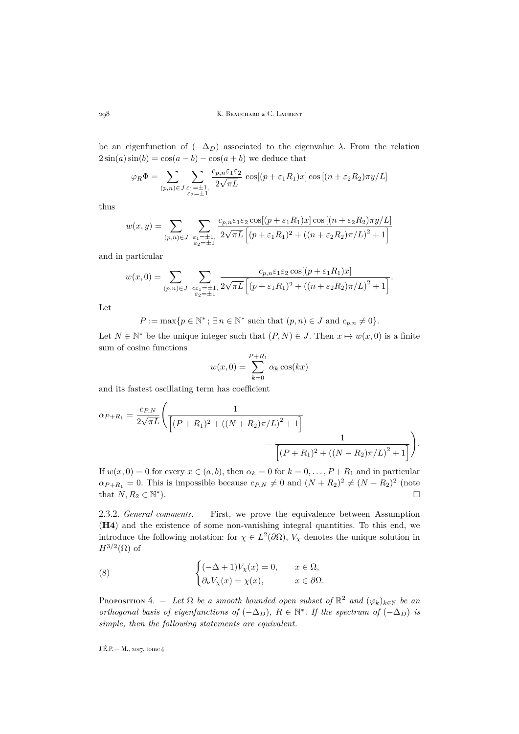be an eigenfunction of $(-\Delta_D)$ associated to the eigenvalue $\lambda$. From the relation $2\sin(a)\sin(b) = \cos(a-b) - \cos(a+b)$ we deduce that

$$\varphi_R \Phi = \sum_{(p,n)\in J} \sum_{\substack{\varepsilon_1=\pm 1,\\ \varepsilon_2=\pm 1}} \frac{c_{p,n}\varepsilon_1\varepsilon_2}{2\sqrt{\pi L}} \cos[(p+\varepsilon_1 R_1)x] \cos[(n+\varepsilon_2 R_2)\pi y/L]$$

thus

$$w(x,y) = \sum_{(p,n)\in J} \sum_{\substack{\varepsilon_1=\pm 1,\\ \varepsilon_2=\pm 1}} \frac{c_{p,n}\varepsilon_1\varepsilon_2 \cos[(p+\varepsilon_1 R_1)x] \cos[(n+\varepsilon_2 R_2)\pi y/L]}{2\sqrt{\pi L}\left[(p+\varepsilon_1 R_1)^2 + ((n+\varepsilon_2 R_2)\pi/L)^2 + 1\right]}$$

and in particular

$$w(x,0) = \sum_{(p,n)\in J} \sum_{\substack{c\varepsilon_1=\pm 1,\\ \varepsilon_2=\pm 1}} \frac{c_{p,n}\varepsilon_1\varepsilon_2 \cos[(p+\varepsilon_1 R_1)x]}{2\sqrt{\pi L}\left[(p+\varepsilon_1 R_1)^2 + ((n+\varepsilon_2 R_2)\pi/L)^2 + 1\right]}.$$

Let

$$P := \max\{p \in \mathbb{N}^* \,;\, \exists n \in \mathbb{N}^* \text{ such that } (p,n) \in J \text{ and } c_{p,n} \neq 0\}.$$

Let $N \in \mathbb{N}^*$ be the unique integer such that $(P,N) \in J$. Then $x \mapsto w(x,0)$ is a finite sum of cosine functions

$$w(x,0) = \sum_{k=0}^{P+R_1} \alpha_k \cos(kx)$$

and its fastest oscillating term has coefficient

$$\alpha_{P+R_1} = \frac{c_{P,N}}{2\sqrt{\pi L}} \left( \frac{1}{\left[(P+R_1)^2 + ((N+R_2)\pi/L)^2 + 1\right]} - \frac{1}{\left[(P+R_1)^2 + ((N-R_2)\pi/L)^2 + 1\right]} \right).$$

If $w(x,0) = 0$ for every $x \in (a,b)$, then $\alpha_k = 0$ for $k = 0, \dots, P+R_1$ and in particular $\alpha_{P+R_1} = 0$. This is impossible because $c_{P,N} \neq 0$ and $(N+R_2)^2 \neq (N-R_2)^2$ (note that $N, R_2 \in \mathbb{N}^*$). $\square$

2.3.2. *General comments*. — First, we prove the equivalence between Assumption (**H4**) and the existence of some non-vanishing integral quantities. To this end, we introduce the following notation: for $\chi \in L^2(\partial\Omega)$, $V_\chi$ denotes the unique solution in $H^{3/2}(\Omega)$ of

$$\begin{cases} (-\Delta + 1)V_\chi(x) = 0, & x \in \Omega, \\ \partial_\nu V_\chi(x) = \chi(x), & x \in \partial\Omega. \end{cases} \tag{8}$$

Proposition 4. — *Let $\Omega$ be a smooth bounded open subset of $\mathbb{R}^2$ and $(\varphi_k)_{k\in\mathbb{N}}$ be an orthogonal basis of eigenfunctions of $(-\Delta_D)$, $R \in \mathbb{N}^*$. If the spectrum of $(-\Delta_D)$ is simple, then the following statements are equivalent.*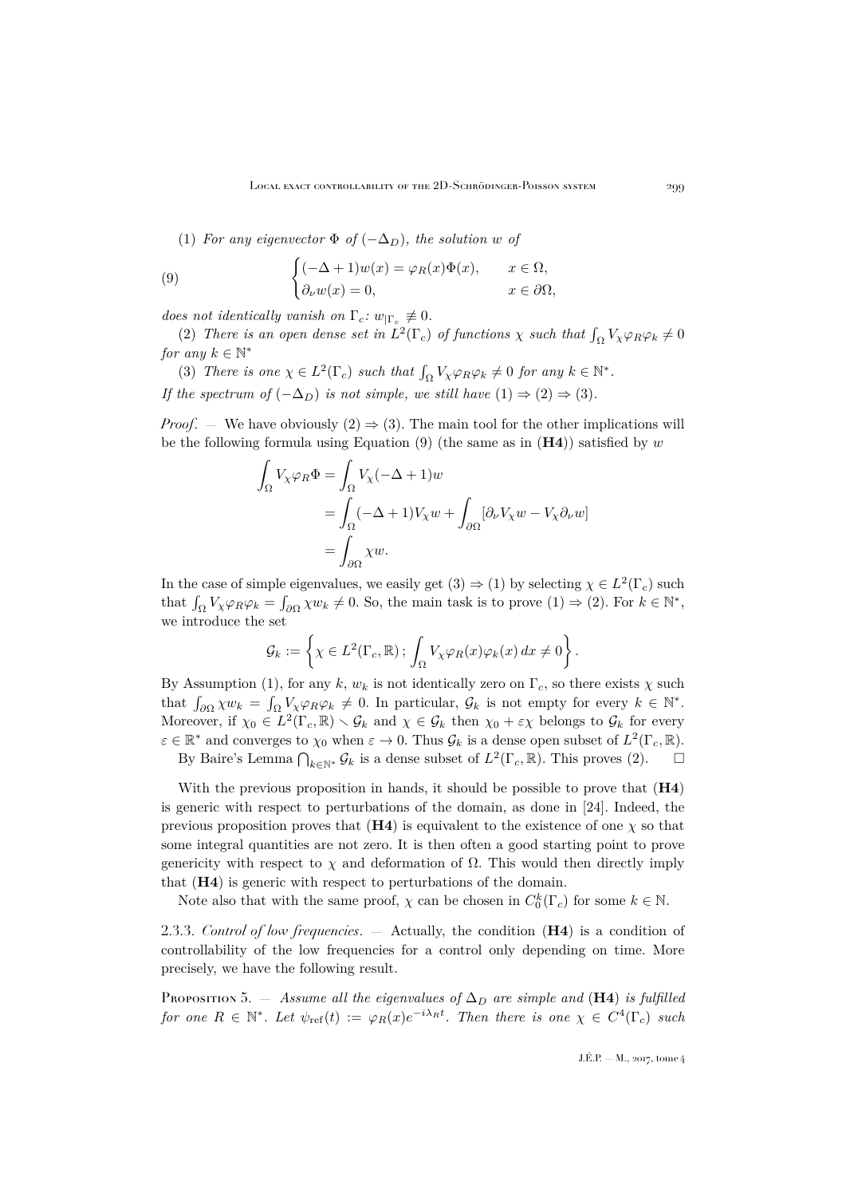(1) *For any eigenvector $\Phi$ of $(-\Delta_D)$, the solution $w$ of*

$$
\begin{cases} (-\Delta+1)w(x) = \varphi_R(x)\Phi(x), & x \in \Omega, \\ \partial_\nu w(x) = 0, & x \in \partial\Omega, \end{cases} \tag{9}
$$

*does not identically vanish on $\Gamma_c$: $w_{|\Gamma_c} \not\equiv 0$.*

(2) *There is an open dense set in $L^2(\Gamma_c)$ of functions $\chi$ such that $\int_\Omega V_\chi \varphi_R \varphi_k \neq 0$ for any $k \in \mathbb{N}^*$*

(3) *There is one $\chi \in L^2(\Gamma_c)$ such that $\int_\Omega V_\chi \varphi_R \varphi_k \neq 0$ for any $k \in \mathbb{N}^*$.*

*If the spectrum of $(-\Delta_D)$ is not simple, we still have $(1) \Rightarrow (2) \Rightarrow (3)$.*

*Proof*. — We have obviously $(2) \Rightarrow (3)$. The main tool for the other implications will be the following formula using Equation (9) (the same as in (**H4**)) satisfied by $w$

$$
\begin{aligned}
\int_\Omega V_\chi \varphi_R \Phi &= \int_\Omega V_\chi (-\Delta+1)w \\
&= \int_\Omega (-\Delta+1)V_\chi w + \int_{\partial\Omega} [\partial_\nu V_\chi w - V_\chi \partial_\nu w] \\
&= \int_{\partial\Omega} \chi w.
\end{aligned}
$$

In the case of simple eigenvalues, we easily get $(3) \Rightarrow (1)$ by selecting $\chi \in L^2(\Gamma_c)$ such that $\int_\Omega V_\chi \varphi_R \varphi_k = \int_{\partial\Omega} \chi w_k \neq 0$. So, the main task is to prove $(1) \Rightarrow (2)$. For $k \in \mathbb{N}^*$, we introduce the set

$$
\mathcal{G}_k := \left\{ \chi \in L^2(\Gamma_c, \mathbb{R})\,;\, \int_\Omega V_\chi \varphi_R(x) \varphi_k(x)\, dx \neq 0 \right\}.
$$

By Assumption (1), for any $k$, $w_k$ is not identically zero on $\Gamma_c$, so there exists $\chi$ such that $\int_{\partial\Omega} \chi w_k = \int_\Omega V_\chi \varphi_R \varphi_k \neq 0$. In particular, $\mathcal{G}_k$ is not empty for every $k \in \mathbb{N}^*$. Moreover, if $\chi_0 \in L^2(\Gamma_c, \mathbb{R}) \smallsetminus \mathcal{G}_k$ and $\chi \in \mathcal{G}_k$ then $\chi_0 + \varepsilon\chi$ belongs to $\mathcal{G}_k$ for every $\varepsilon \in \mathbb{R}^*$ and converges to $\chi_0$ when $\varepsilon \to 0$. Thus $\mathcal{G}_k$ is a dense open subset of $L^2(\Gamma_c, \mathbb{R})$.

By Baire's Lemma $\bigcap_{k\in\mathbb{N}^*} \mathcal{G}_k$ is a dense subset of $L^2(\Gamma_c, \mathbb{R})$. This proves (2). $\square$

With the previous proposition in hands, it should be possible to prove that (**H4**) is generic with respect to perturbations of the domain, as done in [24]. Indeed, the previous proposition proves that (**H4**) is equivalent to the existence of one $\chi$ so that some integral quantities are not zero. It is then often a good starting point to prove genericity with respect to $\chi$ and deformation of $\Omega$. This would then directly imply that (**H4**) is generic with respect to perturbations of the domain.

Note also that with the same proof, $\chi$ can be chosen in $C_0^k(\Gamma_c)$ for some $k \in \mathbb{N}$.

2.3.3. *Control of low frequencies*. — Actually, the condition (**H4**) is a condition of controllability of the low frequencies for a control only depending on time. More precisely, we have the following result.

Proposition 5. — *Assume all the eigenvalues of $\Delta_D$ are simple and (**H4**) is fulfilled for one $R \in \mathbb{N}^*$. Let $\psi_{\mathrm{ref}}(t) := \varphi_R(x)e^{-i\lambda_R t}$. Then there is one $\chi \in C^4(\Gamma_c)$ such*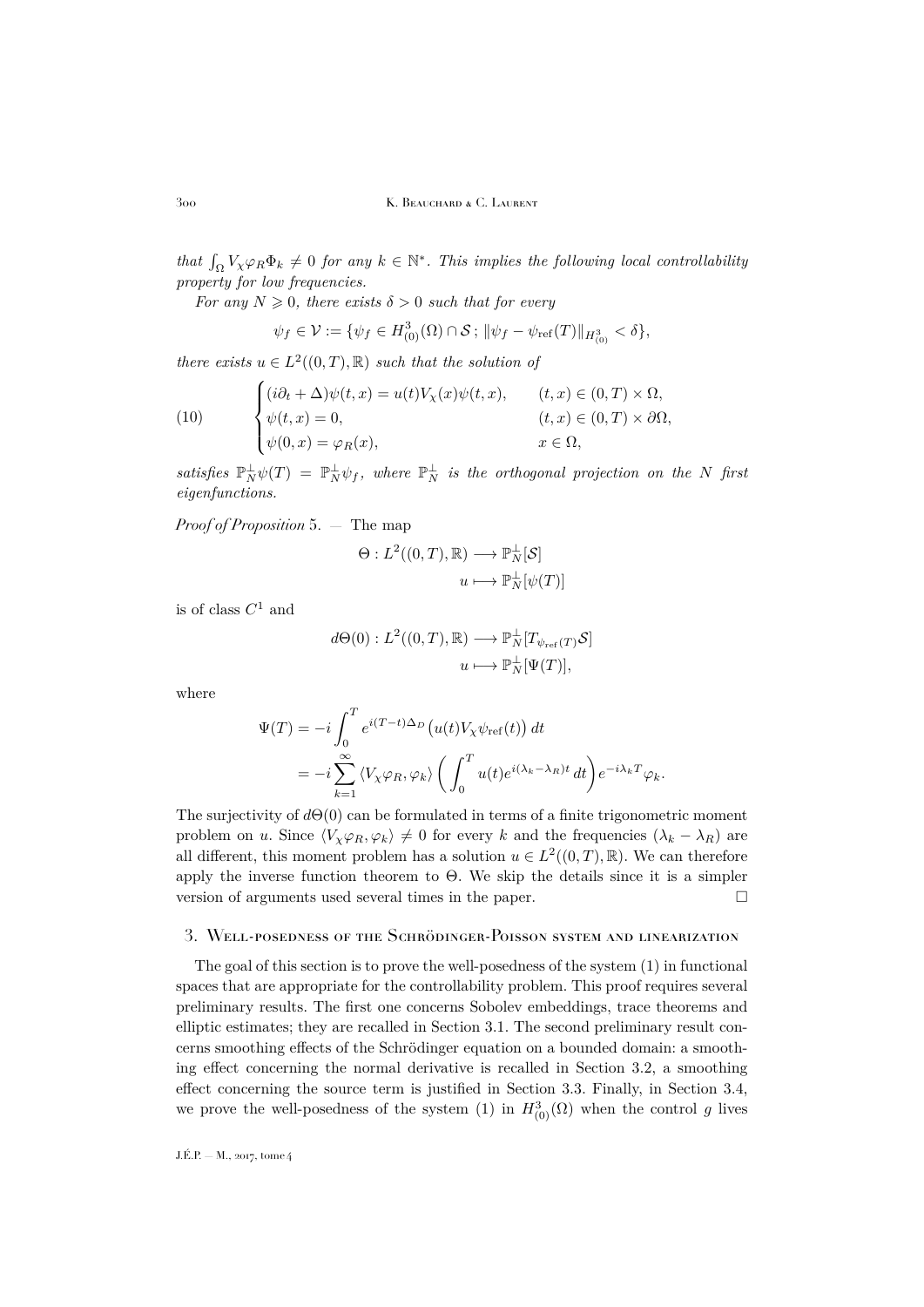*that $\int_\Omega V_\chi \varphi_R \Phi_k \neq 0$ for any $k \in \mathbb{N}^*$. This implies the following local controllability property for low frequencies.*

*For any $N \geqslant 0$, there exists $\delta > 0$ such that for every*

$$\psi_f \in \mathcal{V} := \{\psi_f \in H^3_{(0)}(\Omega) \cap \mathcal{S}\,;\, \|\psi_f - \psi_{\mathrm{ref}}(T)\|_{H^3_{(0)}} < \delta\},$$

*there exists $u \in L^2((0,T),\mathbb{R})$ such that the solution of*

$$\begin{cases} (i\partial_t + \Delta)\psi(t,x) = u(t)V_\chi(x)\psi(t,x), & (t,x) \in (0,T)\times\Omega, \\ \psi(t,x) = 0, & (t,x) \in (0,T)\times\partial\Omega, \\ \psi(0,x) = \varphi_R(x), & x \in \Omega, \end{cases} \tag{10}$$

*satisfies $\mathbb{P}_N^\perp \psi(T) = \mathbb{P}_N^\perp \psi_f$, where $\mathbb{P}_N^\perp$ is the orthogonal projection on the $N$ first eigenfunctions.*

*Proof of Proposition 5.* — The map

$$\begin{aligned} \Theta : L^2((0,T),\mathbb{R}) &\longrightarrow \mathbb{P}_N^\perp[\mathcal{S}] \\ u &\longmapsto \mathbb{P}_N^\perp[\psi(T)] \end{aligned}$$

is of class $C^1$ and

$$\begin{aligned} d\Theta(0) : L^2((0,T),\mathbb{R}) &\longrightarrow \mathbb{P}_N^\perp[T_{\psi_{\mathrm{ref}}(T)}\mathcal{S}] \\ u &\longmapsto \mathbb{P}_N^\perp[\Psi(T)], \end{aligned}$$

where

$$\begin{aligned} \Psi(T) &= -i\int_0^T e^{i(T-t)\Delta_D}\big(u(t)V_\chi \psi_{\mathrm{ref}}(t)\big)\,dt \\ &= -i\sum_{k=1}^\infty \langle V_\chi \varphi_R, \varphi_k\rangle \bigg(\int_0^T u(t)e^{i(\lambda_k-\lambda_R)t}\,dt\bigg)e^{-i\lambda_k T}\varphi_k. \end{aligned}$$

The surjectivity of $d\Theta(0)$ can be formulated in terms of a finite trigonometric moment problem on $u$. Since $\langle V_\chi\varphi_R, \varphi_k\rangle \neq 0$ for every $k$ and the frequencies $(\lambda_k - \lambda_R)$ are all different, this moment problem has a solution $u \in L^2((0,T),\mathbb{R})$. We can therefore apply the inverse function theorem to $\Theta$. We skip the details since it is a simpler version of arguments used several times in the paper. $\square$

## 3. Well-posedness of the Schrödinger-Poisson system and linearization

The goal of this section is to prove the well-posedness of the system (1) in functional spaces that are appropriate for the controllability problem. This proof requires several preliminary results. The first one concerns Sobolev embeddings, trace theorems and elliptic estimates; they are recalled in Section 3.1. The second preliminary result concerns smoothing effects of the Schrödinger equation on a bounded domain: a smoothing effect concerning the normal derivative is recalled in Section 3.2, a smoothing effect concerning the source term is justified in Section 3.3. Finally, in Section 3.4, we prove the well-posedness of the system (1) in $H^3_{(0)}(\Omega)$ when the control $g$ lives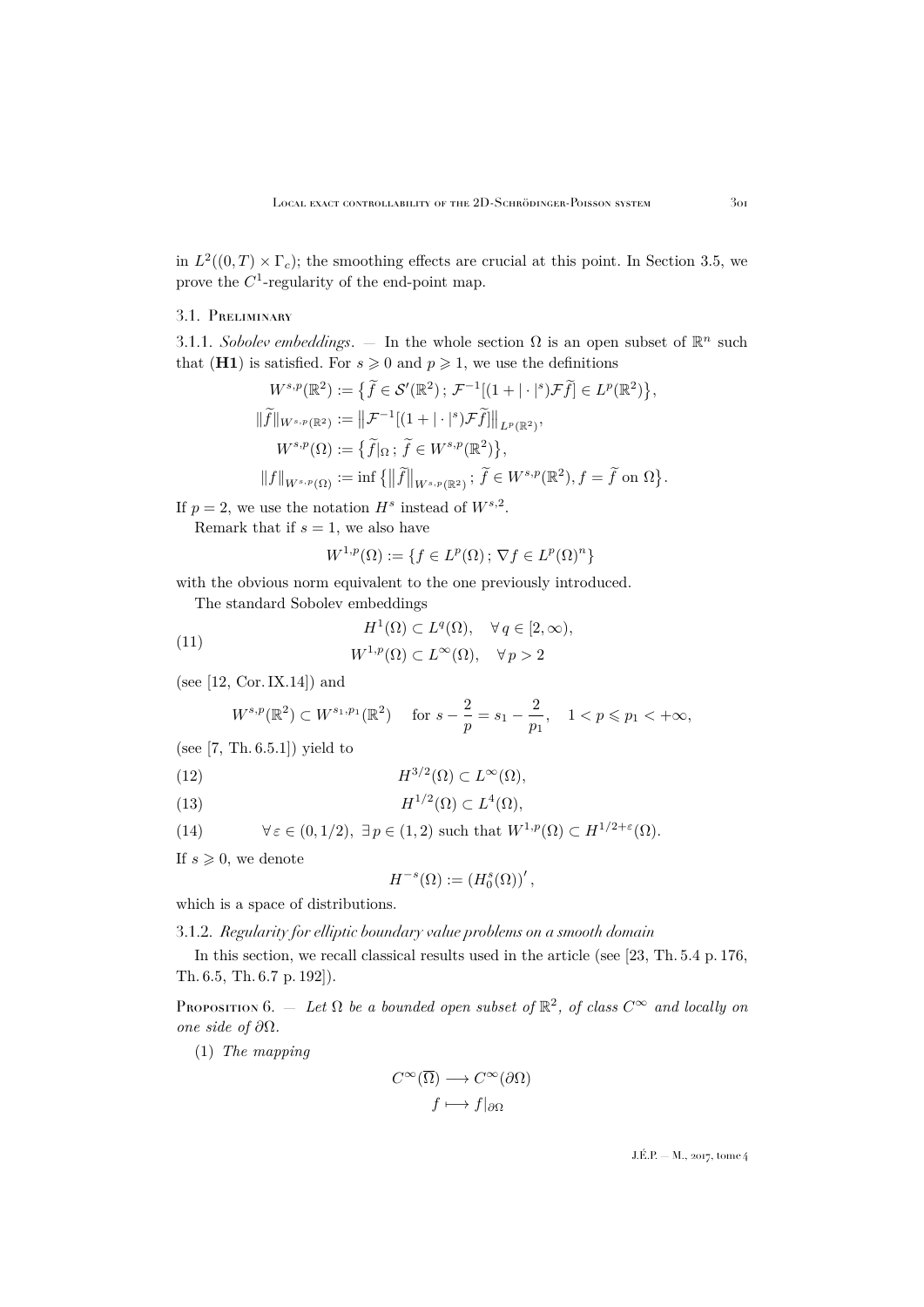in $L^2((0,T)\times\Gamma_c)$; the smoothing effects are crucial at this point. In Section 3.5, we prove the $C^1$-regularity of the end-point map.

## 3.1. Preliminary

3.1.1. *Sobolev embeddings*. — In the whole section $\Omega$ is an open subset of $\mathbb{R}^n$ such that (**H1**) is satisfied. For $s\geqslant 0$ and $p\geqslant 1$, we use the definitions

$$
\begin{aligned}
W^{s,p}(\mathbb{R}^2) &:= \big\{\widetilde{f}\in\mathcal{S}'(\mathbb{R}^2)\,;\,\mathcal{F}^{-1}[(1+|\cdot|^s)\mathcal{F}\widetilde{f}]\in L^p(\mathbb{R}^2)\big\},\\
\|\widetilde{f}\|_{W^{s,p}(\mathbb{R}^2)} &:= \big\|\mathcal{F}^{-1}[(1+|\cdot|^s)\mathcal{F}\widetilde{f}]\big\|_{L^p(\mathbb{R}^2)},\\
W^{s,p}(\Omega) &:= \big\{\widetilde{f}|_\Omega\,;\,\widetilde{f}\in W^{s,p}(\mathbb{R}^2)\big\},\\
\|f\|_{W^{s,p}(\Omega)} &:= \inf\big\{\|\widetilde{f}\|_{W^{s,p}(\mathbb{R}^2)}\,;\,\widetilde{f}\in W^{s,p}(\mathbb{R}^2), f=\widetilde{f}\text{ on }\Omega\big\}.
\end{aligned}
$$

If $p=2$, we use the notation $H^s$ instead of $W^{s,2}$.

Remark that if $s=1$, we also have

$$
W^{1,p}(\Omega):=\{f\in L^p(\Omega)\,;\,\nabla f\in L^p(\Omega)^n\}
$$

with the obvious norm equivalent to the one previously introduced.

The standard Sobolev embeddings

$$
\begin{aligned}
&H^1(\Omega)\subset L^q(\Omega),\quad \forall\, q\in[2,\infty),\\
&W^{1,p}(\Omega)\subset L^\infty(\Omega),\quad \forall\, p>2
\end{aligned}
\tag{11}
$$

(see [12, Cor. IX.14]) and

$$
W^{s,p}(\mathbb{R}^2)\subset W^{s_1,p_1}(\mathbb{R}^2)\quad\text{ for } s-\frac{2}{p}=s_1-\frac{2}{p_1},\quad 1<p\leqslant p_1<+\infty,
$$

(see [7, Th. 6.5.1]) yield to

$$
H^{3/2}(\Omega)\subset L^\infty(\Omega),
\tag{12}
$$

$$
H^{1/2}(\Omega)\subset L^4(\Omega),
\tag{13}
$$

$$
\forall\,\varepsilon\in(0,1/2),\ \exists\, p\in(1,2)\text{ such that } W^{1,p}(\Omega)\subset H^{1/2+\varepsilon}(\Omega).
\tag{14}
$$

If $s\geqslant 0$, we denote

$$
H^{-s}(\Omega):=\left(H_0^s(\Omega)\right)',
$$

which is a space of distributions.

3.1.2. *Regularity for elliptic boundary value problems on a smooth domain*

In this section, we recall classical results used in the article (see [23, Th. 5.4 p. 176, Th. 6.5, Th. 6.7 p. 192]).

Proposition 6. — *Let $\Omega$ be a bounded open subset of $\mathbb{R}^2$, of class $C^\infty$ and locally on one side of $\partial\Omega$.*

(1) *The mapping*

$$
\begin{aligned}
C^\infty(\overline{\Omega}) &\longrightarrow C^\infty(\partial\Omega)\\
f &\longmapsto f|_{\partial\Omega}
\end{aligned}
$$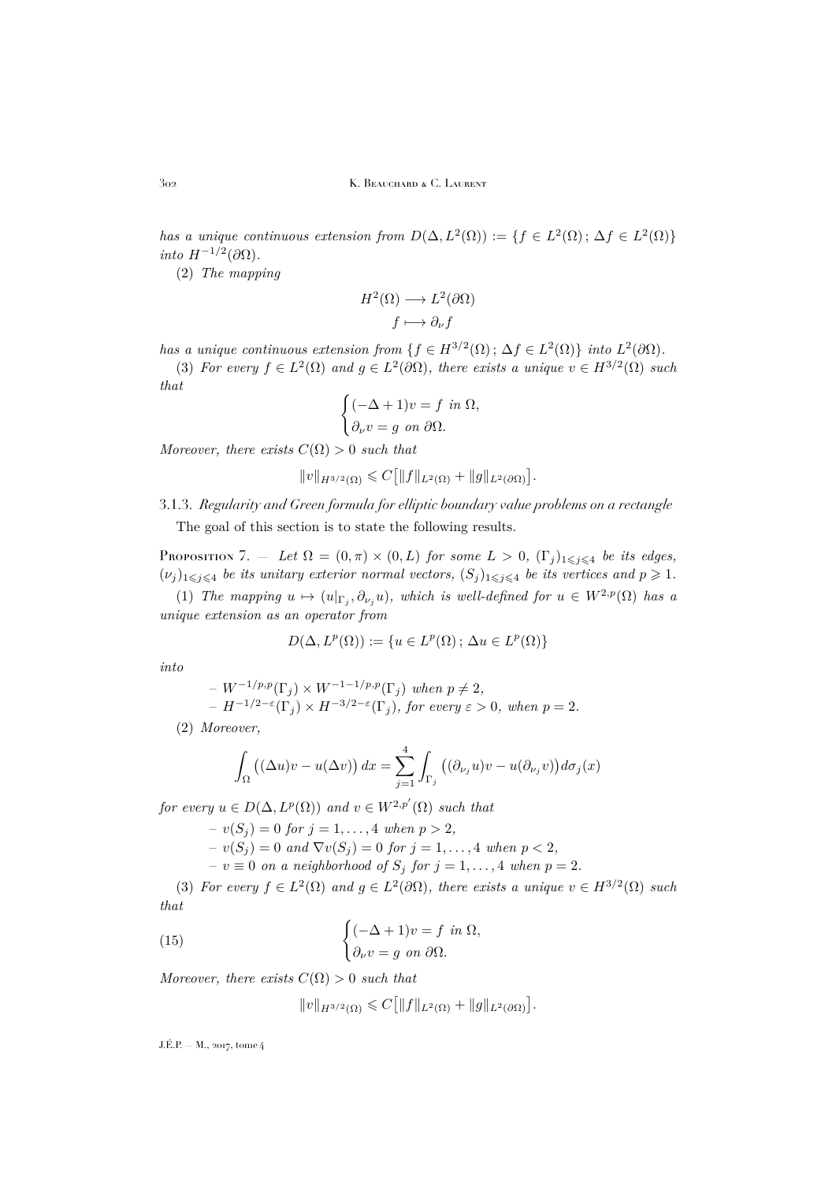*has a unique continuous extension from* $D(\Delta, L^2(\Omega)) := \{f \in L^2(\Omega)\,;\, \Delta f \in L^2(\Omega)\}$ *into* $H^{-1/2}(\partial\Omega)$.

(2) *The mapping*

$$
\begin{aligned}
H^2(\Omega) &\longrightarrow L^2(\partial\Omega) \\
f &\longmapsto \partial_\nu f
\end{aligned}
$$

*has a unique continuous extension from* $\{f \in H^{3/2}(\Omega)\,;\, \Delta f \in L^2(\Omega)\}$ *into* $L^2(\partial\Omega)$.

(3) *For every* $f \in L^2(\Omega)$ *and* $g \in L^2(\partial\Omega)$, *there exists a unique* $v \in H^{3/2}(\Omega)$ *such that*

$$
\begin{cases}
(-\Delta + 1)v = f \text{ in } \Omega, \\
\partial_\nu v = g \text{ on } \partial\Omega.
\end{cases}
$$

*Moreover, there exists* $C(\Omega) > 0$ *such that*

$$
\|v\|_{H^{3/2}(\Omega)} \leqslant C\big[\|f\|_{L^2(\Omega)} + \|g\|_{L^2(\partial\Omega)}\big].
$$

3.1.3. *Regularity and Green formula for elliptic boundary value problems on a rectangle*

The goal of this section is to state the following results.

Proposition 7. — *Let* $\Omega = (0,\pi) \times (0,L)$ *for some* $L > 0$, $(\Gamma_j)_{1\leqslant j\leqslant 4}$ *be its edges,* $(\nu_j)_{1\leqslant j\leqslant 4}$ *be its unitary exterior normal vectors,* $(S_j)_{1\leqslant j\leqslant 4}$ *be its vertices and* $p \geqslant 1$.

(1) *The mapping* $u \mapsto (u|_{\Gamma_j}, \partial_{\nu_j} u)$, *which is well-defined for* $u \in W^{2,p}(\Omega)$ *has a unique extension as an operator from*

$$
D(\Delta, L^p(\Omega)) := \{u \in L^p(\Omega)\,;\, \Delta u \in L^p(\Omega)\}
$$

*into*

- $W^{-1/p,p}(\Gamma_j) \times W^{-1-1/p,p}(\Gamma_j)$ *when* $p \neq 2$,
- $H^{-1/2-\varepsilon}(\Gamma_j) \times H^{-3/2-\varepsilon}(\Gamma_j)$, *for every* $\varepsilon > 0$, *when* $p = 2$.

(2) *Moreover,*

$$
\int_\Omega \big((\Delta u)v - u(\Delta v)\big)\,dx = \sum_{j=1}^4 \int_{\Gamma_j} \big((\partial_{\nu_j} u)v - u(\partial_{\nu_j} v)\big)d\sigma_j(x)
$$

*for every* $u \in D(\Delta, L^p(\Omega))$ *and* $v \in W^{2,p'}(\Omega)$ *such that*

- $v(S_j) = 0$ *for* $j = 1, \ldots, 4$ *when* $p > 2$,
- $v(S_j) = 0$ *and* $\nabla v(S_j) = 0$ *for* $j = 1, \ldots, 4$ *when* $p < 2$,
- $v \equiv 0$ *on a neighborhood of* $S_j$ *for* $j = 1, \ldots, 4$ *when* $p = 2$.

(3) *For every* $f \in L^2(\Omega)$ *and* $g \in L^2(\partial\Omega)$, *there exists a unique* $v \in H^{3/2}(\Omega)$ *such that*

$$
\begin{cases}
(-\Delta + 1)v = f \text{ in } \Omega, \\
\partial_\nu v = g \text{ on } \partial\Omega.
\end{cases}
\tag{15}
$$

*Moreover, there exists* $C(\Omega) > 0$ *such that*

$$
\|v\|_{H^{3/2}(\Omega)} \leqslant C\big[\|f\|_{L^2(\Omega)} + \|g\|_{L^2(\partial\Omega)}\big].
$$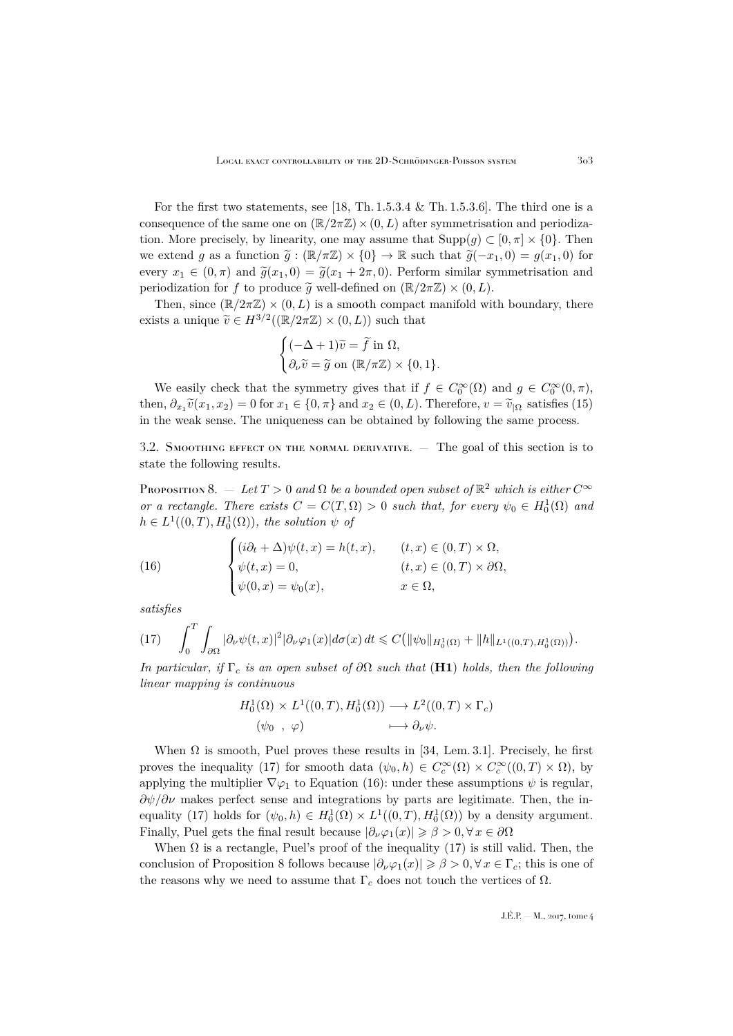For the first two statements, see [18, Th. 1.5.3.4 & Th. 1.5.3.6]. The third one is a consequence of the same one on $(\mathbb{R}/2\pi\mathbb{Z}) \times (0, L)$ after symmetrisation and periodization. More precisely, by linearity, one may assume that $\operatorname{Supp}(g) \subset [0, \pi] \times \{0\}$. Then we extend $g$ as a function $\widetilde{g} : (\mathbb{R}/\pi\mathbb{Z}) \times \{0\} \to \mathbb{R}$ such that $\widetilde{g}(-x_1, 0) = g(x_1, 0)$ for every $x_1 \in (0, \pi)$ and $\widetilde{g}(x_1, 0) = \widetilde{g}(x_1 + 2\pi, 0)$. Perform similar symmetrisation and periodization for $f$ to produce $\widetilde{g}$ well-defined on $(\mathbb{R}/2\pi\mathbb{Z}) \times (0, L)$.

Then, since $(\mathbb{R}/2\pi\mathbb{Z}) \times (0, L)$ is a smooth compact manifold with boundary, there exists a unique $\widetilde{v} \in H^{3/2}((\mathbb{R}/2\pi\mathbb{Z}) \times (0, L))$ such that

$$
\begin{cases}
(-\Delta + 1)\widetilde{v} = \widetilde{f} \text{ in } \Omega, \\
\partial_\nu \widetilde{v} = \widetilde{g} \text{ on } (\mathbb{R}/\pi\mathbb{Z}) \times \{0, 1\}.
\end{cases}
$$

We easily check that the symmetry gives that if $f \in C_0^\infty(\Omega)$ and $g \in C_0^\infty(0, \pi)$, then, $\partial_{x_1}\widetilde{v}(x_1, x_2) = 0$ for $x_1 \in \{0, \pi\}$ and $x_2 \in (0, L)$. Therefore, $v = \widetilde{v}_{|\Omega}$ satisfies (15) in the weak sense. The uniqueness can be obtained by following the same process.

### 3.2. Smoothing effect on the normal derivative.

— The goal of this section is to state the following results.

**Proposition 8.** — *Let $T > 0$ and $\Omega$ be a bounded open subset of $\mathbb{R}^2$ which is either $C^\infty$ or a rectangle. There exists $C = C(T, \Omega) > 0$ such that, for every $\psi_0 \in H_0^1(\Omega)$ and $h \in L^1((0, T), H_0^1(\Omega))$, the solution $\psi$ of*

$$
\begin{cases}
(i\partial_t + \Delta)\psi(t, x) = h(t, x), & (t, x) \in (0, T) \times \Omega, \\
\psi(t, x) = 0, & (t, x) \in (0, T) \times \partial\Omega, \\
\psi(0, x) = \psi_0(x), & x \in \Omega,
\end{cases}
\tag{16}
$$

*satisfies*

$$
\int_0^T \int_{\partial\Omega} |\partial_\nu \psi(t, x)|^2 |\partial_\nu \varphi_1(x)| d\sigma(x)\, dt \leqslant C\big(\|\psi_0\|_{H_0^1(\Omega)} + \|h\|_{L^1((0,T),H_0^1(\Omega))}\big).
\tag{17}
$$

*In particular, if $\Gamma_c$ is an open subset of $\partial\Omega$ such that* (**H1**) *holds, then the following linear mapping is continuous*

$$
\begin{aligned}
H_0^1(\Omega) \times L^1((0, T), H_0^1(\Omega)) &\longrightarrow L^2((0, T) \times \Gamma_c) \\
(\psi_0 \ ,\ \varphi) \qquad\qquad &\longmapsto \partial_\nu \psi.
\end{aligned}
$$

When $\Omega$ is smooth, Puel proves these results in [34, Lem. 3.1]. Precisely, he first proves the inequality (17) for smooth data $(\psi_0, h) \in C_c^\infty(\Omega) \times C_c^\infty((0, T) \times \Omega)$, by applying the multiplier $\nabla\varphi_1$ to Equation (16): under these assumptions $\psi$ is regular, $\partial\psi/\partial\nu$ makes perfect sense and integrations by parts are legitimate. Then, the inequality (17) holds for $(\psi_0, h) \in H_0^1(\Omega) \times L^1((0, T), H_0^1(\Omega))$ by a density argument. Finally, Puel gets the final result because $|\partial_\nu \varphi_1(x)| \geqslant \beta > 0, \forall\, x \in \partial\Omega$

When $\Omega$ is a rectangle, Puel's proof of the inequality (17) is still valid. Then, the conclusion of Proposition 8 follows because $|\partial_\nu \varphi_1(x)| \geqslant \beta > 0, \forall\, x \in \Gamma_c$; this is one of the reasons why we need to assume that $\Gamma_c$ does not touch the vertices of $\Omega$.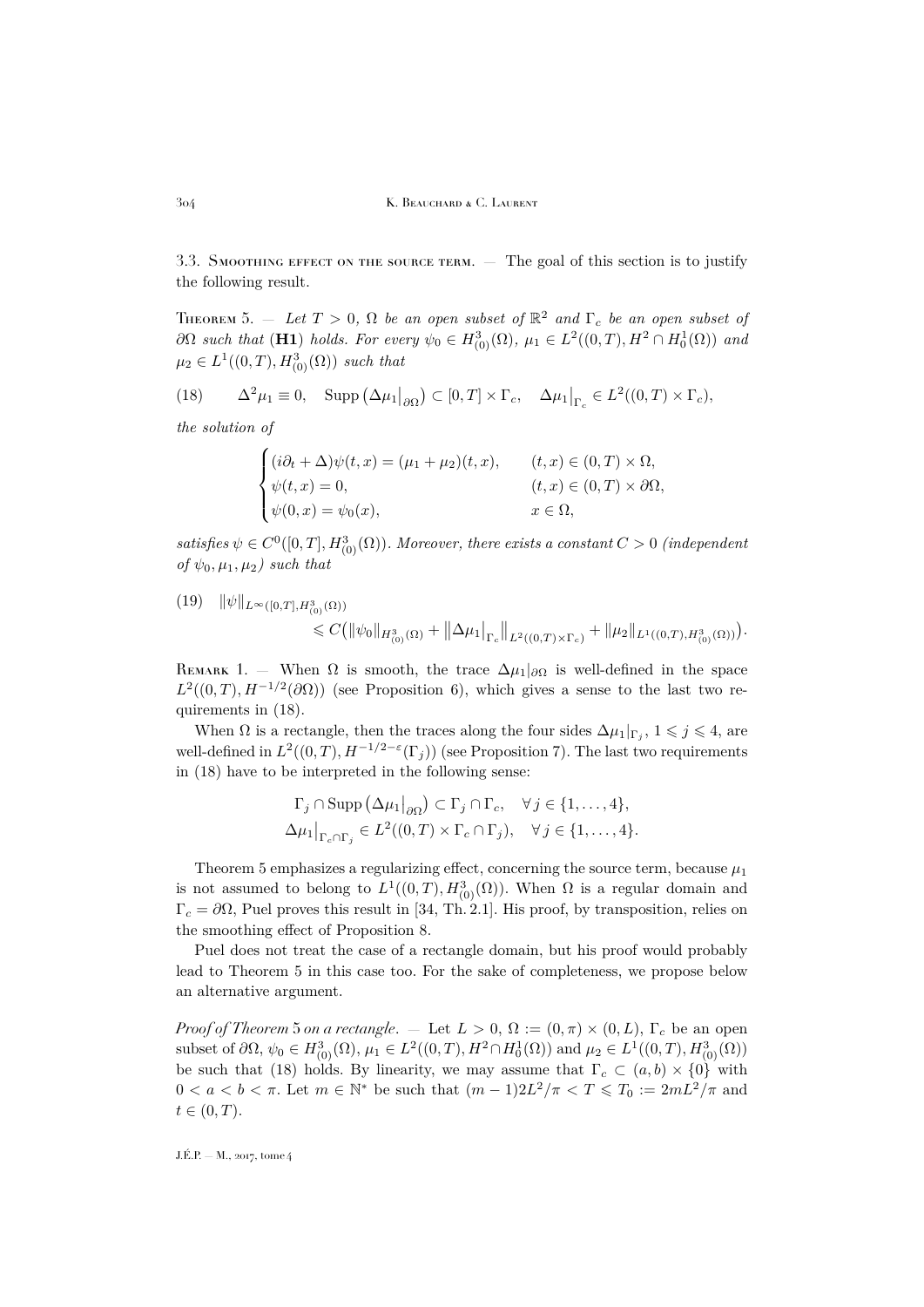3.3. Smoothing effect on the source term. — The goal of this section is to justify the following result.

Theorem 5. — *Let $T > 0$, $\Omega$ be an open subset of $\mathbb{R}^2$ and $\Gamma_c$ be an open subset of $\partial\Omega$ such that* (**H1**) *holds. For every $\psi_0 \in H^3_{(0)}(\Omega)$, $\mu_1 \in L^2((0,T), H^2 \cap H^1_0(\Omega))$ and $\mu_2 \in L^1((0,T), H^3_{(0)}(\Omega))$ such that*

$$\Delta^2 \mu_1 \equiv 0, \quad \operatorname{Supp}\left(\Delta\mu_1\big|_{\partial\Omega}\right) \subset [0,T] \times \Gamma_c, \quad \Delta\mu_1\big|_{\Gamma_c} \in L^2((0,T) \times \Gamma_c), \tag{18}$$

*the solution of*

$$\begin{cases} (i\partial_t + \Delta)\psi(t,x) = (\mu_1 + \mu_2)(t,x), & (t,x) \in (0,T) \times \Omega, \\ \psi(t,x) = 0, & (t,x) \in (0,T) \times \partial\Omega, \\ \psi(0,x) = \psi_0(x), & x \in \Omega, \end{cases}$$

*satisfies $\psi \in C^0([0,T], H^3_{(0)}(\Omega))$. Moreover, there exists a constant $C > 0$ (independent of $\psi_0, \mu_1, \mu_2$) such that*

$$\|\psi\|_{L^\infty([0,T], H^3_{(0)}(\Omega))} \leqslant C\left(\|\psi_0\|_{H^3_{(0)}(\Omega)} + \left\|\Delta\mu_1\big|_{\Gamma_c}\right\|_{L^2((0,T)\times\Gamma_c)} + \|\mu_2\|_{L^1((0,T), H^3_{(0)}(\Omega))}\right). \tag{19}$$

Remark 1. — When $\Omega$ is smooth, the trace $\Delta\mu_1|_{\partial\Omega}$ is well-defined in the space $L^2((0,T), H^{-1/2}(\partial\Omega))$ (see Proposition 6), which gives a sense to the last two requirements in (18).

When $\Omega$ is a rectangle, then the traces along the four sides $\Delta\mu_1|_{\Gamma_j}$, $1 \leqslant j \leqslant 4$, are well-defined in $L^2((0,T), H^{-1/2-\varepsilon}(\Gamma_j))$ (see Proposition 7). The last two requirements in (18) have to be interpreted in the following sense:

$$\Gamma_j \cap \operatorname{Supp}\left(\Delta\mu_1\big|_{\partial\Omega}\right) \subset \Gamma_j \cap \Gamma_c, \quad \forall\, j \in \{1,\ldots,4\},$$
$$\Delta\mu_1\big|_{\Gamma_c \cap \Gamma_j} \in L^2((0,T) \times \Gamma_c \cap \Gamma_j), \quad \forall\, j \in \{1,\ldots,4\}.$$

Theorem 5 emphasizes a regularizing effect, concerning the source term, because $\mu_1$ is not assumed to belong to $L^1((0,T), H^3_{(0)}(\Omega))$. When $\Omega$ is a regular domain and $\Gamma_c = \partial\Omega$, Puel proves this result in [34, Th. 2.1]. His proof, by transposition, relies on the smoothing effect of Proposition 8.

Puel does not treat the case of a rectangle domain, but his proof would probably lead to Theorem 5 in this case too. For the sake of completeness, we propose below an alternative argument.

*Proof of Theorem* 5 *on a rectangle*. — Let $L > 0$, $\Omega := (0,\pi) \times (0,L)$, $\Gamma_c$ be an open subset of $\partial\Omega$, $\psi_0 \in H^3_{(0)}(\Omega)$, $\mu_1 \in L^2((0,T), H^2 \cap H^1_0(\Omega))$ and $\mu_2 \in L^1((0,T), H^3_{(0)}(\Omega))$ be such that (18) holds. By linearity, we may assume that $\Gamma_c \subset (a,b) \times \{0\}$ with $0 < a < b < \pi$. Let $m \in \mathbb{N}^*$ be such that $(m-1)2L^2/\pi < T \leqslant T_0 := 2mL^2/\pi$ and $t \in (0,T)$.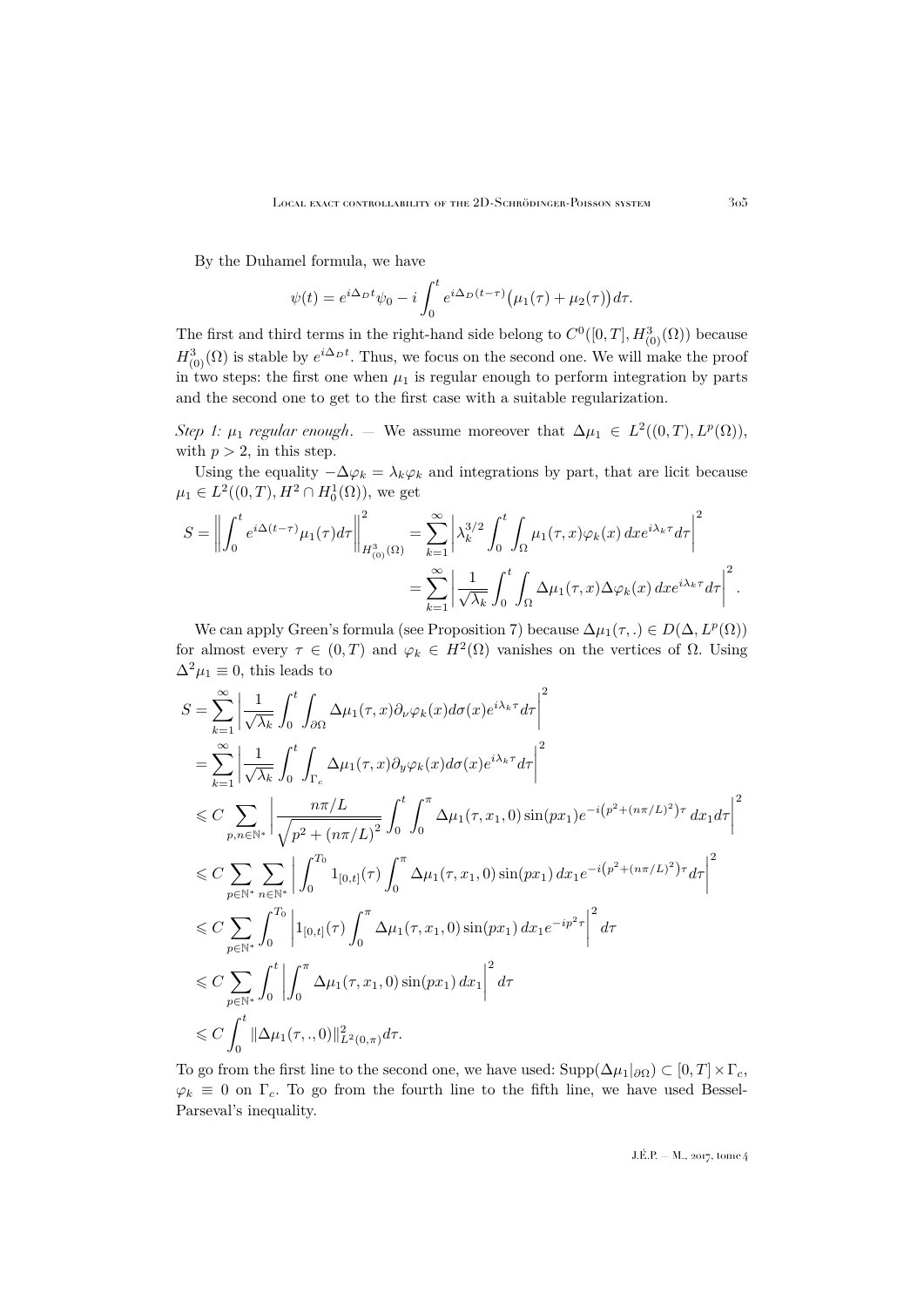By the Duhamel formula, we have

$$\psi(t) = e^{i\Delta_D t}\psi_0 - i\int_0^t e^{i\Delta_D(t-\tau)}\big(\mu_1(\tau)+\mu_2(\tau)\big)d\tau.$$

The first and third terms in the right-hand side belong to $C^0([0,T],H^3_{(0)}(\Omega))$ because $H^3_{(0)}(\Omega)$ is stable by $e^{i\Delta_D t}$. Thus, we focus on the second one. We will make the proof in two steps: the first one when $\mu_1$ is regular enough to perform integration by parts and the second one to get to the first case with a suitable regularization.

*Step 1: $\mu_1$ regular enough.* — We assume moreover that $\Delta\mu_1 \in L^2((0,T),L^p(\Omega))$, with $p>2$, in this step.

Using the equality $-\Delta\varphi_k = \lambda_k\varphi_k$ and integrations by part, that are licit because $\mu_1 \in L^2((0,T),H^2\cap H^1_0(\Omega))$, we get

$$S = \left\|\int_0^t e^{i\Delta(t-\tau)}\mu_1(\tau)d\tau\right\|^2_{H^3_{(0)}(\Omega)} = \sum_{k=1}^{\infty}\left|\lambda_k^{3/2}\int_0^t\int_\Omega \mu_1(\tau,x)\varphi_k(x)\,dx e^{i\lambda_k\tau}d\tau\right|^2$$
$$= \sum_{k=1}^{\infty}\left|\frac{1}{\sqrt{\lambda_k}}\int_0^t\int_\Omega \Delta\mu_1(\tau,x)\Delta\varphi_k(x)\,dx e^{i\lambda_k\tau}d\tau\right|^2.$$

We can apply Green's formula (see Proposition 7) because $\Delta\mu_1(\tau,.)\in D(\Delta,L^p(\Omega))$ for almost every $\tau\in(0,T)$ and $\varphi_k\in H^2(\Omega)$ vanishes on the vertices of $\Omega$. Using $\Delta^2\mu_1\equiv 0$, this leads to

$$\begin{aligned}
S &= \sum_{k=1}^{\infty}\left|\frac{1}{\sqrt{\lambda_k}}\int_0^t\int_{\partial\Omega}\Delta\mu_1(\tau,x)\partial_\nu\varphi_k(x)d\sigma(x)e^{i\lambda_k\tau}d\tau\right|^2\\
&= \sum_{k=1}^{\infty}\left|\frac{1}{\sqrt{\lambda_k}}\int_0^t\int_{\Gamma_c}\Delta\mu_1(\tau,x)\partial_y\varphi_k(x)d\sigma(x)e^{i\lambda_k\tau}d\tau\right|^2\\
&\leqslant C\sum_{p,n\in\mathbb{N}^*}\left|\frac{n\pi/L}{\sqrt{p^2+(n\pi/L)^2}}\int_0^t\int_0^\pi \Delta\mu_1(\tau,x_1,0)\sin(px_1)e^{-i\left(p^2+(n\pi/L)^2\right)\tau}\,dx_1 d\tau\right|^2\\
&\leqslant C\sum_{p\in\mathbb{N}^*}\sum_{n\in\mathbb{N}^*}\left|\int_0^{T_0}1_{[0,t]}(\tau)\int_0^\pi\Delta\mu_1(\tau,x_1,0)\sin(px_1)\,dx_1 e^{-i\left(p^2+(n\pi/L)^2\right)\tau}d\tau\right|^2\\
&\leqslant C\sum_{p\in\mathbb{N}^*}\int_0^{T_0}\left|1_{[0,t]}(\tau)\int_0^\pi\Delta\mu_1(\tau,x_1,0)\sin(px_1)\,dx_1 e^{-ip^2\tau}\right|^2d\tau\\
&\leqslant C\sum_{p\in\mathbb{N}^*}\int_0^t\left|\int_0^\pi\Delta\mu_1(\tau,x_1,0)\sin(px_1)\,dx_1\right|^2d\tau\\
&\leqslant C\int_0^t\|\Delta\mu_1(\tau,.,0)\|^2_{L^2(0,\pi)}d\tau.
\end{aligned}$$

To go from the first line to the second one, we have used: $\mathrm{Supp}(\Delta\mu_1|_{\partial\Omega})\subset[0,T]\times\Gamma_c$, $\varphi_k\equiv 0$ on $\Gamma_c$. To go from the fourth line to the fifth line, we have used Bessel-Parseval's inequality.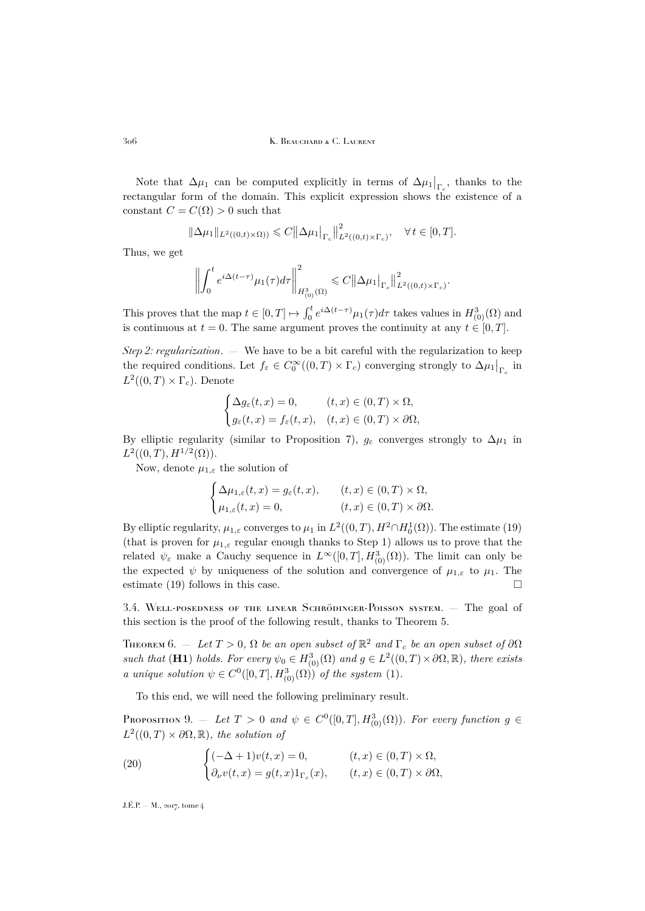Note that $\Delta\mu_1$ can be computed explicitly in terms of $\Delta\mu_1\big|_{\Gamma_c}$, thanks to the rectangular form of the domain. This explicit expression shows the existence of a constant $C = C(\Omega) > 0$ such that

$$\|\Delta\mu_1\|_{L^2((0,t)\times\Omega))} \leqslant C\big\|\Delta\mu_1\big|_{\Gamma_c}\big\|^2_{L^2((0,t)\times\Gamma_c)}, \quad \forall\, t \in [0,T].$$

Thus, we get

$$\left\|\int_0^t e^{i\Delta(t-\tau)}\mu_1(\tau)d\tau\right\|^2_{H^3_{(0)}(\Omega)} \leqslant C\big\|\Delta\mu_1\big|_{\Gamma_c}\big\|^2_{L^2((0,t)\times\Gamma_c)}.$$

This proves that the map $t \in [0,T] \mapsto \int_0^t e^{i\Delta(t-\tau)}\mu_1(\tau)d\tau$ takes values in $H^3_{(0)}(\Omega)$ and is continuous at $t = 0$. The same argument proves the continuity at any $t \in [0,T]$.

*Step 2: regularization.* — We have to be a bit careful with the regularization to keep the required conditions. Let $f_\varepsilon \in C_0^\infty((0,T)\times\Gamma_c)$ converging strongly to $\Delta\mu_1\big|_{\Gamma_c}$ in $L^2((0,T)\times\Gamma_c)$. Denote

$$\begin{cases} \Delta g_\varepsilon(t,x) = 0, & (t,x) \in (0,T)\times\Omega, \\ g_\varepsilon(t,x) = f_\varepsilon(t,x), & (t,x) \in (0,T)\times\partial\Omega, \end{cases}$$

By elliptic regularity (similar to Proposition 7), $g_\varepsilon$ converges strongly to $\Delta\mu_1$ in $L^2((0,T), H^{1/2}(\Omega))$.

Now, denote $\mu_{1,\varepsilon}$ the solution of

$$\begin{cases} \Delta\mu_{1,\varepsilon}(t,x) = g_\varepsilon(t,x), & (t,x) \in (0,T)\times\Omega, \\ \mu_{1,\varepsilon}(t,x) = 0, & (t,x) \in (0,T)\times\partial\Omega. \end{cases}$$

By elliptic regularity, $\mu_{1,\varepsilon}$ converges to $\mu_1$ in $L^2((0,T), H^2\cap H^1_0(\Omega))$. The estimate (19) (that is proven for $\mu_{1,\varepsilon}$ regular enough thanks to Step 1) allows us to prove that the related $\psi_\varepsilon$ make a Cauchy sequence in $L^\infty([0,T], H^3_{(0)}(\Omega))$. The limit can only be the expected $\psi$ by uniqueness of the solution and convergence of $\mu_{1,\varepsilon}$ to $\mu_1$. The estimate (19) follows in this case. $\square$

### 3.4. Well-posedness of the linear Schrödinger-Poisson system.

— The goal of this section is the proof of the following result, thanks to Theorem 5.

**Theorem 6.** — *Let $T > 0$, $\Omega$ be an open subset of $\mathbb{R}^2$ and $\Gamma_c$ be an open subset of $\partial\Omega$ such that* (**H1**) *holds. For every $\psi_0 \in H^3_{(0)}(\Omega)$ and $g \in L^2((0,T)\times\partial\Omega,\mathbb{R})$, there exists a unique solution $\psi \in C^0([0,T], H^3_{(0)}(\Omega))$ of the system* (1).

To this end, we will need the following preliminary result.

**Proposition 9.** — *Let $T > 0$ and $\psi \in C^0([0,T], H^3_{(0)}(\Omega))$. For every function $g \in L^2((0,T)\times\partial\Omega,\mathbb{R})$, the solution of*

$$\begin{cases} (-\Delta + 1)v(t,x) = 0, & (t,x) \in (0,T)\times\Omega, \\ \partial_\nu v(t,x) = g(t,x)1_{\Gamma_c}(x), & (t,x) \in (0,T)\times\partial\Omega, \end{cases} \tag{20}$$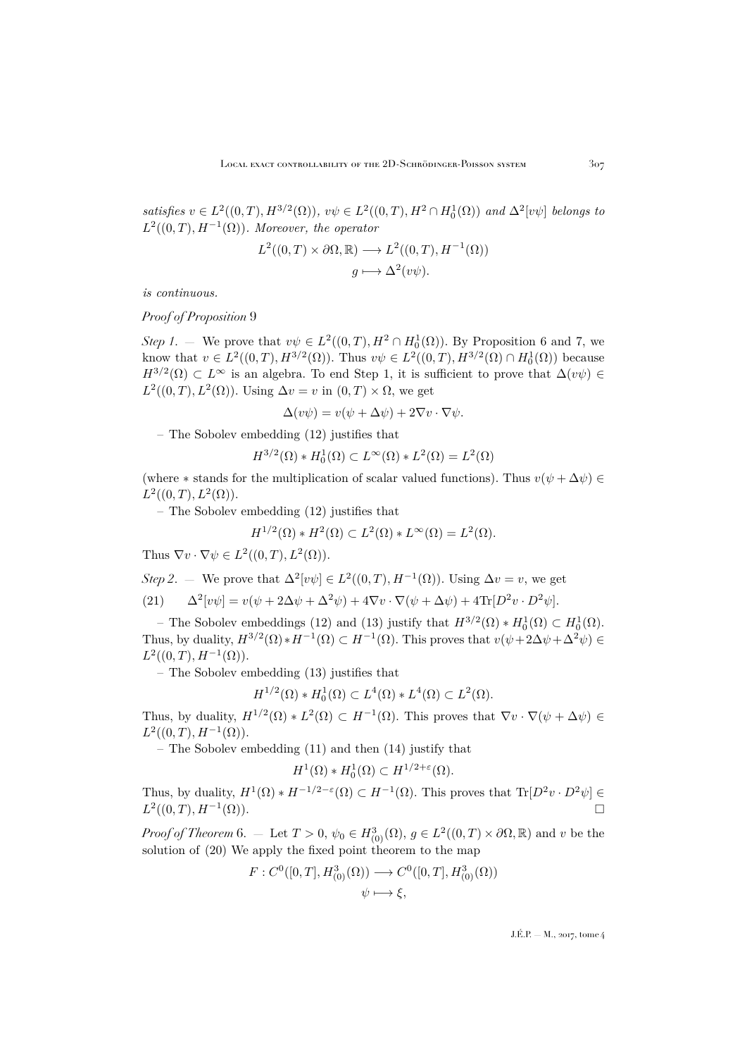*satisfies* $v \in L^2((0,T), H^{3/2}(\Omega))$, $v\psi \in L^2((0,T), H^2 \cap H^1_0(\Omega))$ *and* $\Delta^2[v\psi]$ *belongs to* $L^2((0,T), H^{-1}(\Omega))$. *Moreover, the operator*

$$L^2((0,T) \times \partial\Omega, \mathbb{R}) \longrightarrow L^2((0,T), H^{-1}(\Omega))$$
$$g \longmapsto \Delta^2(v\psi).$$

*is continuous.*

*Proof of Proposition* 9

*Step 1*. — We prove that $v\psi \in L^2((0,T), H^2 \cap H^1_0(\Omega))$. By Proposition 6 and 7, we know that $v \in L^2((0,T), H^{3/2}(\Omega))$. Thus $v\psi \in L^2((0,T), H^{3/2}(\Omega) \cap H^1_0(\Omega))$ because $H^{3/2}(\Omega) \subset L^\infty$ is an algebra. To end Step 1, it is sufficient to prove that $\Delta(v\psi) \in L^2((0,T), L^2(\Omega))$. Using $\Delta v = v$ in $(0,T) \times \Omega$, we get

$$\Delta(v\psi) = v(\psi + \Delta\psi) + 2\nabla v \cdot \nabla\psi.$$

– The Sobolev embedding (12) justifies that

$$H^{3/2}(\Omega) * H^1_0(\Omega) \subset L^\infty(\Omega) * L^2(\Omega) = L^2(\Omega)$$

(where $*$ stands for the multiplication of scalar valued functions). Thus $v(\psi + \Delta\psi) \in L^2((0,T), L^2(\Omega))$.

– The Sobolev embedding (12) justifies that

$$H^{1/2}(\Omega) * H^2(\Omega) \subset L^2(\Omega) * L^\infty(\Omega) = L^2(\Omega).$$

Thus $\nabla v \cdot \nabla\psi \in L^2((0,T), L^2(\Omega))$.

*Step 2*. — We prove that $\Delta^2[v\psi] \in L^2((0,T), H^{-1}(\Omega))$. Using $\Delta v = v$, we get

$$\Delta^2[v\psi] = v(\psi + 2\Delta\psi + \Delta^2\psi) + 4\nabla v \cdot \nabla(\psi + \Delta\psi) + 4\mathrm{Tr}[D^2 v \cdot D^2\psi]. \tag{21}$$

– The Sobolev embeddings (12) and (13) justify that $H^{3/2}(\Omega) * H^1_0(\Omega) \subset H^1_0(\Omega)$. Thus, by duality, $H^{3/2}(\Omega) * H^{-1}(\Omega) \subset H^{-1}(\Omega)$. This proves that $v(\psi + 2\Delta\psi + \Delta^2\psi) \in L^2((0,T), H^{-1}(\Omega))$.

– The Sobolev embedding (13) justifies that

$$H^{1/2}(\Omega) * H^1_0(\Omega) \subset L^4(\Omega) * L^4(\Omega) \subset L^2(\Omega).$$

Thus, by duality, $H^{1/2}(\Omega) * L^2(\Omega) \subset H^{-1}(\Omega)$. This proves that $\nabla v \cdot \nabla(\psi + \Delta\psi) \in L^2((0,T), H^{-1}(\Omega))$.

– The Sobolev embedding (11) and then (14) justify that

$$H^1(\Omega) * H^1_0(\Omega) \subset H^{1/2+\varepsilon}(\Omega).$$

Thus, by duality, $H^1(\Omega) * H^{-1/2-\varepsilon}(\Omega) \subset H^{-1}(\Omega)$. This proves that $\mathrm{Tr}[D^2 v \cdot D^2\psi] \in L^2((0,T), H^{-1}(\Omega))$. □

*Proof of Theorem* 6. — Let $T > 0$, $\psi_0 \in H^3_{(0)}(\Omega)$, $g \in L^2((0,T) \times \partial\Omega, \mathbb{R})$ and $v$ be the solution of (20) We apply the fixed point theorem to the map

$$F : C^0([0,T], H^3_{(0)}(\Omega)) \longrightarrow C^0([0,T], H^3_{(0)}(\Omega))$$
$$\psi \longmapsto \xi,$$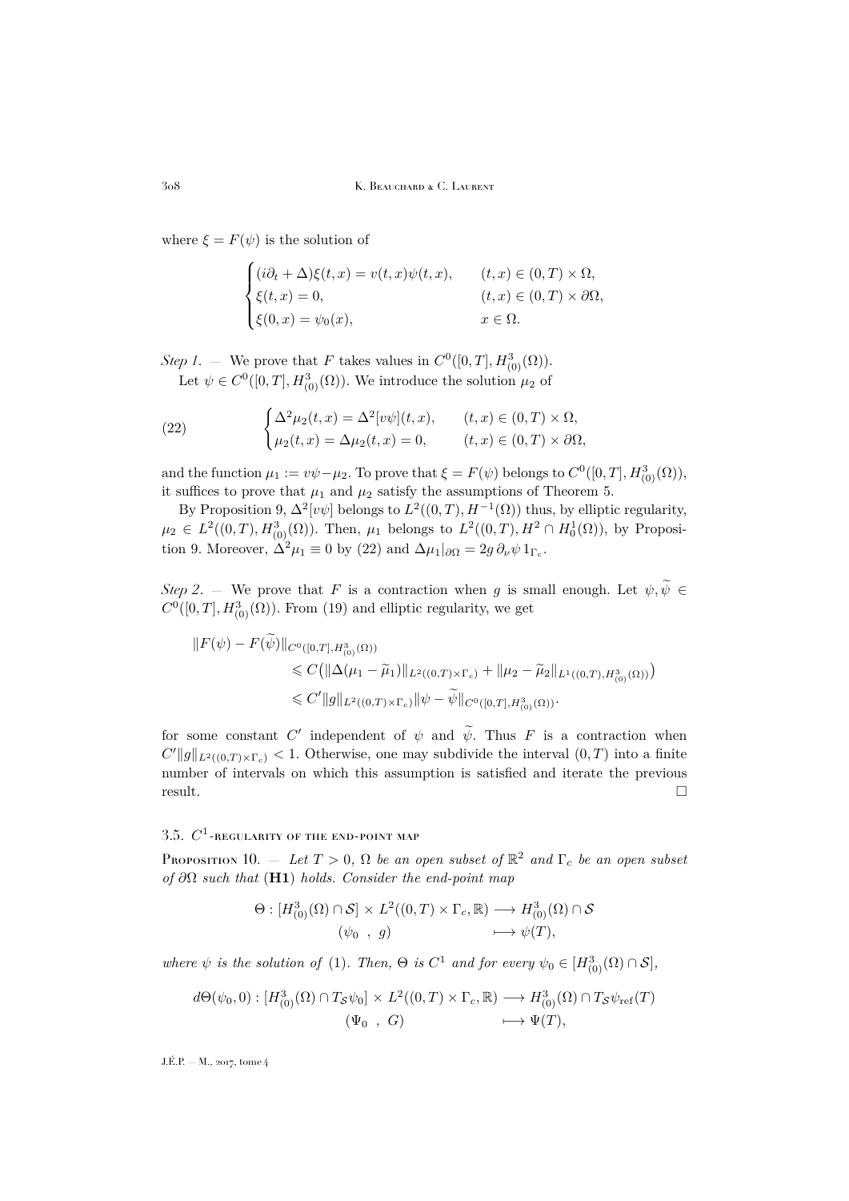where $\xi = F(\psi)$ is the solution of

$$\begin{cases}(i\partial_t + \Delta)\xi(t,x) = v(t,x)\psi(t,x), & (t,x) \in (0,T)\times\Omega,\\ \xi(t,x) = 0, & (t,x)\in(0,T)\times\partial\Omega,\\ \xi(0,x) = \psi_0(x), & x\in\Omega.\end{cases}$$

*Step 1.* — We prove that $F$ takes values in $C^0([0,T], H^3_{(0)}(\Omega))$.

Let $\psi \in C^0([0,T], H^3_{(0)}(\Omega))$. We introduce the solution $\mu_2$ of

$$\begin{cases}\Delta^2\mu_2(t,x) = \Delta^2[v\psi](t,x), & (t,x)\in(0,T)\times\Omega,\\ \mu_2(t,x) = \Delta\mu_2(t,x) = 0, & (t,x)\in(0,T)\times\partial\Omega,\end{cases} \tag{22}$$

and the function $\mu_1 := v\psi - \mu_2$. To prove that $\xi = F(\psi)$ belongs to $C^0([0,T], H^3_{(0)}(\Omega))$, it suffices to prove that $\mu_1$ and $\mu_2$ satisfy the assumptions of Theorem 5.

By Proposition 9, $\Delta^2[v\psi]$ belongs to $L^2((0,T), H^{-1}(\Omega))$ thus, by elliptic regularity, $\mu_2 \in L^2((0,T), H^3_{(0)}(\Omega))$. Then, $\mu_1$ belongs to $L^2((0,T), H^2\cap H^1_0(\Omega))$, by Proposition 9. Moreover, $\Delta^2\mu_1 \equiv 0$ by (22) and $\Delta\mu_1|_{\partial\Omega} = 2g\,\partial_\nu\psi\,1_{\Gamma_c}$.

*Step 2.* — We prove that $F$ is a contraction when $g$ is small enough. Let $\psi, \widetilde{\psi} \in C^0([0,T], H^3_{(0)}(\Omega))$. From (19) and elliptic regularity, we get

$$\begin{aligned}\|F(\psi) - F(\widetilde{\psi})\|_{C^0([0,T],H^3_{(0)}(\Omega))} &\leqslant C\big(\|\Delta(\mu_1 - \widetilde{\mu}_1)\|_{L^2((0,T)\times\Gamma_c)} + \|\mu_2 - \widetilde{\mu}_2\|_{L^1((0,T),H^3_{(0)}(\Omega))}\big)\\ &\leqslant C'\|g\|_{L^2((0,T)\times\Gamma_c)}\|\psi - \widetilde{\psi}\|_{C^0([0,T],H^3_{(0)}(\Omega))}.\end{aligned}$$

for some constant $C'$ independent of $\psi$ and $\widetilde{\psi}$. Thus $F$ is a contraction when $C'\|g\|_{L^2((0,T)\times\Gamma_c)} < 1$. Otherwise, one may subdivide the interval $(0,T)$ into a finite number of intervals on which this assumption is satisfied and iterate the previous result. $\square$

### 3.5. $C^1$-regularity of the end-point map

**Proposition 10.** — *Let $T > 0$, $\Omega$ be an open subset of $\mathbb{R}^2$ and $\Gamma_c$ be an open subset of $\partial\Omega$ such that* (**H1**) *holds. Consider the end-point map*

$$\begin{aligned}\Theta : [H^3_{(0)}(\Omega)\cap\mathcal{S}] \times L^2((0,T)\times\Gamma_c,\mathbb{R}) &\longrightarrow H^3_{(0)}(\Omega)\cap\mathcal{S}\\ (\psi_0\ ,\ g) &\longmapsto \psi(T),\end{aligned}$$

*where $\psi$ is the solution of* (1). *Then, $\Theta$ is $C^1$ and for every $\psi_0 \in [H^3_{(0)}(\Omega)\cap\mathcal{S}]$,*

$$\begin{aligned}d\Theta(\psi_0, 0) : [H^3_{(0)}(\Omega)\cap T_{\mathcal{S}}\psi_0] \times L^2((0,T)\times\Gamma_c,\mathbb{R}) &\longrightarrow H^3_{(0)}(\Omega)\cap T_{\mathcal{S}}\psi_{\mathrm{ref}}(T)\\ (\Psi_0\ ,\ G) &\longmapsto \Psi(T),\end{aligned}$$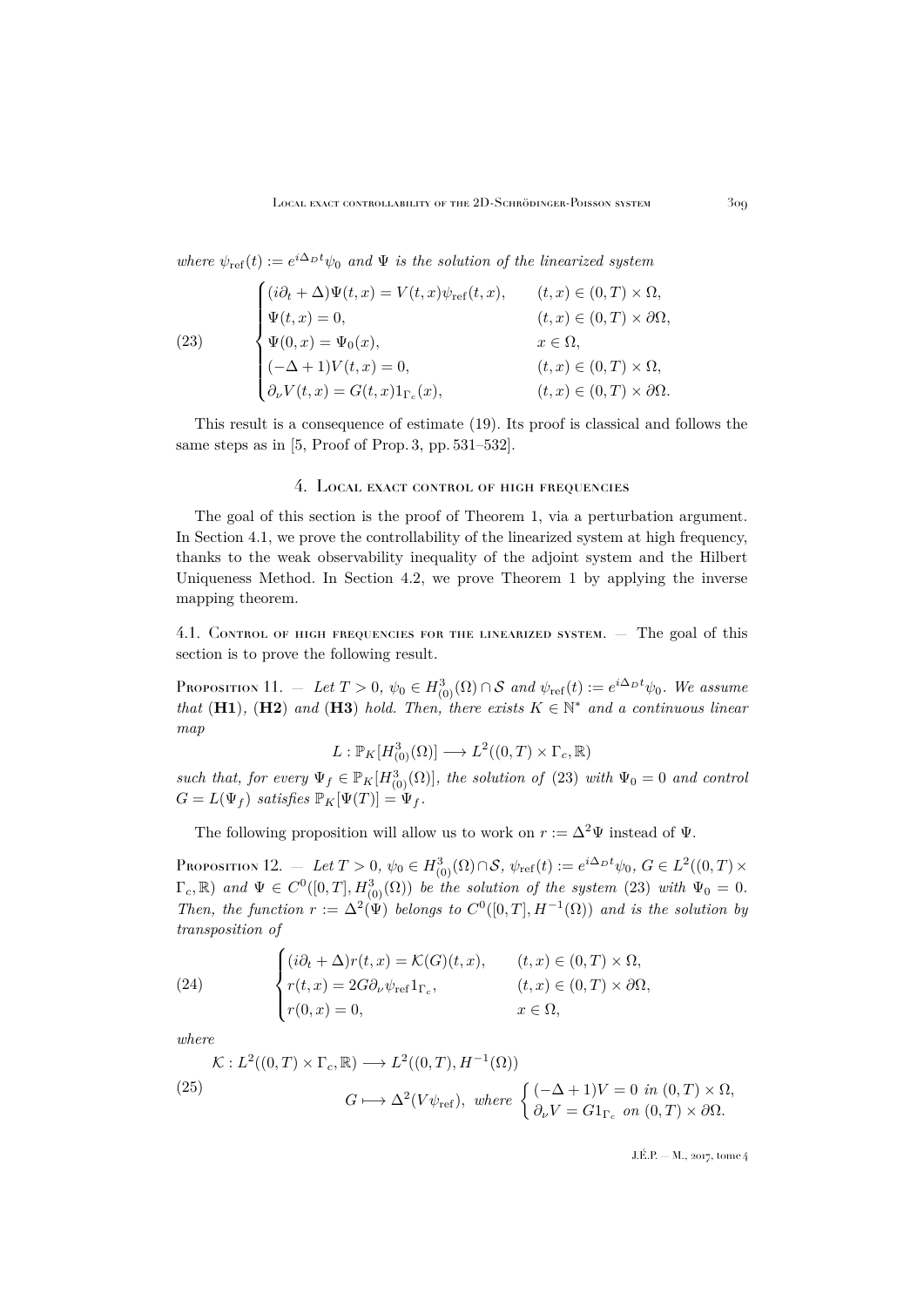*where* $\psi_{\mathrm{ref}}(t) := e^{i\Delta_D t}\psi_0$ *and* $\Psi$ *is the solution of the linearized system*

$$
\begin{cases}
(i\partial_t + \Delta)\Psi(t,x) = V(t,x)\psi_{\mathrm{ref}}(t,x), & (t,x) \in (0,T)\times\Omega,\\
\Psi(t,x) = 0, & (t,x) \in (0,T)\times\partial\Omega,\\
\Psi(0,x) = \Psi_0(x), & x \in \Omega,\\
(-\Delta+1)V(t,x) = 0, & (t,x) \in (0,T)\times\Omega,\\
\partial_\nu V(t,x) = G(t,x)1_{\Gamma_c}(x), & (t,x) \in (0,T)\times\partial\Omega.
\end{cases}
\tag{23}
$$

This result is a consequence of estimate (19). Its proof is classical and follows the same steps as in [5, Proof of Prop. 3, pp. 531–532].

## 4. Local exact control of high frequencies

The goal of this section is the proof of Theorem 1, via a perturbation argument. In Section 4.1, we prove the controllability of the linearized system at high frequency, thanks to the weak observability inequality of the adjoint system and the Hilbert Uniqueness Method. In Section 4.2, we prove Theorem 1 by applying the inverse mapping theorem.

### 4.1. Control of high frequencies for the linearized system.

— The goal of this section is to prove the following result.

**Proposition 11.** — *Let* $T > 0$, $\psi_0 \in H^3_{(0)}(\Omega)\cap\mathcal{S}$ *and* $\psi_{\mathrm{ref}}(t) := e^{i\Delta_D t}\psi_0$. *We assume that* (**H1**), (**H2**) *and* (**H3**) *hold. Then, there exists* $K \in \mathbb{N}^*$ *and a continuous linear map*

$$
L : \mathbb{P}_K[H^3_{(0)}(\Omega)] \longrightarrow L^2((0,T)\times\Gamma_c,\mathbb{R})
$$

*such that, for every* $\Psi_f \in \mathbb{P}_K[H^3_{(0)}(\Omega)]$, *the solution of* (23) *with* $\Psi_0 = 0$ *and control* $G = L(\Psi_f)$ *satisfies* $\mathbb{P}_K[\Psi(T)] = \Psi_f$.

The following proposition will allow us to work on $r := \Delta^2\Psi$ instead of $\Psi$.

**Proposition 12.** — *Let* $T > 0$, $\psi_0 \in H^3_{(0)}(\Omega)\cap\mathcal{S}$, $\psi_{\mathrm{ref}}(t) := e^{i\Delta_D t}\psi_0$, $G \in L^2((0,T)\times\Gamma_c,\mathbb{R})$ *and* $\Psi \in C^0([0,T],H^3_{(0)}(\Omega))$ *be the solution of the system* (23) *with* $\Psi_0 = 0$. *Then, the function* $r := \Delta^2(\Psi)$ *belongs to* $C^0([0,T],H^{-1}(\Omega))$ *and is the solution by transposition of*

$$
\begin{cases}
(i\partial_t + \Delta)r(t,x) = \mathcal{K}(G)(t,x), & (t,x) \in (0,T)\times\Omega,\\
r(t,x) = 2G\partial_\nu\psi_{\mathrm{ref}}1_{\Gamma_c}, & (t,x) \in (0,T)\times\partial\Omega,\\
r(0,x) = 0, & x \in \Omega,
\end{cases}
\tag{24}
$$

*where*

$$
\begin{aligned}
&\mathcal{K} : L^2((0,T)\times\Gamma_c,\mathbb{R}) \longrightarrow L^2((0,T),H^{-1}(\Omega))\\
&\qquad\qquad G \longmapsto \Delta^2(V\psi_{\mathrm{ref}}),\ \ \textit{where}\ \begin{cases}(-\Delta+1)V = 0 \ \textit{in}\ (0,T)\times\Omega,\\ \partial_\nu V = G1_{\Gamma_c}\ \textit{on}\ (0,T)\times\partial\Omega.\end{cases}
\end{aligned}
\tag{25}
$$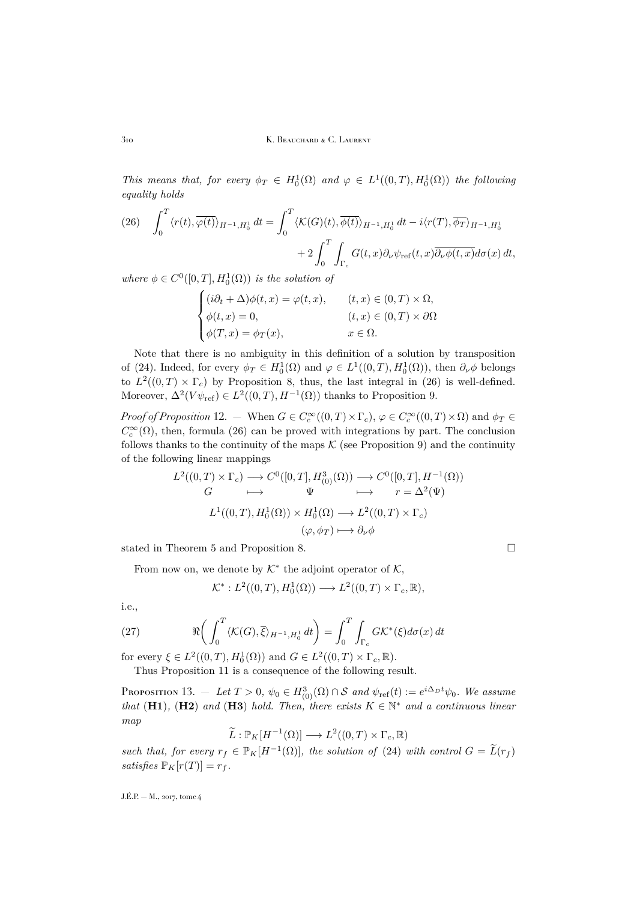*This means that, for every $\phi_T \in H^1_0(\Omega)$ and $\varphi \in L^1((0,T), H^1_0(\Omega))$ the following equality holds*

$$
(26) \quad \int_0^T \langle r(t), \overline{\varphi(t)} \rangle_{H^{-1}, H^1_0} \, dt = \int_0^T \langle \mathcal{K}(G)(t), \overline{\phi(t)} \rangle_{H^{-1}, H^1_0} \, dt - i \langle r(T), \overline{\phi_T} \rangle_{H^{-1}, H^1_0} + 2 \int_0^T \int_{\Gamma_c} G(t,x) \partial_\nu \psi_{\mathrm{ref}}(t,x) \overline{\partial_\nu \phi(t,x)} d\sigma(x) \, dt,
$$

*where $\phi \in C^0([0,T], H^1_0(\Omega))$ is the solution of*

$$
\begin{cases}
(i\partial_t + \Delta)\phi(t,x) = \varphi(t,x), & (t,x) \in (0,T) \times \Omega, \\
\phi(t,x) = 0, & (t,x) \in (0,T) \times \partial\Omega \\
\phi(T,x) = \phi_T(x), & x \in \Omega.
\end{cases}
$$

Note that there is no ambiguity in this definition of a solution by transposition of (24). Indeed, for every $\phi_T \in H^1_0(\Omega)$ and $\varphi \in L^1((0,T), H^1_0(\Omega))$, then $\partial_\nu \phi$ belongs to $L^2((0,T) \times \Gamma_c)$ by Proposition 8, thus, the last integral in (26) is well-defined. Moreover, $\Delta^2(V\psi_{\mathrm{ref}}) \in L^2((0,T), H^{-1}(\Omega))$ thanks to Proposition 9.

*Proof of Proposition* 12. — When $G \in C^\infty_c((0,T) \times \Gamma_c)$, $\varphi \in C^\infty_c((0,T) \times \Omega)$ and $\phi_T \in C^\infty_c(\Omega)$, then, formula (26) can be proved with integrations by part. The conclusion follows thanks to the continuity of the maps $\mathcal{K}$ (see Proposition 9) and the continuity of the following linear mappings

$$
\begin{array}{ccccc}
L^2((0,T) \times \Gamma_c) & \longrightarrow & C^0([0,T], H^3_{(0)}(\Omega)) & \longrightarrow & C^0([0,T], H^{-1}(\Omega)) \\
G & \longmapsto & \Psi & \longmapsto & r = \Delta^2(\Psi)
\end{array}
$$

$$
\begin{array}{ccc}
L^1((0,T), H^1_0(\Omega)) \times H^1_0(\Omega) & \longrightarrow & L^2((0,T) \times \Gamma_c) \\
(\varphi, \phi_T) & \longmapsto & \partial_\nu \phi
\end{array}
$$

stated in Theorem 5 and Proposition 8. □

From now on, we denote by $\mathcal{K}^*$ the adjoint operator of $\mathcal{K}$,

$$
\mathcal{K}^* : L^2((0,T), H^1_0(\Omega)) \longrightarrow L^2((0,T) \times \Gamma_c, \mathbb{R}),
$$

i.e.,

$$
(27) \qquad \Re\bigg( \int_0^T \langle \mathcal{K}(G), \overline{\xi} \rangle_{H^{-1}, H^1_0} \, dt \bigg) = \int_0^T \int_{\Gamma_c} G \mathcal{K}^*(\xi) d\sigma(x) \, dt
$$

for every $\xi \in L^2((0,T), H^1_0(\Omega))$ and $G \in L^2((0,T) \times \Gamma_c, \mathbb{R})$.

Thus Proposition 11 is a consequence of the following result.

Proposition 13. — *Let $T > 0$, $\psi_0 \in H^3_{(0)}(\Omega) \cap \mathcal{S}$ and $\psi_{\mathrm{ref}}(t) := e^{i\Delta_D t}\psi_0$. We assume that* (**H1**), (**H2**) *and* (**H3**) *hold. Then, there exists $K \in \mathbb{N}^*$ and a continuous linear map*

$$
\widetilde{L} : \mathbb{P}_K[H^{-1}(\Omega)] \longrightarrow L^2((0,T) \times \Gamma_c, \mathbb{R})
$$

*such that, for every $r_f \in \mathbb{P}_K[H^{-1}(\Omega)]$, the solution of (24) with control $G = \widetilde{L}(r_f)$ satisfies $\mathbb{P}_K[r(T)] = r_f$.*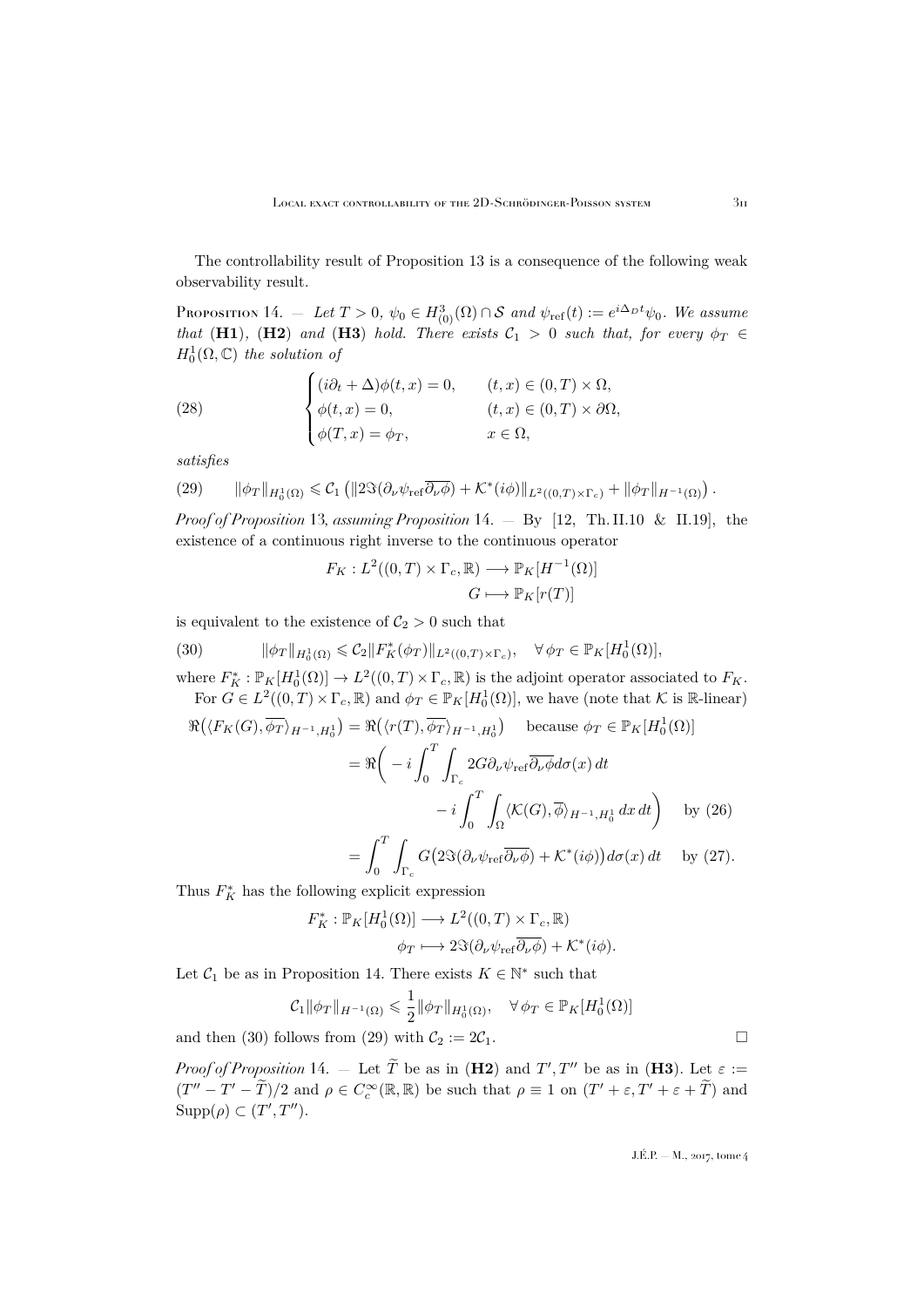The controllability result of Proposition 13 is a consequence of the following weak observability result.

**Proposition 14.** — *Let $T > 0$, $\psi_0 \in H^3_{(0)}(\Omega) \cap \mathcal{S}$ and $\psi_{\mathrm{ref}}(t) := e^{i\Delta_D t}\psi_0$. We assume that* (**H1**), (**H2**) *and* (**H3**) *hold. There exists $\mathcal{C}_1 > 0$ such that, for every $\phi_T \in H^1_0(\Omega, \mathbb{C})$ the solution of*

$$
\begin{cases}
(i\partial_t + \Delta)\phi(t,x) = 0, & (t,x) \in (0,T) \times \Omega, \\
\phi(t,x) = 0, & (t,x) \in (0,T) \times \partial\Omega, \\
\phi(T,x) = \phi_T, & x \in \Omega,
\end{cases}
\tag{28}
$$

*satisfies*

$$
\|\phi_T\|_{H^1_0(\Omega)} \leqslant \mathcal{C}_1 \left( \|2\Im(\partial_\nu \psi_{\mathrm{ref}} \overline{\partial_\nu \phi}) + \mathcal{K}^*(i\phi)\|_{L^2((0,T)\times\Gamma_c)} + \|\phi_T\|_{H^{-1}(\Omega)} \right). \tag{29}
$$

*Proof of Proposition* 13, *assuming Proposition* 14. — By [12, Th. II.10 & II.19], the existence of a continuous right inverse to the continuous operator

$$
\begin{aligned}
F_K : L^2((0,T)\times\Gamma_c, \mathbb{R}) &\longrightarrow \mathbb{P}_K[H^{-1}(\Omega)] \\
G &\longmapsto \mathbb{P}_K[r(T)]
\end{aligned}
$$

is equivalent to the existence of $\mathcal{C}_2 > 0$ such that

$$
\|\phi_T\|_{H^1_0(\Omega)} \leqslant \mathcal{C}_2 \|F_K^*(\phi_T)\|_{L^2((0,T)\times\Gamma_c)}, \quad \forall\, \phi_T \in \mathbb{P}_K[H^1_0(\Omega)], \tag{30}
$$

where $F_K^* : \mathbb{P}_K[H^1_0(\Omega)] \to L^2((0,T)\times\Gamma_c, \mathbb{R})$ is the adjoint operator associated to $F_K$.

For $G \in L^2((0,T)\times\Gamma_c, \mathbb{R})$ and $\phi_T \in \mathbb{P}_K[H^1_0(\Omega)]$, we have (note that $\mathcal{K}$ is $\mathbb{R}$-linear)

$$
\begin{aligned}
\Re\big(\langle F_K(G), \overline{\phi_T}\rangle_{H^{-1},H^1_0}\big) &= \Re\big(\langle r(T), \overline{\phi_T}\rangle_{H^{-1},H^1_0}\big) \quad \text{because } \phi_T \in \mathbb{P}_K[H^1_0(\Omega)] \\
&= \Re\bigg( -i\int_0^T \int_{\Gamma_c} 2G\partial_\nu \psi_{\mathrm{ref}} \overline{\partial_\nu \phi}\, d\sigma(x)\, dt \\
&\qquad\qquad - i\int_0^T \int_\Omega \langle \mathcal{K}(G), \overline{\phi}\rangle_{H^{-1},H^1_0}\, dx\, dt \bigg) \quad \text{by (26)} \\
&= \int_0^T \int_{\Gamma_c} G\big(2\Im(\partial_\nu \psi_{\mathrm{ref}} \overline{\partial_\nu \phi}) + \mathcal{K}^*(i\phi)\big)\, d\sigma(x)\, dt \quad \text{by (27)}.
\end{aligned}
$$

Thus $F_K^*$ has the following explicit expression

$$
\begin{aligned}
F_K^* : \mathbb{P}_K[H^1_0(\Omega)] &\longrightarrow L^2((0,T)\times\Gamma_c, \mathbb{R}) \\
\phi_T &\longmapsto 2\Im(\partial_\nu \psi_{\mathrm{ref}} \overline{\partial_\nu \phi}) + \mathcal{K}^*(i\phi).
\end{aligned}
$$

Let $\mathcal{C}_1$ be as in Proposition 14. There exists $K \in \mathbb{N}^*$ such that

$$
\mathcal{C}_1 \|\phi_T\|_{H^{-1}(\Omega)} \leqslant \frac{1}{2} \|\phi_T\|_{H^1_0(\Omega)}, \quad \forall\, \phi_T \in \mathbb{P}_K[H^1_0(\Omega)]
$$

and then (30) follows from (29) with $\mathcal{C}_2 := 2\mathcal{C}_1$. $\square$

*Proof of Proposition* 14. — Let $\widetilde{T}$ be as in (**H2**) and $T', T''$ be as in (**H3**). Let $\varepsilon := (T'' - T' - \widetilde{T})/2$ and $\rho \in C^\infty_c(\mathbb{R}, \mathbb{R})$ be such that $\rho \equiv 1$ on $(T' + \varepsilon, T' + \varepsilon + \widetilde{T})$ and $\mathrm{Supp}(\rho) \subset (T', T'')$.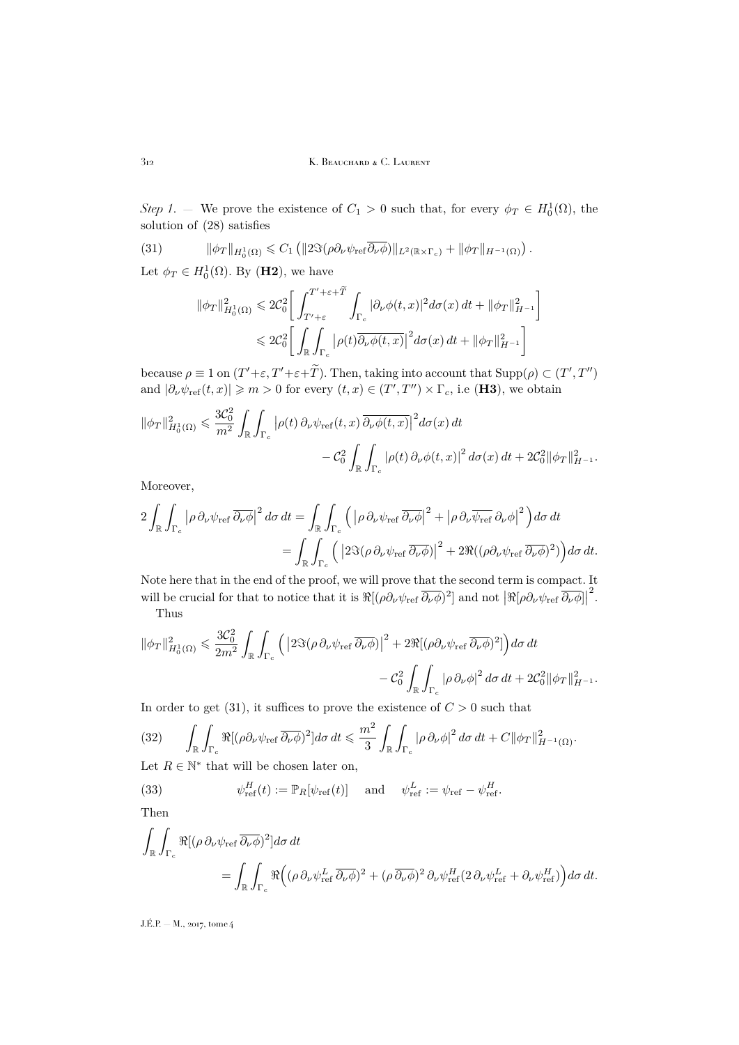*Step 1*. — We prove the existence of $C_1 > 0$ such that, for every $\phi_T \in H^1_0(\Omega)$, the solution of (28) satisfies

$$\|\phi_T\|_{H^1_0(\Omega)} \leqslant C_1 \left( \|2\Im(\rho \partial_\nu \psi_{\mathrm{ref}} \overline{\partial_\nu \phi})\|_{L^2(\mathbb{R}\times\Gamma_c)} + \|\phi_T\|_{H^{-1}(\Omega)} \right). \tag{31}$$

Let $\phi_T \in H^1_0(\Omega)$. By (**H2**), we have

$$\begin{aligned}
\|\phi_T\|^2_{H^1_0(\Omega)} &\leqslant 2\mathcal{C}_0^2 \bigg[ \int_{T'+\varepsilon}^{T'+\varepsilon+\widetilde{T}} \int_{\Gamma_c} |\partial_\nu \phi(t,x)|^2 d\sigma(x)\, dt + \|\phi_T\|^2_{H^{-1}} \bigg] \\
&\leqslant 2\mathcal{C}_0^2 \bigg[ \int_{\mathbb{R}} \int_{\Gamma_c} \left| \rho(t) \overline{\partial_\nu \phi(t,x)} \right|^2 d\sigma(x)\, dt + \|\phi_T\|^2_{H^{-1}} \bigg]
\end{aligned}$$

because $\rho \equiv 1$ on $(T'+\varepsilon, T'+\varepsilon+\widetilde{T})$. Then, taking into account that $\mathrm{Supp}(\rho) \subset (T', T'')$ and $|\partial_\nu \psi_{\mathrm{ref}}(t,x)| \geqslant m > 0$ for every $(t,x) \in (T',T'') \times \Gamma_c$, i.e (**H3**), we obtain

$$\begin{aligned}
\|\phi_T\|^2_{H^1_0(\Omega)} \leqslant \frac{3\mathcal{C}_0^2}{m^2} \int_{\mathbb{R}} \int_{\Gamma_c} \left| \rho(t)\, \partial_\nu \psi_{\mathrm{ref}}(t,x)\, \overline{\partial_\nu \phi(t,x)} \right|^2 d\sigma(x)\, dt \\
- \mathcal{C}_0^2 \int_{\mathbb{R}} \int_{\Gamma_c} \left| \rho(t)\, \partial_\nu \phi(t,x) \right|^2 d\sigma(x)\, dt + 2\mathcal{C}_0^2 \|\phi_T\|^2_{H^{-1}}.
\end{aligned}$$

Moreover,

$$\begin{aligned}
2 \int_{\mathbb{R}} \int_{\Gamma_c} \left| \rho\, \partial_\nu \psi_{\mathrm{ref}}\, \overline{\partial_\nu \phi} \right|^2 d\sigma\, dt &= \int_{\mathbb{R}} \int_{\Gamma_c} \Big( \left| \rho\, \partial_\nu \psi_{\mathrm{ref}}\, \overline{\partial_\nu \phi} \right|^2 + \left| \rho\, \partial_\nu \overline{\psi_{\mathrm{ref}}}\, \partial_\nu \phi \right|^2 \Big) d\sigma\, dt \\
&= \int_{\mathbb{R}} \int_{\Gamma_c} \Big( \left| 2\Im(\rho\, \partial_\nu \psi_{\mathrm{ref}}\, \overline{\partial_\nu \phi}) \right|^2 + 2\Re((\rho \partial_\nu \psi_{\mathrm{ref}}\, \overline{\partial_\nu \phi})^2) \Big) d\sigma\, dt.
\end{aligned}$$

Note here that in the end of the proof, we will prove that the second term is compact. It will be crucial for that to notice that it is $\Re[(\rho \partial_\nu \psi_{\mathrm{ref}}\, \overline{\partial_\nu \phi})^2]$ and not $\left| \Re[\rho \partial_\nu \psi_{\mathrm{ref}}\, \overline{\partial_\nu \phi}] \right|^2$.

Thus

$$\begin{aligned}
\|\phi_T\|^2_{H^1_0(\Omega)} \leqslant \frac{3\mathcal{C}_0^2}{2m^2} \int_{\mathbb{R}} \int_{\Gamma_c} \Big( \left| 2\Im(\rho\, \partial_\nu \psi_{\mathrm{ref}}\, \overline{\partial_\nu \phi}) \right|^2 + 2\Re[(\rho \partial_\nu \psi_{\mathrm{ref}}\, \overline{\partial_\nu \phi})^2] \Big) d\sigma\, dt \\
- \mathcal{C}_0^2 \int_{\mathbb{R}} \int_{\Gamma_c} \left| \rho\, \partial_\nu \phi \right|^2 d\sigma\, dt + 2\mathcal{C}_0^2 \|\phi_T\|^2_{H^{-1}}.
\end{aligned}$$

In order to get (31), it suffices to prove the existence of $C > 0$ such that

$$\int_{\mathbb{R}} \int_{\Gamma_c} \Re[(\rho \partial_\nu \psi_{\mathrm{ref}}\, \overline{\partial_\nu \phi})^2] d\sigma\, dt \leqslant \frac{m^2}{3} \int_{\mathbb{R}} \int_{\Gamma_c} \left| \rho\, \partial_\nu \phi \right|^2 d\sigma\, dt + C \|\phi_T\|^2_{H^{-1}(\Omega)}. \tag{32}$$

Let $R \in \mathbb{N}^*$ that will be chosen later on,

$$\psi^H_{\mathrm{ref}}(t) := \mathbb{P}_R[\psi_{\mathrm{ref}}(t)] \quad \text{and} \quad \psi^L_{\mathrm{ref}} := \psi_{\mathrm{ref}} - \psi^H_{\mathrm{ref}}. \tag{33}$$

Then

$$\begin{aligned}
&\int_{\mathbb{R}} \int_{\Gamma_c} \Re[(\rho\, \partial_\nu \psi_{\mathrm{ref}}\, \overline{\partial_\nu \phi})^2] d\sigma\, dt \\
&\qquad = \int_{\mathbb{R}} \int_{\Gamma_c} \Re\Big( (\rho\, \partial_\nu \psi^L_{\mathrm{ref}}\, \overline{\partial_\nu \phi})^2 + (\rho\, \overline{\partial_\nu \phi})^2\, \partial_\nu \psi^H_{\mathrm{ref}} (2\, \partial_\nu \psi^L_{\mathrm{ref}} + \partial_\nu \psi^H_{\mathrm{ref}}) \Big) d\sigma\, dt.
\end{aligned}$$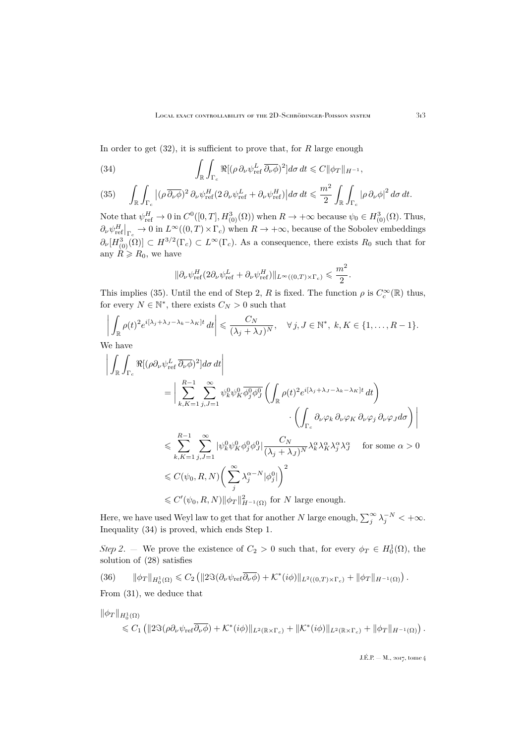In order to get (32), it is sufficient to prove that, for $R$ large enough

$$\int_{\mathbb{R}}\int_{\Gamma_c} \Re[(\rho\,\partial_\nu\psi^L_{\mathrm{ref}}\,\overline{\partial_\nu\phi})^2]d\sigma\,dt \leqslant C\|\phi_T\|_{H^{-1}}, \tag{34}$$

$$\int_{\mathbb{R}}\int_{\Gamma_c} \big|(\rho\,\overline{\partial_\nu\phi})^2\,\partial_\nu\psi^H_{\mathrm{ref}}(2\,\partial_\nu\psi^L_{\mathrm{ref}}+\partial_\nu\psi^H_{\mathrm{ref}})\big|d\sigma\,dt \leqslant \frac{m^2}{2}\int_{\mathbb{R}}\int_{\Gamma_c}|\rho\,\partial_\nu\phi|^2\,d\sigma\,dt. \tag{35}$$

Note that $\psi^H_{\mathrm{ref}} \to 0$ in $C^0([0,T],H^3_{(0)}(\Omega))$ when $R\to+\infty$ because $\psi_0\in H^3_{(0)}(\Omega)$. Thus, $\partial_\nu\psi^H_{\mathrm{ref}}\big|_{\Gamma_c}\to 0$ in $L^\infty((0,T)\times\Gamma_c)$ when $R\to+\infty$, because of the Sobolev embeddings $\partial_\nu[H^3_{(0)}(\Omega)]\subset H^{3/2}(\Gamma_c)\subset L^\infty(\Gamma_c)$. As a consequence, there exists $R_0$ such that for any $R\geqslant R_0$, we have

$$\|\partial_\nu\psi^H_{\mathrm{ref}}(2\partial_\nu\psi^L_{\mathrm{ref}}+\partial_\nu\psi^H_{\mathrm{ref}})\|_{L^\infty((0,T)\times\Gamma_c)}\leqslant\frac{m^2}{2}.$$

This implies (35). Until the end of Step 2, $R$ is fixed. The function $\rho$ is $C^\infty_c(\mathbb{R})$ thus, for every $N\in\mathbb{N}^*$, there exists $C_N>0$ such that

$$\left|\int_{\mathbb{R}}\rho(t)^2e^{i[\lambda_j+\lambda_J-\lambda_k-\lambda_K]t}\,dt\right|\leqslant\frac{C_N}{(\lambda_j+\lambda_J)^N},\quad\forall j,J\in\mathbb{N}^*,\ k,K\in\{1,\dots,R-1\}.$$

We have

$$\begin{aligned}
\left|\int_{\mathbb{R}}\int_{\Gamma_c}\Re[(\rho\partial_\nu\psi^L_{\mathrm{ref}}\,\overline{\partial_\nu\phi})^2]d\sigma\,dt\right|
&=\Big|\sum_{k,K=1}^{R-1}\sum_{j,J=1}^{\infty}\psi^0_k\psi^0_K\overline{\phi^0_j\phi^0_J}\left(\int_{\mathbb{R}}\rho(t)^2e^{i[\lambda_j+\lambda_J-\lambda_k-\lambda_K]t}\,dt\right)\\
&\qquad\cdot\left(\int_{\Gamma_c}\partial_\nu\varphi_k\,\partial_\nu\varphi_K\,\partial_\nu\varphi_j\,\partial_\nu\varphi_J d\sigma\right)\Big|\\
&\leqslant\sum_{k,K=1}^{R-1}\sum_{j,J=1}^{\infty}|\psi^0_k\psi^0_K\phi^0_j\phi^0_J|\frac{C_N}{(\lambda_j+\lambda_J)^N}\lambda_k^\alpha\lambda_K^\alpha\lambda_j^\alpha\lambda_J^\alpha\quad\text{for some }\alpha>0\\
&\leqslant C(\psi_0,R,N)\bigg(\sum_j^\infty\lambda_j^{\alpha-N}|\phi^0_j|\bigg)^2\\
&\leqslant C'(\psi_0,R,N)\|\phi_T\|^2_{H^{-1}(\Omega)}\text{ for }N\text{ large enough.}
\end{aligned}$$

Here, we have used Weyl law to get that for another $N$ large enough, $\sum_j^\infty\lambda_j^{-N}<+\infty$. Inequality (34) is proved, which ends Step 1.

*Step 2.* — We prove the existence of $C_2>0$ such that, for every $\phi_T\in H^1_0(\Omega)$, the solution of (28) satisfies

$$\|\phi_T\|_{H^1_0(\Omega)}\leqslant C_2\left(\|2\Im(\partial_\nu\psi_{\mathrm{ref}}\overline{\partial_\nu\phi})+\mathcal{K}^*(i\phi)\|_{L^2((0,T)\times\Gamma_c)}+\|\phi_T\|_{H^{-1}(\Omega)}\right). \tag{36}$$

From (31), we deduce that

$$\begin{aligned}
&\|\phi_T\|_{H^1_0(\Omega)}\\
&\quad\leqslant C_1\left(\|2\Im(\rho\partial_\nu\psi_{\mathrm{ref}}\overline{\partial_\nu\phi})+\mathcal{K}^*(i\phi)\|_{L^2(\mathbb{R}\times\Gamma_c)}+\|\mathcal{K}^*(i\phi)\|_{L^2(\mathbb{R}\times\Gamma_c)}+\|\phi_T\|_{H^{-1}(\Omega)}\right).
\end{aligned}$$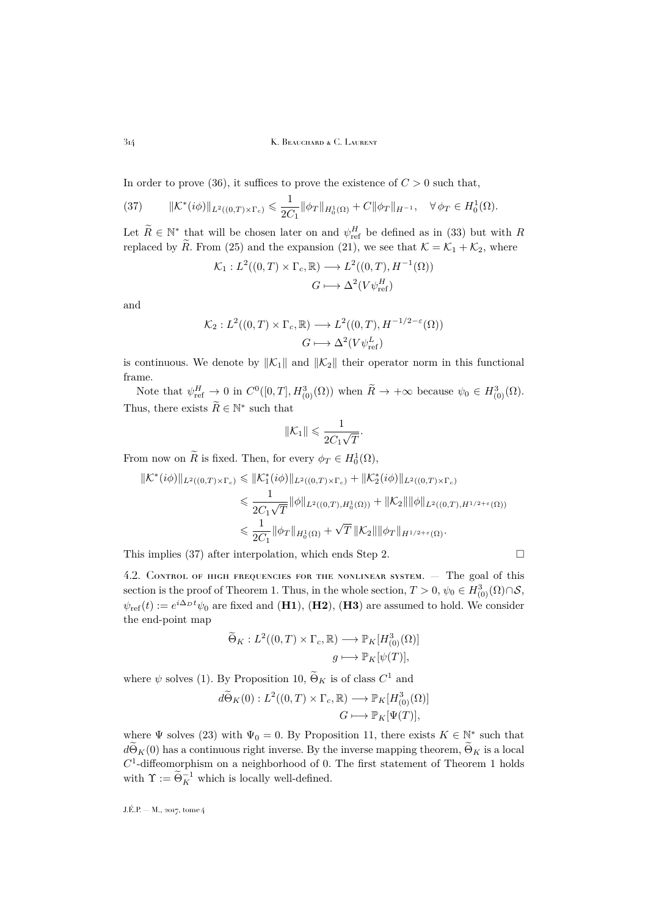In order to prove (36), it suffices to prove the existence of $C>0$ such that,

$$\|\mathcal{K}^*(i\phi)\|_{L^2((0,T)\times\Gamma_c)} \leqslant \frac{1}{2C_1}\|\phi_T\|_{H_0^1(\Omega)} + C\|\phi_T\|_{H^{-1}}, \quad \forall\, \phi_T\in H_0^1(\Omega). \tag{37}$$

Let $\widetilde{R}\in\mathbb{N}^*$ that will be chosen later on and $\psi_{\text{ref}}^H$ be defined as in (33) but with $R$ replaced by $\widetilde{R}$. From (25) and the expansion (21), we see that $\mathcal{K}=\mathcal{K}_1+\mathcal{K}_2$, where

$$\begin{aligned}\mathcal{K}_1 : L^2((0,T)\times\Gamma_c,\mathbb{R}) &\longrightarrow L^2((0,T),H^{-1}(\Omega))\\ G &\longmapsto \Delta^2(V\psi_{\text{ref}}^H)\end{aligned}$$

and

$$\begin{aligned}\mathcal{K}_2 : L^2((0,T)\times\Gamma_c,\mathbb{R}) &\longrightarrow L^2((0,T),H^{-1/2-\varepsilon}(\Omega))\\ G &\longmapsto \Delta^2(V\psi_{\text{ref}}^L)\end{aligned}$$

is continuous. We denote by $\|\mathcal{K}_1\|$ and $\|\mathcal{K}_2\|$ their operator norm in this functional frame.

Note that $\psi_{\text{ref}}^H\to 0$ in $C^0([0,T],H^3_{(0)}(\Omega))$ when $\widetilde{R}\to+\infty$ because $\psi_0\in H^3_{(0)}(\Omega)$. Thus, there exists $\widetilde{R}\in\mathbb{N}^*$ such that

$$\|\mathcal{K}_1\|\leqslant \frac{1}{2C_1\sqrt{T}}.$$

From now on $\widetilde{R}$ is fixed. Then, for every $\phi_T\in H_0^1(\Omega)$,

$$\begin{aligned}\|\mathcal{K}^*(i\phi)\|_{L^2((0,T)\times\Gamma_c)} &\leqslant \|\mathcal{K}_1^*(i\phi)\|_{L^2((0,T)\times\Gamma_c)} + \|\mathcal{K}_2^*(i\phi)\|_{L^2((0,T)\times\Gamma_c)}\\ &\leqslant \frac{1}{2C_1\sqrt{T}}\|\phi\|_{L^2((0,T),H_0^1(\Omega))} + \|\mathcal{K}_2\|\|\phi\|_{L^2((0,T),H^{1/2+\varepsilon}(\Omega))}\\ &\leqslant \frac{1}{2C_1}\|\phi_T\|_{H_0^1(\Omega)} + \sqrt{T}\,\|\mathcal{K}_2\|\|\phi_T\|_{H^{1/2+\varepsilon}(\Omega)}.\end{aligned}$$

This implies (37) after interpolation, which ends Step 2. $\square$

4.2. Control of high frequencies for the nonlinear system. — The goal of this section is the proof of Theorem 1. Thus, in the whole section, $T>0$, $\psi_0\in H^3_{(0)}(\Omega)\cap\mathcal{S}$, $\psi_{\text{ref}}(t):=e^{i\Delta_D t}\psi_0$ are fixed and (**H1**), (**H2**), (**H3**) are assumed to hold. We consider the end-point map

$$\begin{aligned}\widetilde{\Theta}_K : L^2((0,T)\times\Gamma_c,\mathbb{R}) &\longrightarrow \mathbb{P}_K[H^3_{(0)}(\Omega)]\\ g &\longmapsto \mathbb{P}_K[\psi(T)],\end{aligned}$$

where $\psi$ solves (1). By Proposition 10, $\widetilde{\Theta}_K$ is of class $C^1$ and

$$\begin{aligned}d\widetilde{\Theta}_K(0) : L^2((0,T)\times\Gamma_c,\mathbb{R}) &\longrightarrow \mathbb{P}_K[H^3_{(0)}(\Omega)]\\ G &\longmapsto \mathbb{P}_K[\Psi(T)],\end{aligned}$$

where $\Psi$ solves (23) with $\Psi_0=0$. By Proposition 11, there exists $K\in\mathbb{N}^*$ such that $d\widetilde{\Theta}_K(0)$ has a continuous right inverse. By the inverse mapping theorem, $\widetilde{\Theta}_K$ is a local $C^1$-diffeomorphism on a neighborhood of 0. The first statement of Theorem 1 holds with $\Upsilon:=\widetilde{\Theta}_K^{-1}$ which is locally well-defined.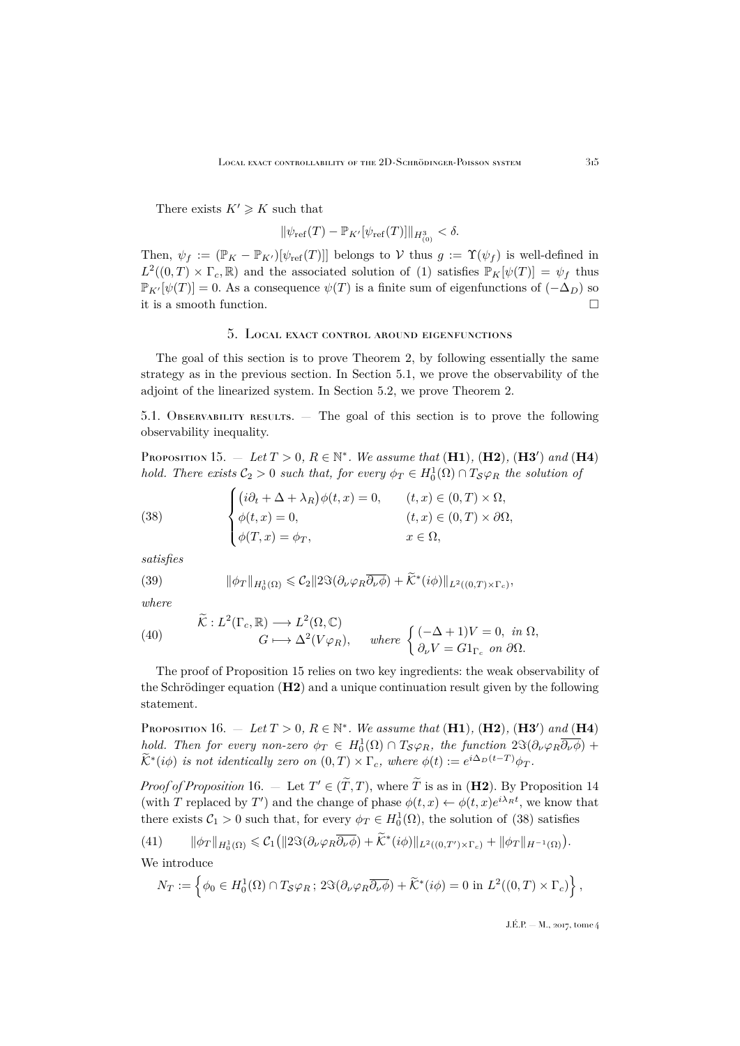There exists $K' \geqslant K$ such that

$$\|\psi_{\mathrm{ref}}(T) - \mathbb{P}_{K'}[\psi_{\mathrm{ref}}(T)]\|_{H^3_{(0)}} < \delta.$$

Then, $\psi_f := (\mathbb{P}_K - \mathbb{P}_{K'})[\psi_{\mathrm{ref}}(T)]]$ belongs to $\mathcal{V}$ thus $g := \Upsilon(\psi_f)$ is well-defined in $L^2((0,T)\times\Gamma_c,\mathbb{R})$ and the associated solution of (1) satisfies $\mathbb{P}_K[\psi(T)] = \psi_f$ thus $\mathbb{P}_{K'}[\psi(T)] = 0$. As a consequence $\psi(T)$ is a finite sum of eigenfunctions of $(-\Delta_D)$ so it is a smooth function. $\square$

## 5. Local exact control around eigenfunctions

The goal of this section is to prove Theorem 2, by following essentially the same strategy as in the previous section. In Section 5.1, we prove the observability of the adjoint of the linearized system. In Section 5.2, we prove Theorem 2.

5.1. Observability results. — The goal of this section is to prove the following observability inequality.

Proposition 15. — *Let $T > 0$, $R \in \mathbb{N}^*$. We assume that* **(H1)**, **(H2)**, **(H3′)** *and* **(H4)** *hold. There exists $\mathcal{C}_2 > 0$ such that, for every $\phi_T \in H^1_0(\Omega) \cap T_{\mathcal{S}}\varphi_R$ the solution of*

$$\begin{cases} \big(i\partial_t + \Delta + \lambda_R\big)\phi(t,x) = 0, & (t,x) \in (0,T)\times\Omega, \\ \phi(t,x) = 0, & (t,x) \in (0,T)\times\partial\Omega, \\ \phi(T,x) = \phi_T, & x \in \Omega, \end{cases} \tag{38}$$

*satisfies*

$$\|\phi_T\|_{H^1_0(\Omega)} \leqslant \mathcal{C}_2 \|2\Im(\partial_\nu\varphi_R\overline{\partial_\nu\phi}) + \widetilde{\mathcal{K}}^*(i\phi)\|_{L^2((0,T)\times\Gamma_c)}, \tag{39}$$

*where*

$$\begin{aligned} \widetilde{\mathcal{K}} : L^2(\Gamma_c,\mathbb{R}) &\longrightarrow L^2(\Omega,\mathbb{C}) \\ G &\longmapsto \Delta^2(V\varphi_R), \end{aligned} \quad \text{where } \begin{cases} (-\Delta+1)V = 0, \text{ in } \Omega, \\ \partial_\nu V = G 1_{\Gamma_c} \text{ on } \partial\Omega. \end{cases} \tag{40}$$

The proof of Proposition 15 relies on two key ingredients: the weak observability of the Schrödinger equation **(H2)** and a unique continuation result given by the following statement.

Proposition 16. — *Let $T > 0$, $R \in \mathbb{N}^*$. We assume that* **(H1)**, **(H2)**, **(H3′)** *and* **(H4)** *hold. Then for every non-zero $\phi_T \in H^1_0(\Omega) \cap T_{\mathcal{S}}\varphi_R$, the function $2\Im(\partial_\nu\varphi_R\overline{\partial_\nu\phi}) + \widetilde{\mathcal{K}}^*(i\phi)$ is not identically zero on $(0,T)\times\Gamma_c$, where $\phi(t) := e^{i\Delta_D(t-T)}\phi_T$.*

*Proof of Proposition 16.* — Let $T' \in (\widetilde{T}, T)$, where $\widetilde{T}$ is as in **(H2)**. By Proposition 14 (with $T$ replaced by $T'$) and the change of phase $\phi(t,x) \leftarrow \phi(t,x)e^{i\lambda_R t}$, we know that there exists $\mathcal{C}_1 > 0$ such that, for every $\phi_T \in H^1_0(\Omega)$, the solution of (38) satisfies

$$\|\phi_T\|_{H^1_0(\Omega)} \leqslant \mathcal{C}_1\big(\|2\Im(\partial_\nu\varphi_R\overline{\partial_\nu\phi}) + \widetilde{\mathcal{K}}^*(i\phi)\|_{L^2((0,T')\times\Gamma_c)} + \|\phi_T\|_{H^{-1}(\Omega)}\big). \tag{41}$$

We introduce

$$N_T := \Big\{\phi_0 \in H^1_0(\Omega) \cap T_{\mathcal{S}}\varphi_R\,;\, 2\Im(\partial_\nu\varphi_R\overline{\partial_\nu\phi}) + \widetilde{\mathcal{K}}^*(i\phi) = 0 \text{ in } L^2((0,T)\times\Gamma_c)\Big\},$$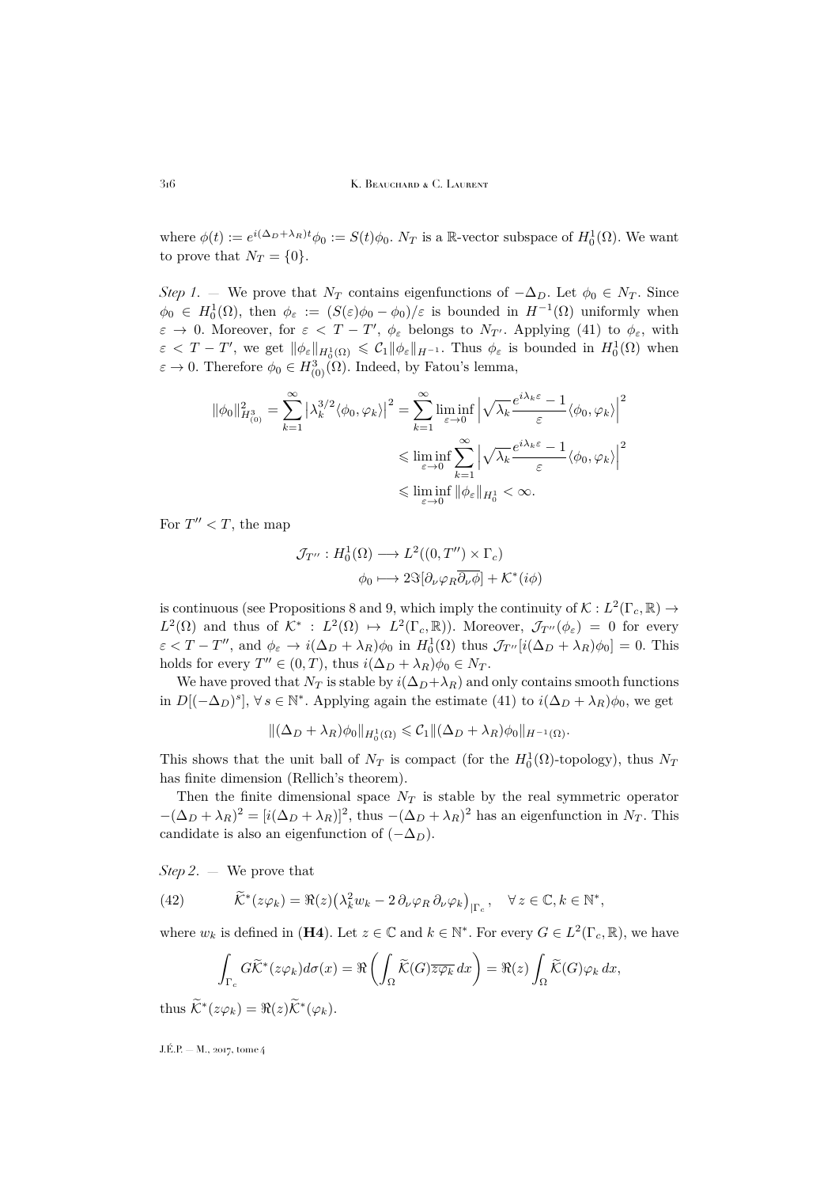where $\phi(t) := e^{i(\Delta_D+\lambda_R)t}\phi_0 := S(t)\phi_0$. $N_T$ is a $\mathbb{R}$-vector subspace of $H^1_0(\Omega)$. We want to prove that $N_T = \{0\}$.

*Step 1.* — We prove that $N_T$ contains eigenfunctions of $-\Delta_D$. Let $\phi_0 \in N_T$. Since $\phi_0 \in H^1_0(\Omega)$, then $\phi_\varepsilon := (S(\varepsilon)\phi_0 - \phi_0)/\varepsilon$ is bounded in $H^{-1}(\Omega)$ uniformly when $\varepsilon \to 0$. Moreover, for $\varepsilon < T - T'$, $\phi_\varepsilon$ belongs to $N_{T'}$. Applying (41) to $\phi_\varepsilon$, with $\varepsilon < T - T'$, we get $\|\phi_\varepsilon\|_{H^1_0(\Omega)} \leqslant \mathcal{C}_1 \|\phi_\varepsilon\|_{H^{-1}}$. Thus $\phi_\varepsilon$ is bounded in $H^1_0(\Omega)$ when $\varepsilon \to 0$. Therefore $\phi_0 \in H^3_{(0)}(\Omega)$. Indeed, by Fatou's lemma,

$$
\begin{aligned}
\|\phi_0\|^2_{H^3_{(0)}} = \sum_{k=1}^{\infty} \big|\lambda_k^{3/2}\langle \phi_0, \varphi_k\rangle\big|^2 &= \sum_{k=1}^{\infty} \liminf_{\varepsilon\to 0} \Big|\sqrt{\lambda_k}\frac{e^{i\lambda_k\varepsilon}-1}{\varepsilon}\langle \phi_0, \varphi_k\rangle\Big|^2 \\
&\leqslant \liminf_{\varepsilon\to 0} \sum_{k=1}^{\infty} \Big|\sqrt{\lambda_k}\frac{e^{i\lambda_k\varepsilon}-1}{\varepsilon}\langle \phi_0, \varphi_k\rangle\Big|^2 \\
&\leqslant \liminf_{\varepsilon\to 0} \|\phi_\varepsilon\|_{H^1_0} < \infty.
\end{aligned}
$$

For $T'' < T$, the map

$$
\begin{aligned}
\mathcal{J}_{T''} : H^1_0(\Omega) &\longrightarrow L^2((0,T'')\times\Gamma_c) \\
\phi_0 &\longmapsto 2\Im[\partial_\nu\varphi_R\overline{\partial_\nu\phi}] + \mathcal{K}^*(i\phi)
\end{aligned}
$$

is continuous (see Propositions 8 and 9, which imply the continuity of $\mathcal{K} : L^2(\Gamma_c, \mathbb{R}) \to L^2(\Omega)$ and thus of $\mathcal{K}^* : L^2(\Omega) \mapsto L^2(\Gamma_c, \mathbb{R})$). Moreover, $\mathcal{J}_{T''}(\phi_\varepsilon) = 0$ for every $\varepsilon < T - T''$, and $\phi_\varepsilon \to i(\Delta_D + \lambda_R)\phi_0$ in $H^1_0(\Omega)$ thus $\mathcal{J}_{T''}[i(\Delta_D+\lambda_R)\phi_0] = 0$. This holds for every $T'' \in (0,T)$, thus $i(\Delta_D + \lambda_R)\phi_0 \in N_T$.

We have proved that $N_T$ is stable by $i(\Delta_D+\lambda_R)$ and only contains smooth functions in $D[(-\Delta_D)^s]$, $\forall\, s \in \mathbb{N}^*$. Applying again the estimate (41) to $i(\Delta_D + \lambda_R)\phi_0$, we get

$$
\|(\Delta_D + \lambda_R)\phi_0\|_{H^1_0(\Omega)} \leqslant \mathcal{C}_1 \|(\Delta_D + \lambda_R)\phi_0\|_{H^{-1}(\Omega)}.
$$

This shows that the unit ball of $N_T$ is compact (for the $H^1_0(\Omega)$-topology), thus $N_T$ has finite dimension (Rellich's theorem).

Then the finite dimensional space $N_T$ is stable by the real symmetric operator $-(\Delta_D + \lambda_R)^2 = [i(\Delta_D + \lambda_R)]^2$, thus $-(\Delta_D + \lambda_R)^2$ has an eigenfunction in $N_T$. This candidate is also an eigenfunction of $(-\Delta_D)$.

*Step 2.* — We prove that

$$
\widetilde{\mathcal{K}}^*(z\varphi_k) = \Re(z)\big(\lambda_k^2 w_k - 2\,\partial_\nu\varphi_R\,\partial_\nu\varphi_k\big)_{|\Gamma_c}, \quad \forall\, z \in \mathbb{C}, k \in \mathbb{N}^*, \tag{42}
$$

where $w_k$ is defined in (**H4**). Let $z \in \mathbb{C}$ and $k \in \mathbb{N}^*$. For every $G \in L^2(\Gamma_c, \mathbb{R})$, we have

$$
\int_{\Gamma_c} G\widetilde{\mathcal{K}}^*(z\varphi_k)d\sigma(x) = \Re\left(\int_\Omega \widetilde{\mathcal{K}}(G)\overline{z\varphi_k}\,dx\right) = \Re(z)\int_\Omega \widetilde{\mathcal{K}}(G)\varphi_k\,dx,
$$

thus $\widetilde{\mathcal{K}}^*(z\varphi_k) = \Re(z)\widetilde{\mathcal{K}}^*(\varphi_k)$.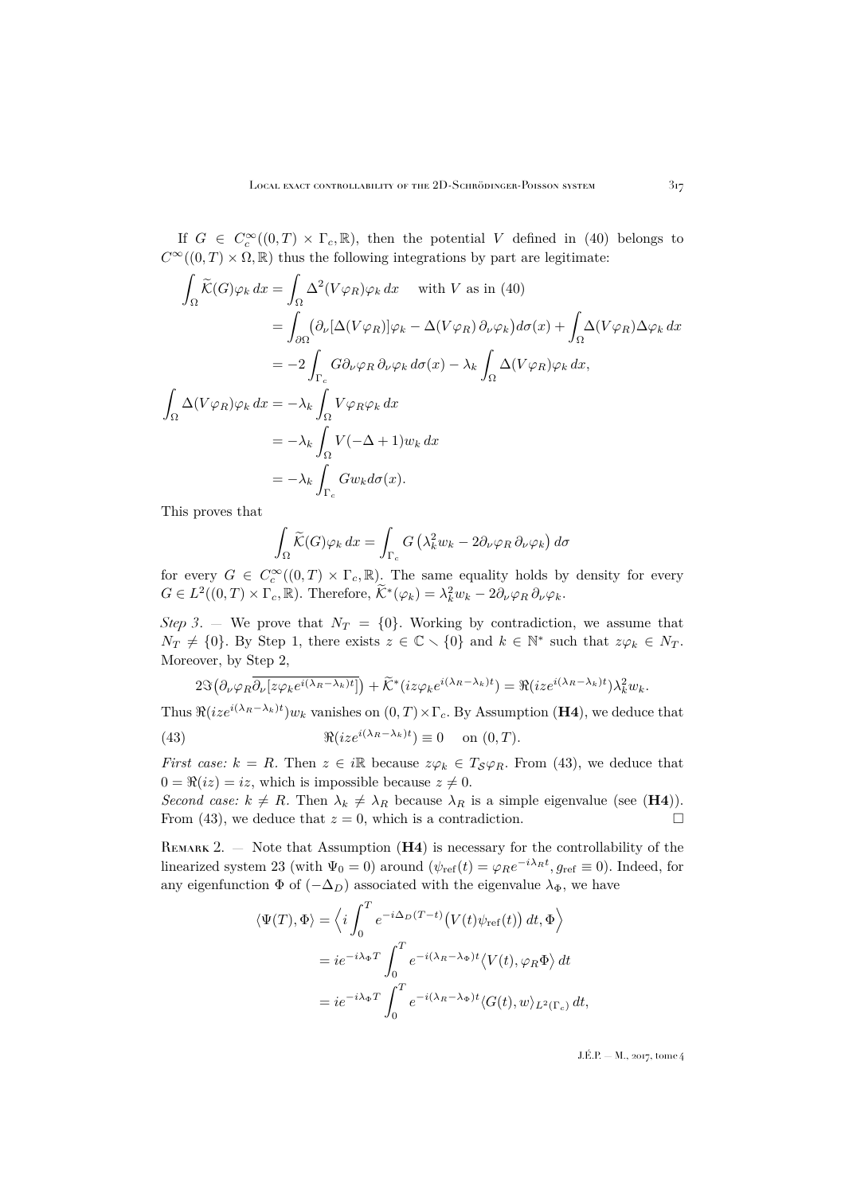If $G \in C_c^\infty((0,T)\times\Gamma_c,\mathbb{R})$, then the potential $V$ defined in (40) belongs to $C^\infty((0,T)\times\Omega,\mathbb{R})$ thus the following integrations by part are legitimate:

$$
\begin{aligned}
\int_\Omega \widetilde{\mathcal{K}}(G)\varphi_k\,dx &= \int_\Omega \Delta^2(V\varphi_R)\varphi_k\,dx \quad \text{ with } V \text{ as in (40)}\\
&= \int_{\partial\Omega}\big(\partial_\nu[\Delta(V\varphi_R)]\varphi_k - \Delta(V\varphi_R)\,\partial_\nu\varphi_k\big)d\sigma(x) + \int_\Omega \Delta(V\varphi_R)\Delta\varphi_k\,dx\\
&= -2\int_{\Gamma_c} G\partial_\nu\varphi_R\,\partial_\nu\varphi_k\,d\sigma(x) - \lambda_k\int_\Omega \Delta(V\varphi_R)\varphi_k\,dx,\\
\int_\Omega \Delta(V\varphi_R)\varphi_k\,dx &= -\lambda_k\int_\Omega V\varphi_R\varphi_k\,dx\\
&= -\lambda_k\int_\Omega V(-\Delta+1)w_k\,dx\\
&= -\lambda_k\int_{\Gamma_c} G w_k d\sigma(x).
\end{aligned}
$$

This proves that

$$
\int_\Omega \widetilde{\mathcal{K}}(G)\varphi_k\,dx = \int_{\Gamma_c} G\left(\lambda_k^2 w_k - 2\partial_\nu\varphi_R\,\partial_\nu\varphi_k\right)d\sigma
$$

for every $G \in C_c^\infty((0,T)\times\Gamma_c,\mathbb{R})$. The same equality holds by density for every $G\in L^2((0,T)\times\Gamma_c,\mathbb{R})$. Therefore, $\widetilde{\mathcal{K}}^*(\varphi_k) = \lambda_k^2 w_k - 2\partial_\nu\varphi_R\,\partial_\nu\varphi_k$.

*Step 3*. — We prove that $N_T=\{0\}$. Working by contradiction, we assume that $N_T\neq\{0\}$. By Step 1, there exists $z\in\mathbb{C}\smallsetminus\{0\}$ and $k\in\mathbb{N}^*$ such that $z\varphi_k\in N_T$. Moreover, by Step 2,

$$
2\Im\big(\partial_\nu\varphi_R\overline{\partial_\nu[z\varphi_k e^{i(\lambda_R-\lambda_k)t}]}\big) + \widetilde{\mathcal{K}}^*(iz\varphi_k e^{i(\lambda_R-\lambda_k)t}) = \Re(ize^{i(\lambda_R-\lambda_k)t})\lambda_k^2 w_k.
$$

Thus $\Re(ize^{i(\lambda_R-\lambda_k)t})w_k$ vanishes on $(0,T)\times\Gamma_c$. By Assumption (**H4**), we deduce that

$$
\Re(ize^{i(\lambda_R-\lambda_k)t}) \equiv 0 \quad \text{on } (0,T). \tag{43}
$$

*First case:* $k=R$. Then $z\in i\mathbb{R}$ because $z\varphi_k\in T_{\mathcal{S}}\varphi_R$. From (43), we deduce that $0=\Re(iz)=iz$, which is impossible because $z\neq 0$.
*Second case:* $k\neq R$. Then $\lambda_k\neq\lambda_R$ because $\lambda_R$ is a simple eigenvalue (see (**H4**)). From (43), we deduce that $z=0$, which is a contradiction. □

Remark 2. — Note that Assumption (**H4**) is necessary for the controllability of the linearized system 23 (with $\Psi_0=0$) around $(\psi_{\text{ref}}(t)=\varphi_R e^{-i\lambda_R t}, g_{\text{ref}}\equiv 0)$. Indeed, for any eigenfunction $\Phi$ of $(-\Delta_D)$ associated with the eigenvalue $\lambda_\Phi$, we have

$$
\begin{aligned}
\langle\Psi(T),\Phi\rangle &= \Big\langle i\int_0^T e^{-i\Delta_D(T-t)}\big(V(t)\psi_{\text{ref}}(t)\big)\,dt,\Phi\Big\rangle\\
&= ie^{-i\lambda_\Phi T}\int_0^T e^{-i(\lambda_R-\lambda_\Phi)t}\big\langle V(t),\varphi_R\Phi\big\rangle\,dt\\
&= ie^{-i\lambda_\Phi T}\int_0^T e^{-i(\lambda_R-\lambda_\Phi)t}\langle G(t),w\rangle_{L^2(\Gamma_c)}\,dt,
\end{aligned}
$$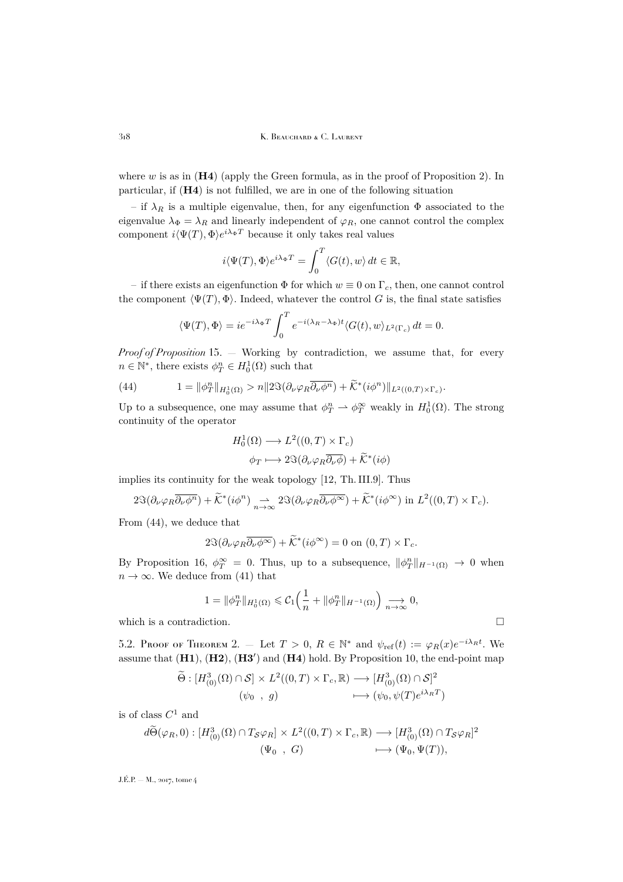where $w$ is as in (**H4**) (apply the Green formula, as in the proof of Proposition 2). In particular, if (**H4**) is not fulfilled, we are in one of the following situation

– if $\lambda_R$ is a multiple eigenvalue, then, for any eigenfunction $\Phi$ associated to the eigenvalue $\lambda_\Phi = \lambda_R$ and linearly independent of $\varphi_R$, one cannot control the complex component $i\langle \Psi(T), \Phi\rangle e^{i\lambda_\Phi T}$ because it only takes real values

$$i\langle \Psi(T), \Phi\rangle e^{i\lambda_\Phi T} = \int_0^T \langle G(t), w\rangle\, dt \in \mathbb{R},$$

– if there exists an eigenfunction $\Phi$ for which $w \equiv 0$ on $\Gamma_c$, then, one cannot control the component $\langle \Psi(T), \Phi\rangle$. Indeed, whatever the control $G$ is, the final state satisfies

$$\langle \Psi(T), \Phi\rangle = ie^{-i\lambda_\Phi T}\int_0^T e^{-i(\lambda_R-\lambda_\Phi)t}\langle G(t), w\rangle_{L^2(\Gamma_c)}\, dt = 0.$$

*Proof of Proposition* 15. — Working by contradiction, we assume that, for every $n \in \mathbb{N}^*$, there exists $\phi_T^n \in H^1_0(\Omega)$ such that

$$1 = \|\phi_T^n\|_{H^1_0(\Omega)} > n\|2\Im(\partial_\nu\varphi_R\overline{\partial_\nu\phi^n}) + \widetilde{\mathcal{K}}^*(i\phi^n)\|_{L^2((0,T)\times\Gamma_c)}. \tag{44}$$

Up to a subsequence, one may assume that $\phi_T^n \rightharpoonup \phi_T^\infty$ weakly in $H^1_0(\Omega)$. The strong continuity of the operator

$$\begin{aligned} H^1_0(\Omega) &\longrightarrow L^2((0,T)\times\Gamma_c)\\ \phi_T &\longmapsto 2\Im(\partial_\nu\varphi_R\overline{\partial_\nu\phi}) + \widetilde{\mathcal{K}}^*(i\phi)\end{aligned}$$

implies its continuity for the weak topology [12, Th. III.9]. Thus

$$2\Im(\partial_\nu\varphi_R\overline{\partial_\nu\phi^n}) + \widetilde{\mathcal{K}}^*(i\phi^n) \underset{n\to\infty}{\rightharpoonup} 2\Im(\partial_\nu\varphi_R\overline{\partial_\nu\phi^\infty}) + \widetilde{\mathcal{K}}^*(i\phi^\infty) \text{ in } L^2((0,T)\times\Gamma_c).$$

From (44), we deduce that

$$2\Im(\partial_\nu\varphi_R\overline{\partial_\nu\phi^\infty}) + \widetilde{\mathcal{K}}^*(i\phi^\infty) = 0 \text{ on } (0,T)\times\Gamma_c.$$

By Proposition 16, $\phi_T^\infty = 0$. Thus, up to a subsequence, $\|\phi_T^n\|_{H^{-1}(\Omega)} \to 0$ when $n\to\infty$. We deduce from (41) that

$$1 = \|\phi_T^n\|_{H^1_0(\Omega)} \leqslant \mathcal{C}_1\Big(\frac{1}{n} + \|\phi_T^n\|_{H^{-1}(\Omega)}\Big) \underset{n\to\infty}{\longrightarrow} 0,$$

which is a contradiction. $\square$

5.2. Proof of Theorem 2. — Let $T > 0$, $R \in \mathbb{N}^*$ and $\psi_{\mathrm{ref}}(t) := \varphi_R(x)e^{-i\lambda_R t}$. We assume that (**H1**), (**H2**), (**H3′**) and (**H4**) hold. By Proposition 10, the end-point map

$$\begin{aligned}\widetilde{\Theta} : [H^3_{(0)}(\Omega)\cap\mathcal{S}] \times L^2((0,T)\times\Gamma_c,\mathbb{R}) &\longrightarrow [H^3_{(0)}(\Omega)\cap\mathcal{S}]^2\\ (\psi_0\ ,\ g) &\longmapsto (\psi_0, \psi(T)e^{i\lambda_R T})\end{aligned}$$

is of class $C^1$ and

$$\begin{aligned}d\widetilde{\Theta}(\varphi_R, 0) : [H^3_{(0)}(\Omega)\cap T_{\mathcal{S}}\varphi_R] \times L^2((0,T)\times\Gamma_c,\mathbb{R}) &\longrightarrow [H^3_{(0)}(\Omega)\cap T_{\mathcal{S}}\varphi_R]^2\\ (\Psi_0\ ,\ G) &\longmapsto (\Psi_0, \Psi(T)),\end{aligned}$$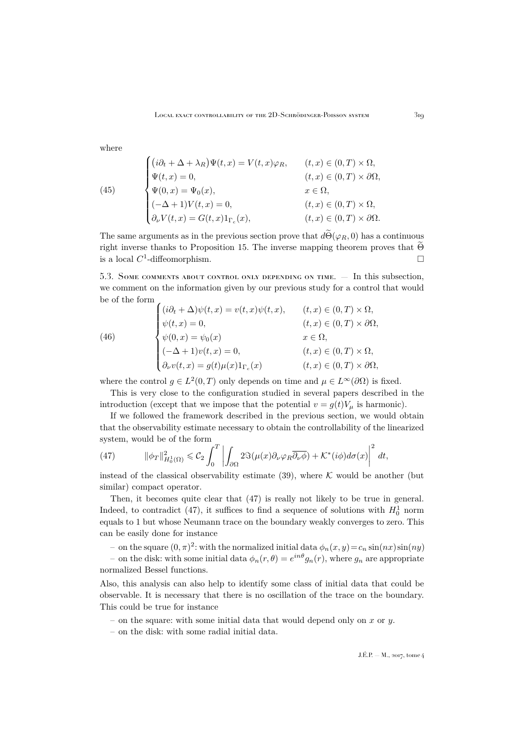where

$$
\tag{45}
\begin{cases}
\big(i\partial_t + \Delta + \lambda_R\big)\Psi(t,x) = V(t,x)\varphi_R, & (t,x) \in (0,T)\times\Omega,\\
\Psi(t,x) = 0, & (t,x) \in (0,T)\times\partial\Omega,\\
\Psi(0,x) = \Psi_0(x), & x\in\Omega,\\
(-\Delta+1)V(t,x) = 0, & (t,x)\in(0,T)\times\Omega,\\
\partial_\nu V(t,x) = G(t,x)1_{\Gamma_c}(x), & (t,x)\in(0,T)\times\partial\Omega.
\end{cases}
$$

The same arguments as in the previous section prove that $d\widetilde{\Theta}(\varphi_R,0)$ has a continuous right inverse thanks to Proposition 15. The inverse mapping theorem proves that $\widetilde{\Theta}$ is a local $C^1$-diffeomorphism. □

### 5.3. Some comments about control only depending on time.

— In this subsection, we comment on the information given by our previous study for a control that would be of the form

$$
\tag{46}
\begin{cases}
(i\partial_t + \Delta)\psi(t,x) = v(t,x)\psi(t,x), & (t,x)\in(0,T)\times\Omega,\\
\psi(t,x) = 0, & (t,x)\in(0,T)\times\partial\Omega,\\
\psi(0,x) = \psi_0(x) & x\in\Omega,\\
(-\Delta+1)v(t,x) = 0, & (t,x)\in(0,T)\times\Omega,\\
\partial_\nu v(t,x) = g(t)\mu(x)1_{\Gamma_c}(x) & (t,x)\in(0,T)\times\partial\Omega,
\end{cases}
$$

where the control $g\in L^2(0,T)$ only depends on time and $\mu\in L^\infty(\partial\Omega)$ is fixed.

This is very close to the configuration studied in several papers described in the introduction (except that we impose that the potential $v=g(t)V_\mu$ is harmonic).

If we followed the framework described in the previous section, we would obtain that the observability estimate necessary to obtain the controllability of the linearized system, would be of the form

$$
\tag{47}
\|\phi_T\|^2_{H^1_0(\Omega)} \leqslant \mathcal{C}_2\int_0^T \left|\int_{\partial\Omega} 2\Im(\mu(x)\partial_\nu\varphi_R\overline{\partial_\nu\phi}) + \mathcal{K}^*(i\phi)d\sigma(x)\right|^2 dt,
$$

instead of the classical observability estimate (39), where $\mathcal{K}$ would be another (but similar) compact operator.

Then, it becomes quite clear that (47) is really not likely to be true in general. Indeed, to contradict (47), it suffices to find a sequence of solutions with $H^1_0$ norm equals to 1 but whose Neumann trace on the boundary weakly converges to zero. This can be easily done for instance

– on the square $(0,\pi)^2$: with the normalized initial data $\phi_n(x,y)=c_n\sin(nx)\sin(ny)$

– on the disk: with some initial data $\phi_n(r,\theta)=e^{in\theta}g_n(r)$, where $g_n$ are appropriate normalized Bessel functions.

Also, this analysis can also help to identify some class of initial data that could be observable. It is necessary that there is no oscillation of the trace on the boundary. This could be true for instance

– on the square: with some initial data that would depend only on $x$ or $y$.

– on the disk: with some radial initial data.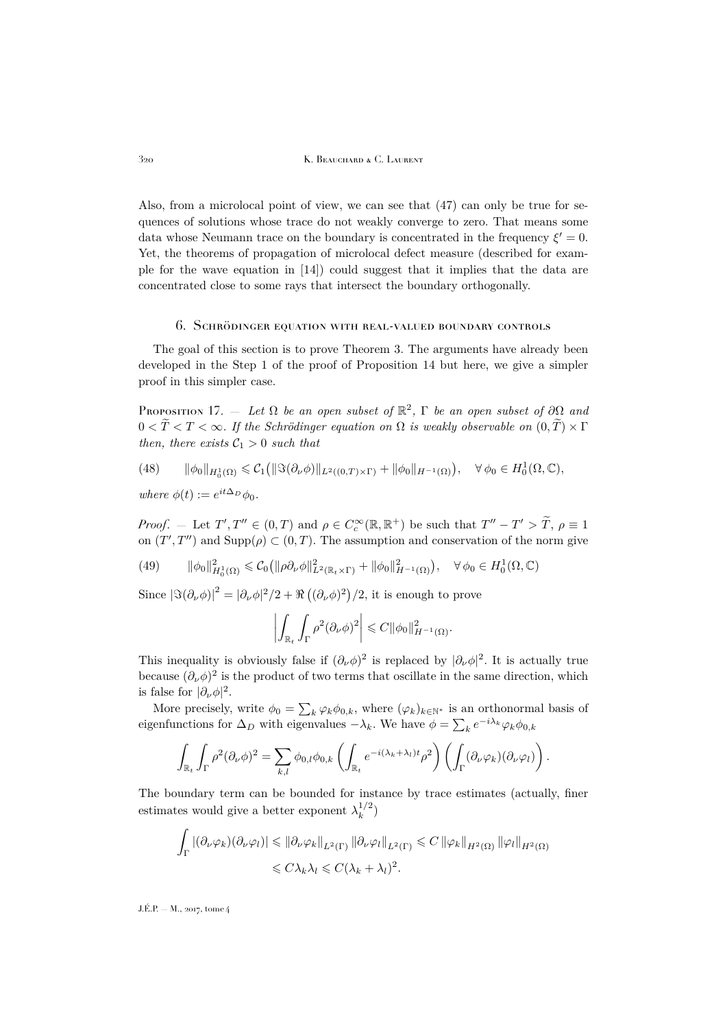Also, from a microlocal point of view, we can see that (47) can only be true for sequences of solutions whose trace do not weakly converge to zero. That means some data whose Neumann trace on the boundary is concentrated in the frequency $\xi' = 0$. Yet, the theorems of propagation of microlocal defect measure (described for example for the wave equation in [14]) could suggest that it implies that the data are concentrated close to some rays that intersect the boundary orthogonally.

## 6. Schrödinger equation with real-valued boundary controls

The goal of this section is to prove Theorem 3. The arguments have already been developed in the Step 1 of the proof of Proposition 14 but here, we give a simpler proof in this simpler case.

Proposition 17. — *Let $\Omega$ be an open subset of $\mathbb{R}^2$, $\Gamma$ be an open subset of $\partial\Omega$ and $0 < \widetilde{T} < T < \infty$. If the Schrödinger equation on $\Omega$ is weakly observable on $(0, \widetilde{T}) \times \Gamma$ then, there exists $\mathcal{C}_1 > 0$ such that*

$$(48) \qquad \|\phi_0\|_{H_0^1(\Omega)} \leqslant \mathcal{C}_1\big(\|\Im(\partial_\nu \phi)\|_{L^2((0,T)\times\Gamma)} + \|\phi_0\|_{H^{-1}(\Omega)}\big), \quad \forall\, \phi_0 \in H_0^1(\Omega, \mathbb{C}),$$

*where $\phi(t) := e^{it\Delta_D}\phi_0$.*

*Proof*. — Let $T', T'' \in (0, T)$ and $\rho \in C_c^\infty(\mathbb{R}, \mathbb{R}^+)$ be such that $T'' - T' > \widetilde{T}$, $\rho \equiv 1$ on $(T', T'')$ and $\mathrm{Supp}(\rho) \subset (0, T)$. The assumption and conservation of the norm give

$$(49) \qquad \|\phi_0\|^2_{H_0^1(\Omega)} \leqslant \mathcal{C}_0\big(\|\rho\partial_\nu\phi\|^2_{L^2(\mathbb{R}_t\times\Gamma)} + \|\phi_0\|^2_{H^{-1}(\Omega)}\big), \quad \forall\, \phi_0 \in H_0^1(\Omega, \mathbb{C})$$

Since $|\Im(\partial_\nu\phi)|^2 = |\partial_\nu\phi|^2/2 + \Re\big((\partial_\nu\phi)^2\big)/2$, it is enough to prove

$$\left|\int_{\mathbb{R}_t}\int_\Gamma \rho^2(\partial_\nu\phi)^2\right| \leqslant C\|\phi_0\|^2_{H^{-1}(\Omega)}.$$

This inequality is obviously false if $(\partial_\nu\phi)^2$ is replaced by $|\partial_\nu\phi|^2$. It is actually true because $(\partial_\nu\phi)^2$ is the product of two terms that oscillate in the same direction, which is false for $|\partial_\nu\phi|^2$.

More precisely, write $\phi_0 = \sum_k \varphi_k\phi_{0,k}$, where $(\varphi_k)_{k\in\mathbb{N}^*}$ is an orthonormal basis of eigenfunctions for $\Delta_D$ with eigenvalues $-\lambda_k$. We have $\phi = \sum_k e^{-i\lambda_k}\varphi_k\phi_{0,k}$

$$\int_{\mathbb{R}_t}\int_\Gamma \rho^2(\partial_\nu\phi)^2 = \sum_{k,l}\phi_{0,l}\phi_{0,k}\left(\int_{\mathbb{R}_t} e^{-i(\lambda_k+\lambda_l)t}\rho^2\right)\left(\int_\Gamma(\partial_\nu\varphi_k)(\partial_\nu\varphi_l)\right).$$

The boundary term can be bounded for instance by trace estimates (actually, finer estimates would give a better exponent $\lambda_k^{1/2}$)

$$\begin{aligned}\int_\Gamma |(\partial_\nu\varphi_k)(\partial_\nu\varphi_l)| &\leqslant \|\partial_\nu\varphi_k\|_{L^2(\Gamma)}\,\|\partial_\nu\varphi_l\|_{L^2(\Gamma)} \leqslant C\,\|\varphi_k\|_{H^2(\Omega)}\,\|\varphi_l\|_{H^2(\Omega)}\\ &\leqslant C\lambda_k\lambda_l \leqslant C(\lambda_k+\lambda_l)^2.\end{aligned}$$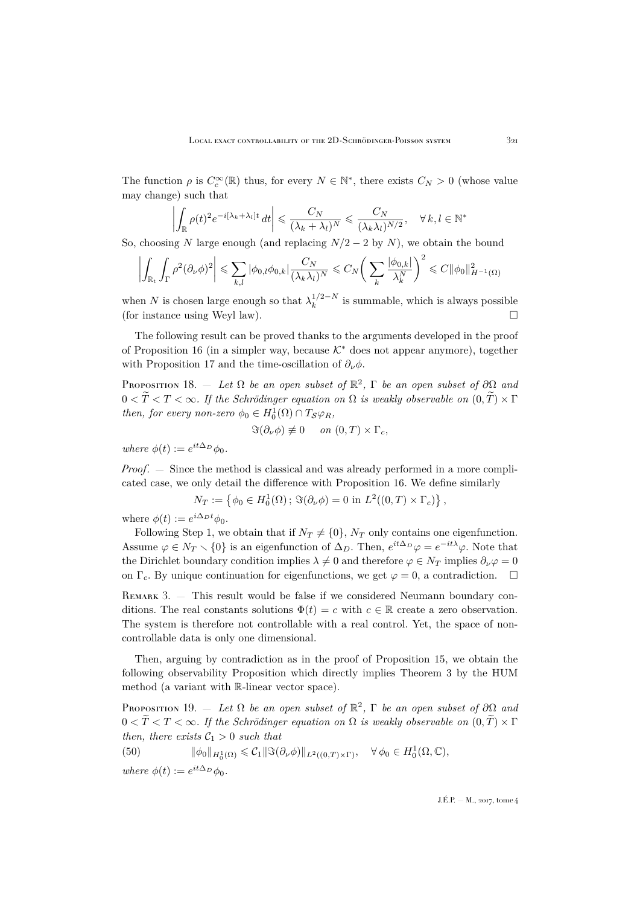The function $\rho$ is $C_c^\infty(\mathbb{R})$ thus, for every $N \in \mathbb{N}^*$, there exists $C_N > 0$ (whose value may change) such that

$$\left| \int_{\mathbb{R}} \rho(t)^2 e^{-i[\lambda_k + \lambda_l]t} \, dt \right| \leqslant \frac{C_N}{(\lambda_k + \lambda_l)^N} \leqslant \frac{C_N}{(\lambda_k \lambda_l)^{N/2}}, \quad \forall \, k, l \in \mathbb{N}^*$$

So, choosing $N$ large enough (and replacing $N/2 - 2$ by $N$), we obtain the bound

$$\left| \int_{\mathbb{R}_t} \int_{\Gamma} \rho^2 (\partial_\nu \phi)^2 \right| \leqslant \sum_{k,l} |\phi_{0,l} \phi_{0,k}| \frac{C_N}{(\lambda_k \lambda_l)^N} \leqslant C_N \bigg( \sum_k \frac{|\phi_{0,k}|}{\lambda_k^N} \bigg)^2 \leqslant C \|\phi_0\|^2_{H^{-1}(\Omega)}$$

when $N$ is chosen large enough so that $\lambda_k^{1/2 - N}$ is summable, which is always possible (for instance using Weyl law). $\square$

The following result can be proved thanks to the arguments developed in the proof of Proposition 16 (in a simpler way, because $\mathcal{K}^*$ does not appear anymore), together with Proposition 17 and the time-oscillation of $\partial_\nu \phi$.

Proposition 18. — *Let $\Omega$ be an open subset of $\mathbb{R}^2$, $\Gamma$ be an open subset of $\partial\Omega$ and $0 < \widetilde{T} < T < \infty$. If the Schrödinger equation on $\Omega$ is weakly observable on $(0, \widetilde{T}) \times \Gamma$ then, for every non-zero $\phi_0 \in H_0^1(\Omega) \cap T_{\mathcal{S}} \varphi_R$,*

$$\Im(\partial_\nu \phi) \not\equiv 0 \quad \text{ on } (0, T) \times \Gamma_c,$$

*where $\phi(t) := e^{it\Delta_D} \phi_0$.*

*Proof.* — Since the method is classical and was already performed in a more complicated case, we only detail the difference with Proposition 16. We define similarly

$$N_T := \left\{ \phi_0 \in H_0^1(\Omega) \, ; \, \Im(\partial_\nu \phi) = 0 \text{ in } L^2((0, T) \times \Gamma_c) \right\},$$

where $\phi(t) := e^{i\Delta_D t} \phi_0$.

Following Step 1, we obtain that if $N_T \neq \{0\}$, $N_T$ only contains one eigenfunction. Assume $\varphi \in N_T \smallsetminus \{0\}$ is an eigenfunction of $\Delta_D$. Then, $e^{it\Delta_D} \varphi = e^{-it\lambda} \varphi$. Note that the Dirichlet boundary condition implies $\lambda \neq 0$ and therefore $\varphi \in N_T$ implies $\partial_\nu \varphi = 0$ on $\Gamma_c$. By unique continuation for eigenfunctions, we get $\varphi = 0$, a contradiction. $\square$

Remark 3. — This result would be false if we considered Neumann boundary conditions. The real constants solutions $\Phi(t) = c$ with $c \in \mathbb{R}$ create a zero observation. The system is therefore not controllable with a real control. Yet, the space of non-controllable data is only one dimensional.

Then, arguing by contradiction as in the proof of Proposition 15, we obtain the following observability Proposition which directly implies Theorem 3 by the HUM method (a variant with $\mathbb{R}$-linear vector space).

Proposition 19. — *Let $\Omega$ be an open subset of $\mathbb{R}^2$, $\Gamma$ be an open subset of $\partial\Omega$ and $0 < \widetilde{T} < T < \infty$. If the Schrödinger equation on $\Omega$ is weakly observable on $(0, \widetilde{T}) \times \Gamma$ then, there exists $\mathcal{C}_1 > 0$ such that*

$$\|\phi_0\|_{H_0^1(\Omega)} \leqslant \mathcal{C}_1 \|\Im(\partial_\nu \phi)\|_{L^2((0,T) \times \Gamma)}, \quad \forall \, \phi_0 \in H_0^1(\Omega, \mathbb{C}), \tag{50}$$

*where $\phi(t) := e^{it\Delta_D} \phi_0$.*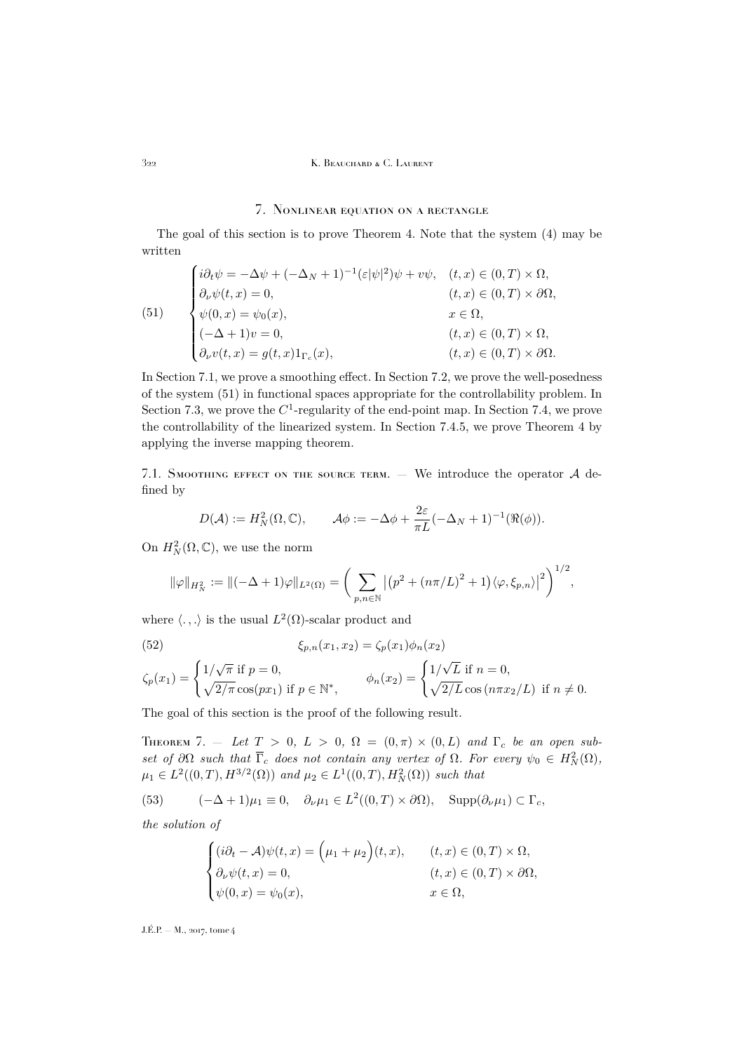## 7. Nonlinear equation on a rectangle

The goal of this section is to prove Theorem 4. Note that the system (4) may be written

$$
\begin{cases}
i\partial_t \psi = -\Delta \psi + (-\Delta_N + 1)^{-1}(\varepsilon |\psi|^2)\psi + v\psi, & (t,x) \in (0,T)\times\Omega,\\
\partial_\nu \psi(t,x) = 0, & (t,x)\in (0,T)\times\partial\Omega,\\
\psi(0,x) = \psi_0(x), & x\in\Omega,\\
(-\Delta+1)v = 0, & (t,x)\in(0,T)\times\Omega,\\
\partial_\nu v(t,x) = g(t,x)1_{\Gamma_c}(x), & (t,x)\in(0,T)\times\partial\Omega.
\end{cases}
\tag{51}
$$

In Section 7.1, we prove a smoothing effect. In Section 7.2, we prove the well-posedness of the system (51) in functional spaces appropriate for the controllability problem. In Section 7.3, we prove the $C^1$-regularity of the end-point map. In Section 7.4, we prove the controllability of the linearized system. In Section 7.4.5, we prove Theorem 4 by applying the inverse mapping theorem.

### 7.1. Smoothing effect on the source term.

— We introduce the operator $\mathcal{A}$ defined by

$$
D(\mathcal{A}) := H^2_N(\Omega,\mathbb{C}), \qquad \mathcal{A}\phi := -\Delta\phi + \frac{2\varepsilon}{\pi L}(-\Delta_N+1)^{-1}(\Re(\phi)).
$$

On $H^2_N(\Omega,\mathbb{C})$, we use the norm

$$
\|\varphi\|_{H^2_N} := \|(-\Delta+1)\varphi\|_{L^2(\Omega)} = \Big(\sum_{p,n\in\mathbb{N}} \big|\big(p^2 + (n\pi/L)^2 + 1\big)\langle\varphi,\xi_{p,n}\rangle\big|^2\Big)^{1/2},
$$

where $\langle .,.\rangle$ is the usual $L^2(\Omega)$-scalar product and

$$
\xi_{p,n}(x_1,x_2) = \zeta_p(x_1)\phi_n(x_2)
\tag{52}
$$

$$
\zeta_p(x_1) = \begin{cases} 1/\sqrt{\pi} \text{ if } p=0,\\ \sqrt{2/\pi}\cos(px_1) \text{ if } p\in\mathbb{N}^*, \end{cases} \qquad \phi_n(x_2) = \begin{cases} 1/\sqrt{L} \text{ if } n=0,\\ \sqrt{2/L}\cos(n\pi x_2/L) \text{ if } n\neq 0. \end{cases}
$$

The goal of this section is the proof of the following result.

**Theorem 7.** — *Let $T>0$, $L>0$, $\Omega=(0,\pi)\times(0,L)$ and $\Gamma_c$ be an open subset of $\partial\Omega$ such that $\overline{\Gamma}_c$ does not contain any vertex of $\Omega$. For every $\psi_0\in H^2_N(\Omega)$, $\mu_1\in L^2((0,T),H^{3/2}(\Omega))$ and $\mu_2\in L^1((0,T),H^2_N(\Omega))$ such that*

$$
(-\Delta+1)\mu_1 \equiv 0, \quad \partial_\nu\mu_1\in L^2((0,T)\times\partial\Omega), \quad \operatorname{Supp}(\partial_\nu\mu_1)\subset\Gamma_c,
\tag{53}
$$

*the solution of*

$$
\begin{cases}
(i\partial_t - \mathcal{A})\psi(t,x) = \Big(\mu_1+\mu_2\Big)(t,x), & (t,x)\in(0,T)\times\Omega,\\
\partial_\nu\psi(t,x) = 0, & (t,x)\in(0,T)\times\partial\Omega,\\
\psi(0,x) = \psi_0(x), & x\in\Omega,
\end{cases}
$$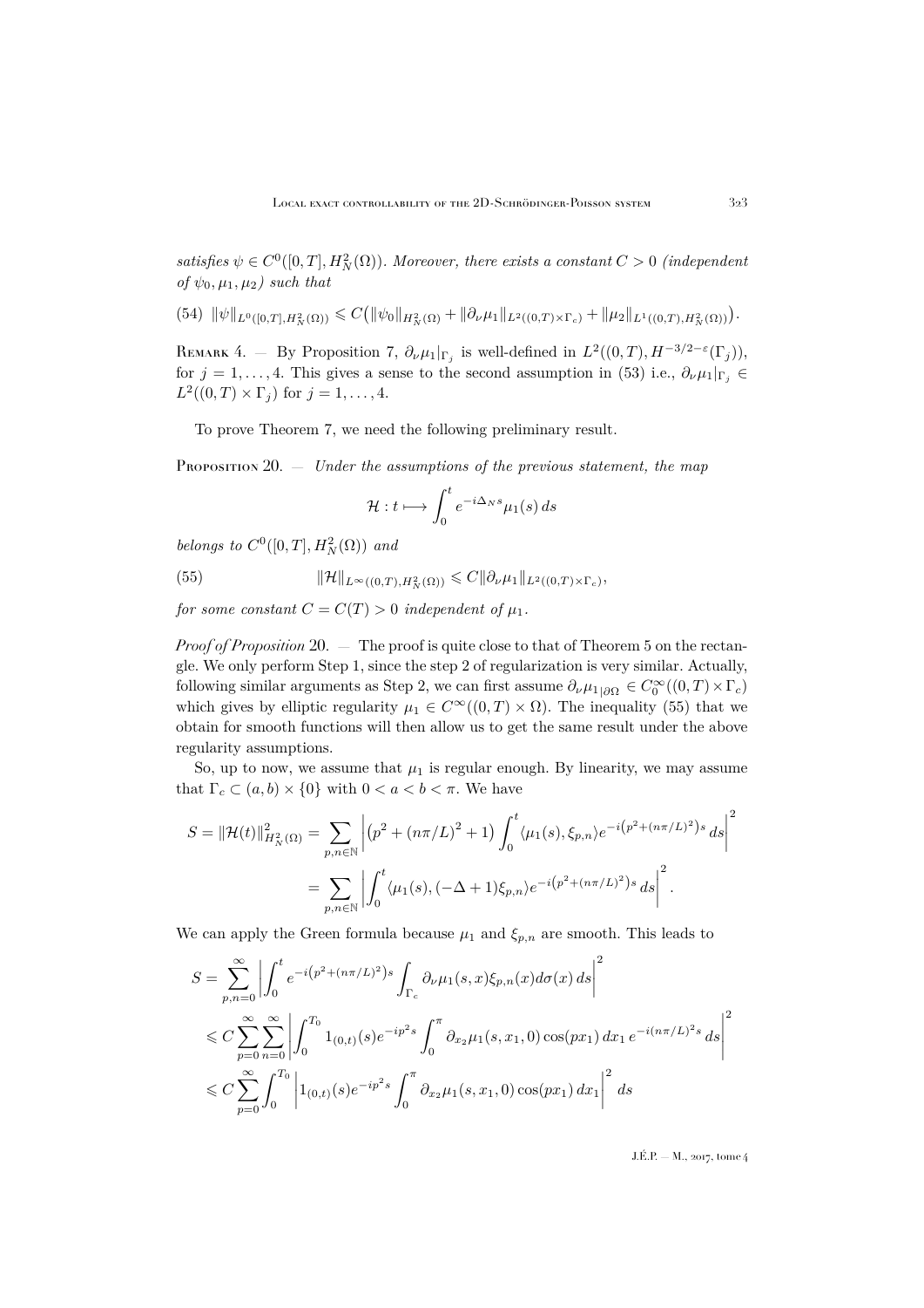*satisfies* $\psi \in C^0([0,T], H^2_N(\Omega))$. *Moreover, there exists a constant* $C > 0$ *(independent of* $\psi_0, \mu_1, \mu_2$*) such that*

(54) $\|\psi\|_{L^0([0,T],H^2_N(\Omega))} \leqslant C\big(\|\psi_0\|_{H^2_N(\Omega)} + \|\partial_\nu \mu_1\|_{L^2((0,T)\times\Gamma_c)} + \|\mu_2\|_{L^1((0,T),H^2_N(\Omega))}\big).$

Remark 4. — By Proposition 7, $\partial_\nu \mu_1|_{\Gamma_j}$ is well-defined in $L^2((0,T), H^{-3/2-\varepsilon}(\Gamma_j))$, for $j = 1, \ldots, 4$. This gives a sense to the second assumption in (53) i.e., $\partial_\nu \mu_1|_{\Gamma_j} \in L^2((0,T)\times\Gamma_j)$ for $j = 1, \ldots, 4$.

To prove Theorem 7, we need the following preliminary result.

Proposition 20. — *Under the assumptions of the previous statement, the map*

$$\mathcal{H} : t \longmapsto \int_0^t e^{-i\Delta_N s}\mu_1(s)\, ds$$

*belongs to* $C^0([0,T], H^2_N(\Omega))$ *and*

$$\|\mathcal{H}\|_{L^\infty((0,T),H^2_N(\Omega))} \leqslant C\|\partial_\nu \mu_1\|_{L^2((0,T)\times\Gamma_c)}, \tag{55}$$

*for some constant* $C = C(T) > 0$ *independent of* $\mu_1$.

*Proof of Proposition* 20. — The proof is quite close to that of Theorem 5 on the rectangle. We only perform Step 1, since the step 2 of regularization is very similar. Actually, following similar arguments as Step 2, we can first assume $\partial_\nu \mu_{1|\partial\Omega} \in C_0^\infty((0,T)\times\Gamma_c)$ which gives by elliptic regularity $\mu_1 \in C^\infty((0,T)\times\Omega)$. The inequality (55) that we obtain for smooth functions will then allow us to get the same result under the above regularity assumptions.

So, up to now, we assume that $\mu_1$ is regular enough. By linearity, we may assume that $\Gamma_c \subset (a,b)\times\{0\}$ with $0 < a < b < \pi$. We have

$$\begin{aligned} S = \|\mathcal{H}(t)\|^2_{H^2_N(\Omega)} &= \sum_{p,n\in\mathbb{N}} \left| \big(p^2 + (n\pi/L)^2 + 1\big) \int_0^t \langle \mu_1(s), \xi_{p,n}\rangle e^{-i\left(p^2+(n\pi/L)^2\right)s}\, ds \right|^2 \\ &= \sum_{p,n\in\mathbb{N}} \left| \int_0^t \langle \mu_1(s), (-\Delta+1)\xi_{p,n}\rangle e^{-i\left(p^2+(n\pi/L)^2\right)s}\, ds \right|^2. \end{aligned}$$

We can apply the Green formula because $\mu_1$ and $\xi_{p,n}$ are smooth. This leads to

$$\begin{aligned} S &= \sum_{p,n=0}^\infty \left| \int_0^t e^{-i\left(p^2+(n\pi/L)^2\right)s} \int_{\Gamma_c} \partial_\nu \mu_1(s,x)\xi_{p,n}(x)d\sigma(x)\, ds \right|^2 \\ &\leqslant C\sum_{p=0}^\infty \sum_{n=0}^\infty \left| \int_0^{T_0} 1_{(0,t)}(s) e^{-ip^2 s} \int_0^\pi \partial_{x_2}\mu_1(s,x_1,0)\cos(px_1)\, dx_1\, e^{-i(n\pi/L)^2 s}\, ds \right|^2 \\ &\leqslant C\sum_{p=0}^\infty \int_0^{T_0} \left| 1_{(0,t)}(s) e^{-ip^2 s} \int_0^\pi \partial_{x_2}\mu_1(s,x_1,0)\cos(px_1)\, dx_1 \right|^2\, ds \end{aligned}$$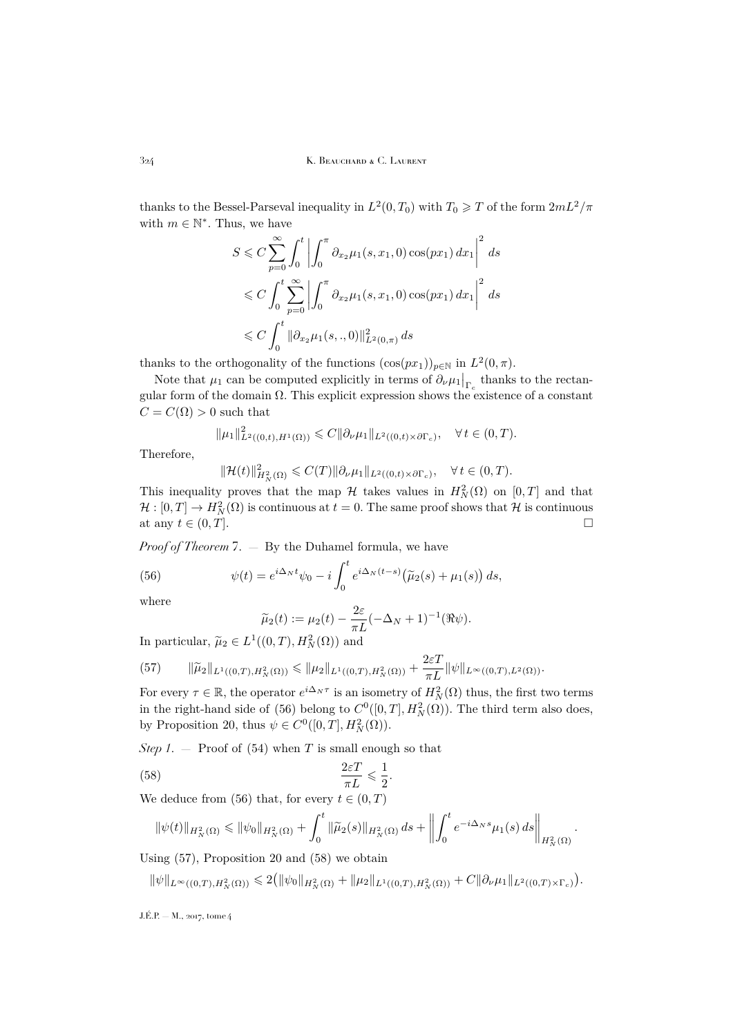thanks to the Bessel-Parseval inequality in $L^2(0,T_0)$ with $T_0 \geqslant T$ of the form $2mL^2/\pi$ with $m \in \mathbb{N}^*$. Thus, we have

$$
\begin{aligned}
S &\leqslant C \sum_{p=0}^{\infty} \int_0^t \left| \int_0^{\pi} \partial_{x_2}\mu_1(s,x_1,0)\cos(px_1)\,dx_1 \right|^2 ds \\
&\leqslant C \int_0^t \sum_{p=0}^{\infty} \left| \int_0^{\pi} \partial_{x_2}\mu_1(s,x_1,0)\cos(px_1)\,dx_1 \right|^2 ds \\
&\leqslant C \int_0^t \|\partial_{x_2}\mu_1(s,.,0)\|^2_{L^2(0,\pi)}\,ds
\end{aligned}
$$

thanks to the orthogonality of the functions $(\cos(px_1))_{p\in\mathbb{N}}$ in $L^2(0,\pi)$.

Note that $\mu_1$ can be computed explicitly in terms of $\partial_\nu \mu_1\big|_{\Gamma_c}$ thanks to the rectangular form of the domain $\Omega$. This explicit expression shows the existence of a constant $C = C(\Omega) > 0$ such that

$$
\|\mu_1\|^2_{L^2((0,t),H^1(\Omega))} \leqslant C\|\partial_\nu \mu_1\|_{L^2((0,t)\times\partial\Gamma_c)}, \quad \forall\, t\in(0,T).
$$

Therefore,

$$
\|\mathcal{H}(t)\|^2_{H^2_N(\Omega)} \leqslant C(T)\|\partial_\nu \mu_1\|_{L^2((0,t)\times\partial\Gamma_c)}, \quad \forall\, t\in(0,T).
$$

This inequality proves that the map $\mathcal{H}$ takes values in $H^2_N(\Omega)$ on $[0,T]$ and that $\mathcal{H}:[0,T]\to H^2_N(\Omega)$ is continuous at $t=0$. The same proof shows that $\mathcal{H}$ is continuous at any $t\in(0,T]$. □

*Proof of Theorem* 7. — By the Duhamel formula, we have

$$
\psi(t) = e^{i\Delta_N t}\psi_0 - i\int_0^t e^{i\Delta_N(t-s)}\big(\widetilde{\mu}_2(s)+\mu_1(s)\big)\,ds, \tag{56}
$$

where

$$
\widetilde{\mu}_2(t) := \mu_2(t) - \frac{2\varepsilon}{\pi L}(-\Delta_N+1)^{-1}(\Re\psi).
$$

In particular, $\widetilde{\mu}_2 \in L^1((0,T),H^2_N(\Omega))$ and

$$
\|\widetilde{\mu}_2\|_{L^1((0,T),H^2_N(\Omega))} \leqslant \|\mu_2\|_{L^1((0,T),H^2_N(\Omega))} + \frac{2\varepsilon T}{\pi L}\|\psi\|_{L^\infty((0,T),L^2(\Omega))}. \tag{57}
$$

For every $\tau\in\mathbb{R}$, the operator $e^{i\Delta_N\tau}$ is an isometry of $H^2_N(\Omega)$ thus, the first two terms in the right-hand side of (56) belong to $C^0([0,T],H^2_N(\Omega))$. The third term also does, by Proposition 20, thus $\psi\in C^0([0,T],H^2_N(\Omega))$.

*Step 1*. — Proof of (54) when $T$ is small enough so that

$$
\frac{2\varepsilon T}{\pi L} \leqslant \frac{1}{2}. \tag{58}
$$

We deduce from (56) that, for every $t\in(0,T)$

$$
\|\psi(t)\|_{H^2_N(\Omega)} \leqslant \|\psi_0\|_{H^2_N(\Omega)} + \int_0^t \|\widetilde{\mu}_2(s)\|_{H^2_N(\Omega)}\,ds + \left\| \int_0^t e^{-i\Delta_N s}\mu_1(s)\,ds \right\|_{H^2_N(\Omega)}.
$$

Using (57), Proposition 20 and (58) we obtain

$$
\|\psi\|_{L^\infty((0,T),H^2_N(\Omega))} \leqslant 2\big(\|\psi_0\|_{H^2_N(\Omega)} + \|\mu_2\|_{L^1((0,T),H^2_N(\Omega))} + C\|\partial_\nu\mu_1\|_{L^2((0,T)\times\Gamma_c)}\big).
$$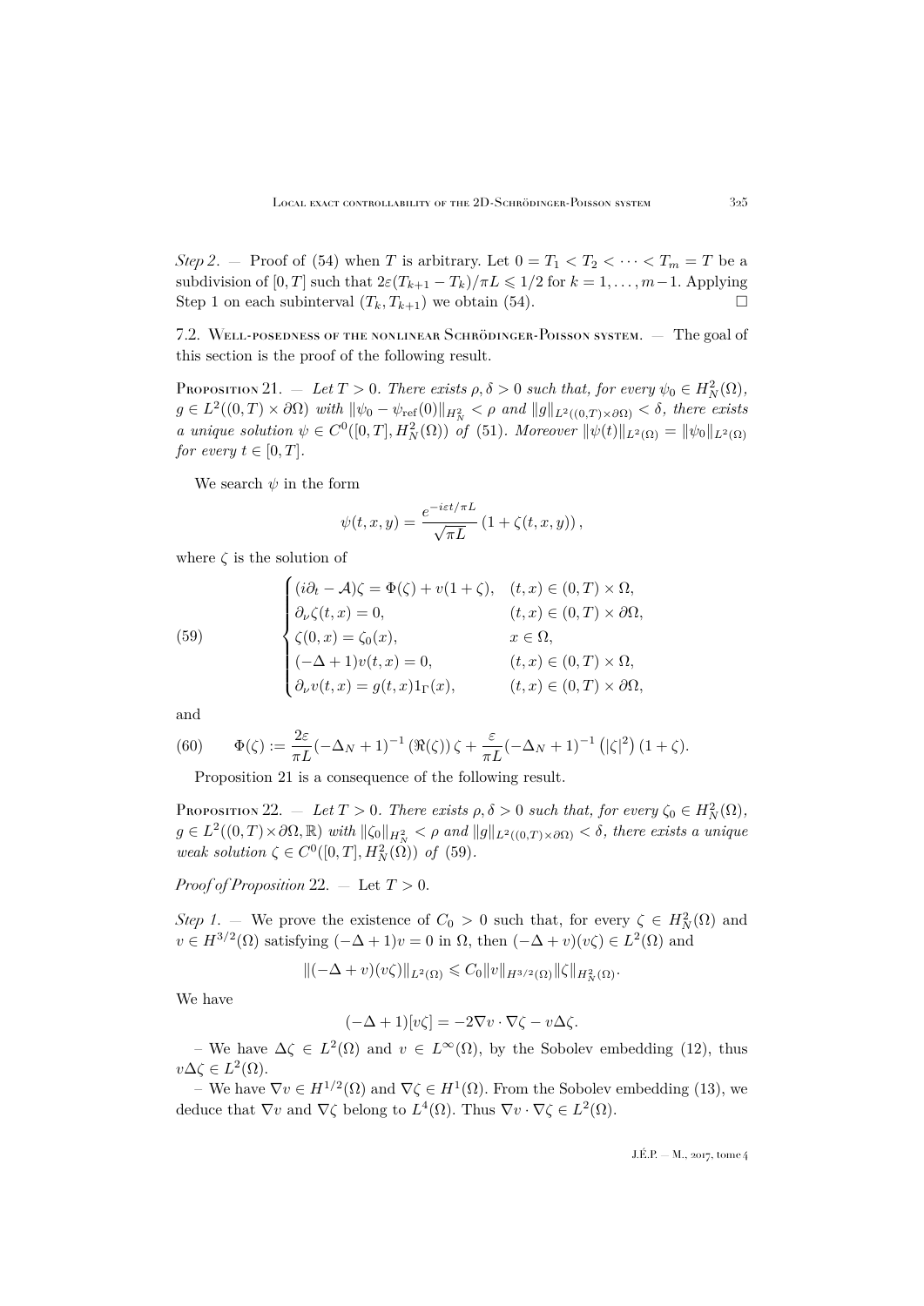*Step 2*. — Proof of (54) when $T$ is arbitrary. Let $0 = T_1 < T_2 < \cdots < T_m = T$ be a subdivision of $[0,T]$ such that $2\varepsilon(T_{k+1} - T_k)/\pi L \leqslant 1/2$ for $k = 1, \ldots, m-1$. Applying Step 1 on each subinterval $(T_k, T_{k+1})$ we obtain (54). □

7.2. Well-posedness of the nonlinear Schrödinger-Poisson system. — The goal of this section is the proof of the following result.

Proposition 21. — *Let $T > 0$. There exists $\rho, \delta > 0$ such that, for every $\psi_0 \in H^2_N(\Omega)$, $g \in L^2((0,T) \times \partial\Omega)$ with $\|\psi_0 - \psi_{\text{ref}}(0)\|_{H^2_N} < \rho$ and $\|g\|_{L^2((0,T)\times\partial\Omega)} < \delta$, there exists a unique solution $\psi \in C^0([0,T], H^2_N(\Omega))$ of (51). Moreover $\|\psi(t)\|_{L^2(\Omega)} = \|\psi_0\|_{L^2(\Omega)}$ for every $t \in [0,T]$.*

We search $\psi$ in the form

$$\psi(t,x,y) = \frac{e^{-i\varepsilon t/\pi L}}{\sqrt{\pi L}} \left(1 + \zeta(t,x,y)\right),$$

where $\zeta$ is the solution of

$$\text{(59)} \qquad \begin{cases} (i\partial_t - \mathcal{A})\zeta = \Phi(\zeta) + v(1+\zeta), & (t,x) \in (0,T) \times \Omega, \\ \partial_\nu \zeta(t,x) = 0, & (t,x) \in (0,T) \times \partial\Omega, \\ \zeta(0,x) = \zeta_0(x), & x \in \Omega, \\ (-\Delta + 1)v(t,x) = 0, & (t,x) \in (0,T) \times \Omega, \\ \partial_\nu v(t,x) = g(t,x) 1_\Gamma(x), & (t,x) \in (0,T) \times \partial\Omega, \end{cases}$$

and

$$\text{(60)} \qquad \Phi(\zeta) := \frac{2\varepsilon}{\pi L}(-\Delta_N + 1)^{-1} \left(\Re(\zeta)\right) \zeta + \frac{\varepsilon}{\pi L}(-\Delta_N + 1)^{-1} \left(|\zeta|^2\right)(1 + \zeta).$$

Proposition 21 is a consequence of the following result.

Proposition 22. — *Let $T > 0$. There exists $\rho, \delta > 0$ such that, for every $\zeta_0 \in H^2_N(\Omega)$, $g \in L^2((0,T)\times\partial\Omega, \mathbb{R})$ with $\|\zeta_0\|_{H^2_N} < \rho$ and $\|g\|_{L^2((0,T)\times\partial\Omega)} < \delta$, there exists a unique weak solution $\zeta \in C^0([0,T], H^2_N(\Omega))$ of (59).*

*Proof of Proposition* 22. — Let $T > 0$.

*Step 1*. — We prove the existence of $C_0 > 0$ such that, for every $\zeta \in H^2_N(\Omega)$ and $v \in H^{3/2}(\Omega)$ satisfying $(-\Delta + 1)v = 0$ in $\Omega$, then $(-\Delta + v)(v\zeta) \in L^2(\Omega)$ and

$$\|(-\Delta + v)(v\zeta)\|_{L^2(\Omega)} \leqslant C_0 \|v\|_{H^{3/2}(\Omega)} \|\zeta\|_{H^2_N(\Omega)}.$$

We have

$$(-\Delta + 1)[v\zeta] = -2\nabla v \cdot \nabla\zeta - v\Delta\zeta.$$

– We have $\Delta\zeta \in L^2(\Omega)$ and $v \in L^\infty(\Omega)$, by the Sobolev embedding (12), thus $v\Delta\zeta \in L^2(\Omega)$.

– We have $\nabla v \in H^{1/2}(\Omega)$ and $\nabla\zeta \in H^1(\Omega)$. From the Sobolev embedding (13), we deduce that $\nabla v$ and $\nabla\zeta$ belong to $L^4(\Omega)$. Thus $\nabla v \cdot \nabla\zeta \in L^2(\Omega)$.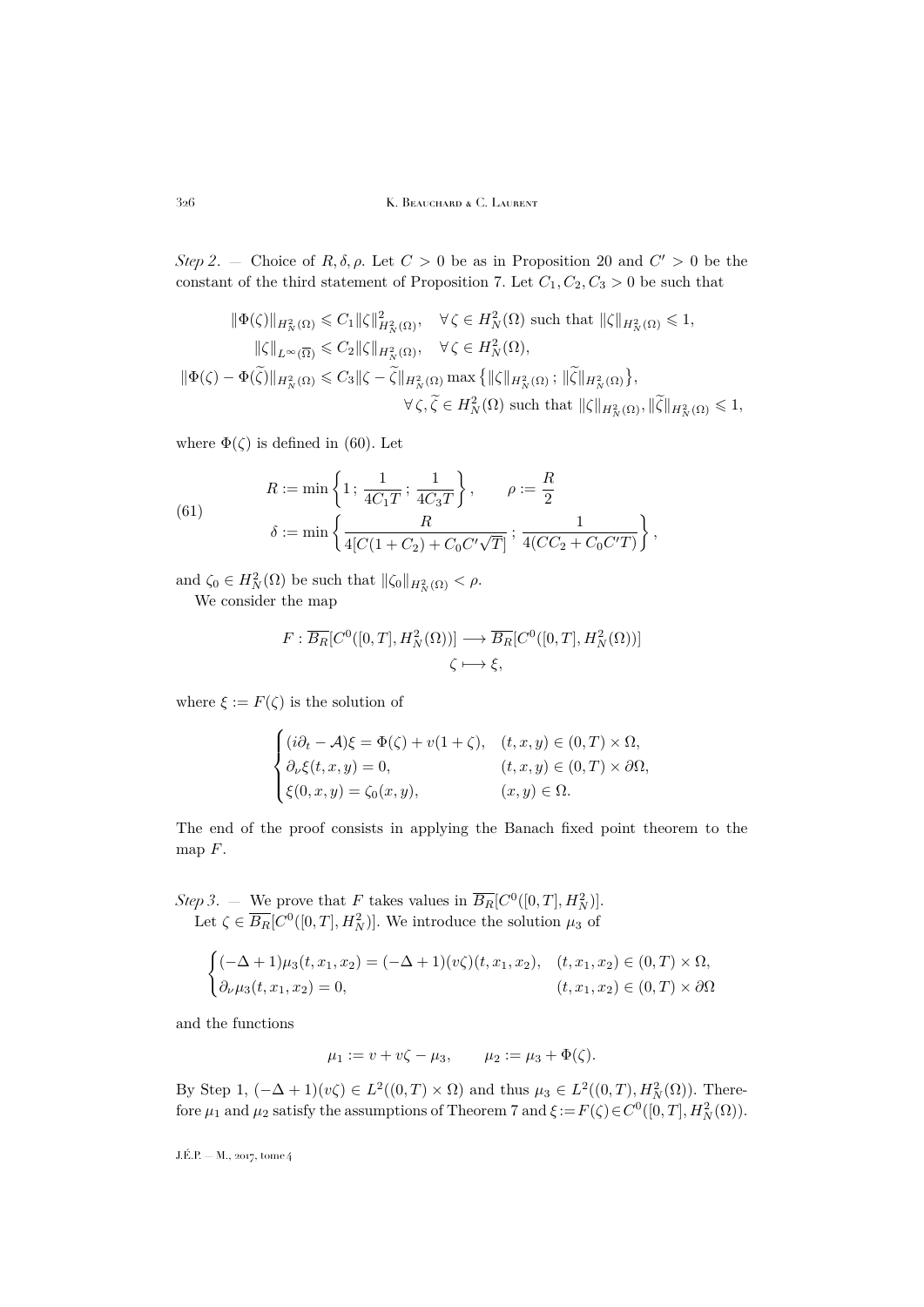*Step 2*. — Choice of $R, \delta, \rho$. Let $C > 0$ be as in Proposition 20 and $C' > 0$ be the constant of the third statement of Proposition 7. Let $C_1, C_2, C_3 > 0$ be such that

$$
\begin{aligned}
\|\Phi(\zeta)\|_{H^2_N(\Omega)} &\leqslant C_1 \|\zeta\|^2_{H^2_N(\Omega)}, \quad \forall \zeta \in H^2_N(\Omega) \text{ such that } \|\zeta\|_{H^2_N(\Omega)} \leqslant 1, \\
\|\zeta\|_{L^\infty(\overline{\Omega})} &\leqslant C_2 \|\zeta\|_{H^2_N(\Omega)}, \quad \forall \zeta \in H^2_N(\Omega), \\
\|\Phi(\zeta) - \Phi(\widetilde{\zeta})\|_{H^2_N(\Omega)} &\leqslant C_3 \|\zeta - \widetilde{\zeta}\|_{H^2_N(\Omega)} \max\big\{ \|\zeta\|_{H^2_N(\Omega)} \,;\, \|\widetilde{\zeta}\|_{H^2_N(\Omega)} \big\}, \\
&\qquad \forall \zeta, \widetilde{\zeta} \in H^2_N(\Omega) \text{ such that } \|\zeta\|_{H^2_N(\Omega)}, \|\widetilde{\zeta}\|_{H^2_N(\Omega)} \leqslant 1,
\end{aligned}
$$

where $\Phi(\zeta)$ is defined in (60). Let

$$
\begin{aligned}
&R := \min\left\{ 1 \,;\, \frac{1}{4C_1 T} \,;\, \frac{1}{4C_3 T} \right\}, \qquad \rho := \frac{R}{2} \\
&\delta := \min\left\{ \frac{R}{4[C(1 + C_2) + C_0 C' \sqrt{T}]} \,;\, \frac{1}{4(C C_2 + C_0 C' T)} \right\},
\end{aligned} \tag{61}
$$

and $\zeta_0 \in H^2_N(\Omega)$ be such that $\|\zeta_0\|_{H^2_N(\Omega)} < \rho$.

We consider the map

$$
\begin{aligned}
F : \overline{B_R}[C^0([0,T], H^2_N(\Omega))] &\longrightarrow \overline{B_R}[C^0([0,T], H^2_N(\Omega))] \\
\zeta &\longmapsto \xi,
\end{aligned}
$$

where $\xi := F(\zeta)$ is the solution of

$$
\begin{cases}
(i\partial_t - \mathcal{A})\xi = \Phi(\zeta) + v(1 + \zeta), & (t, x, y) \in (0, T) \times \Omega, \\
\partial_\nu \xi(t, x, y) = 0, & (t, x, y) \in (0, T) \times \partial\Omega, \\
\xi(0, x, y) = \zeta_0(x, y), & (x, y) \in \Omega.
\end{cases}
$$

The end of the proof consists in applying the Banach fixed point theorem to the map $F$.

*Step 3*. — We prove that $F$ takes values in $\overline{B_R}[C^0([0,T], H^2_N)]$.

Let $\zeta \in \overline{B_R}[C^0([0,T], H^2_N)]$. We introduce the solution $\mu_3$ of

$$
\begin{cases}
(-\Delta + 1)\mu_3(t, x_1, x_2) = (-\Delta + 1)(v\zeta)(t, x_1, x_2), & (t, x_1, x_2) \in (0, T) \times \Omega, \\
\partial_\nu \mu_3(t, x_1, x_2) = 0, & (t, x_1, x_2) \in (0, T) \times \partial\Omega
\end{cases}
$$

and the functions

$$
\mu_1 := v + v\zeta - \mu_3, \qquad \mu_2 := \mu_3 + \Phi(\zeta).
$$

By Step 1, $(-\Delta + 1)(v\zeta) \in L^2((0,T) \times \Omega)$ and thus $\mu_3 \in L^2((0,T), H^2_N(\Omega))$. Therefore $\mu_1$ and $\mu_2$ satisfy the assumptions of Theorem 7 and $\xi := F(\zeta) \in C^0([0,T], H^2_N(\Omega))$.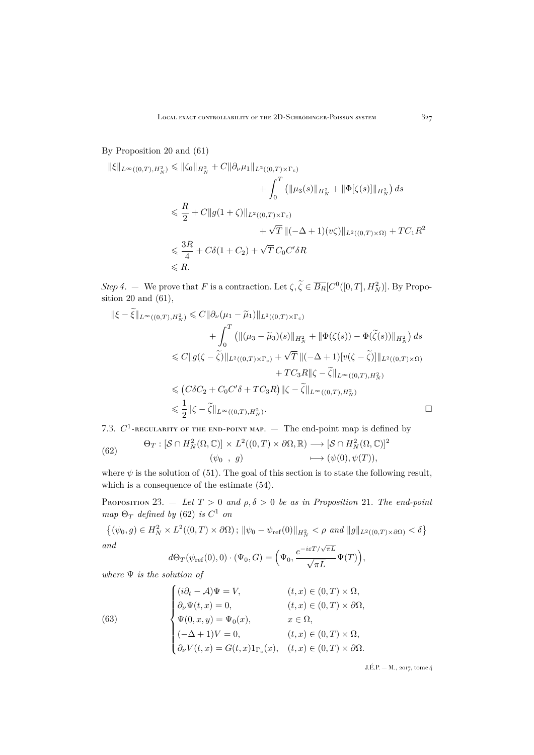By Proposition 20 and (61)

$$
\begin{aligned}
\|\xi\|_{L^\infty((0,T),H^2_N)} &\leqslant \|\zeta_0\|_{H^2_N} + C\|\partial_\nu \mu_1\|_{L^2((0,T)\times\Gamma_c)} \\
&\qquad\qquad + \int_0^T \left(\|\mu_3(s)\|_{H^2_N} + \|\Phi[\zeta(s)]\|_{H^2_N}\right) ds \\
&\leqslant \frac{R}{2} + C\|g(1+\zeta)\|_{L^2((0,T)\times\Gamma_c)} \\
&\qquad\qquad + \sqrt{T}\,\|(-\Delta+1)(v\zeta)\|_{L^2((0,T)\times\Omega)} + TC_1R^2 \\
&\leqslant \frac{3R}{4} + C\delta(1+C_2) + \sqrt{T}\,C_0C'\delta R \\
&\leqslant R.
\end{aligned}
$$

*Step 4.* — We prove that $F$ is a contraction. Let $\zeta, \widetilde{\zeta} \in \overline{B_R}[C^0([0,T],H^2_N)]$. By Proposition 20 and (61),

$$
\begin{aligned}
\|\xi - \widetilde{\xi}\|_{L^\infty((0,T),H^2_N)} &\leqslant C\|\partial_\nu(\mu_1 - \widetilde{\mu}_1)\|_{L^2((0,T)\times\Gamma_c)} \\
&\qquad\qquad + \int_0^T \left(\|(\mu_3 - \widetilde{\mu}_3)(s)\|_{H^2_N} + \|\Phi(\zeta(s)) - \Phi(\widetilde{\zeta}(s))\|_{H^2_N}\right) ds \\
&\leqslant C\|g(\zeta - \widetilde{\zeta})\|_{L^2((0,T)\times\Gamma_c)} + \sqrt{T}\,\|(-\Delta+1)[v(\zeta-\widetilde{\zeta})]\|_{L^2((0,T)\times\Omega)} \\
&\qquad\qquad + TC_3R\|\zeta - \widetilde{\zeta}\|_{L^\infty((0,T),H^2_N)} \\
&\leqslant \left(C\delta C_2 + C_0C'\delta + TC_3R\right)\|\zeta - \widetilde{\zeta}\|_{L^\infty((0,T),H^2_N)} \\
&\leqslant \frac{1}{2}\|\zeta - \widetilde{\zeta}\|_{L^\infty((0,T),H^2_N)}. \qquad \square
\end{aligned}
$$

7.3. $C^1$-regularity of the end-point map. — The end-point map is defined by

$$
\begin{aligned}
\Theta_T : [\mathcal{S} \cap H^2_N(\Omega,\mathbb{C})] \times L^2((0,T)\times\partial\Omega,\mathbb{R}) &\longrightarrow [\mathcal{S}\cap H^2_N(\Omega,\mathbb{C})]^2 \\
(\psi_0\ ,\ g) &\longmapsto (\psi(0),\psi(T)),
\end{aligned}
\tag{62}
$$

where $\psi$ is the solution of (51). The goal of this section is to state the following result, which is a consequence of the estimate (54).

Proposition 23. — *Let $T>0$ and $\rho,\delta>0$ be as in Proposition 21. The end-point map $\Theta_T$ defined by (62) is $C^1$ on*

$$
\left\{(\psi_0,g) \in H^2_N \times L^2((0,T)\times\partial\Omega)\,;\, \|\psi_0 - \psi_{\mathrm{ref}}(0)\|_{H^2_N} < \rho \text{ and } \|g\|_{L^2((0,T)\times\partial\Omega)} < \delta\right\}
$$

*and*

$$
d\Theta_T(\psi_{\mathrm{ref}}(0),0)\cdot(\Psi_0,G) = \Big(\Psi_0, \frac{e^{-i\varepsilon T/\sqrt{\pi L}}}{\sqrt{\pi L}}\Psi(T)\Big),
$$

*where $\Psi$ is the solution of*

$$
\begin{cases}
(i\partial_t - \mathcal{A})\Psi = V, & (t,x)\in(0,T)\times\Omega,\\
\partial_\nu\Psi(t,x) = 0, & (t,x)\in(0,T)\times\partial\Omega,\\
\Psi(0,x,y) = \Psi_0(x), & x\in\Omega,\\
(-\Delta+1)V = 0, & (t,x)\in(0,T)\times\Omega,\\
\partial_\nu V(t,x) = G(t,x)1_{\Gamma_c}(x), & (t,x)\in(0,T)\times\partial\Omega.
\end{cases}
\tag{63}
$$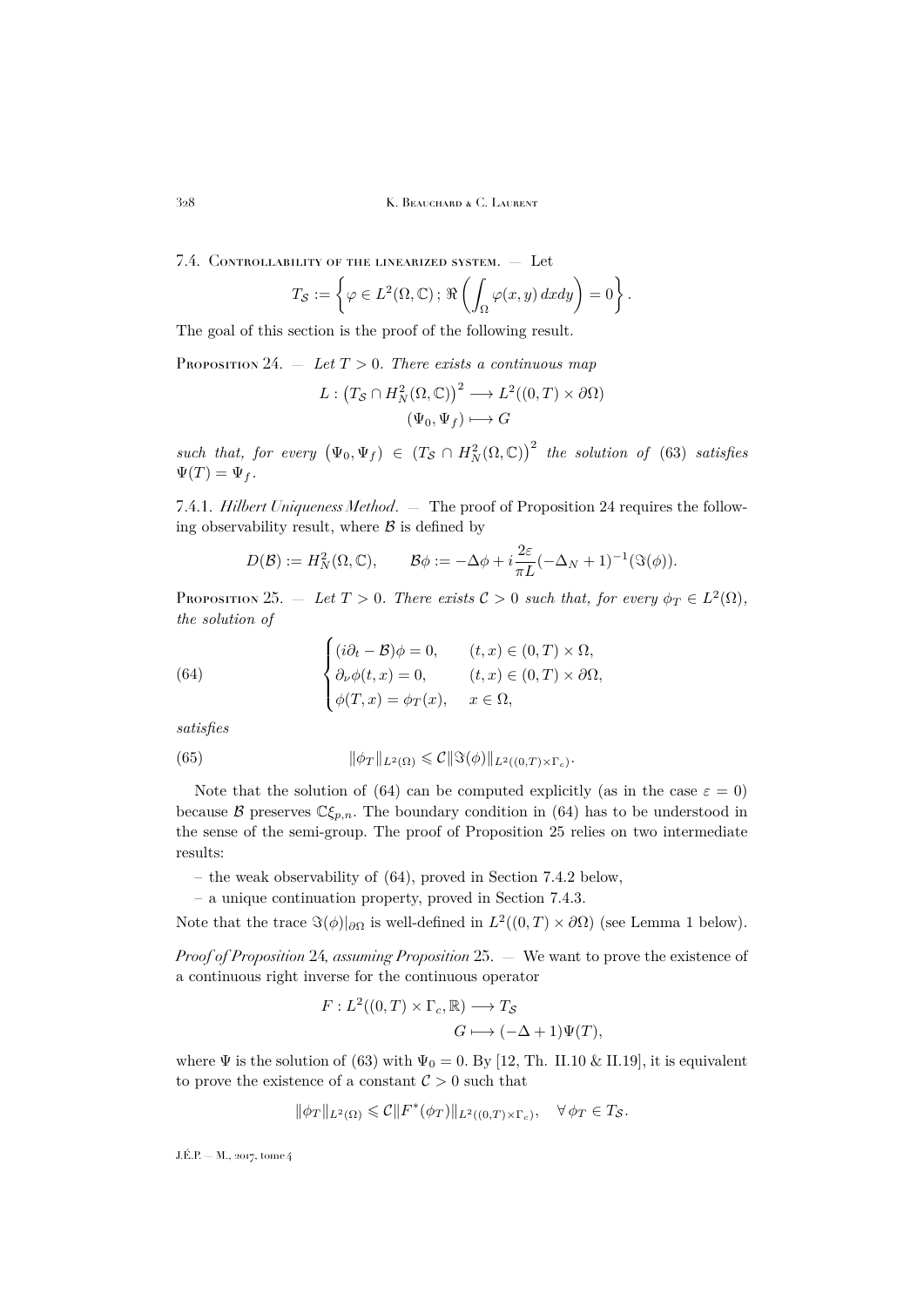7.4. Controllability of the linearized system. — Let

$$T_{\mathcal{S}} := \left\{ \varphi \in L^2(\Omega, \mathbb{C})\, ;\, \Re\left( \int_\Omega \varphi(x,y)\, dxdy \right) = 0 \right\}.$$

The goal of this section is the proof of the following result.

Proposition 24. — *Let $T > 0$. There exists a continuous map*

$$L : \left(T_{\mathcal{S}} \cap H^2_N(\Omega,\mathbb{C})\right)^2 \longrightarrow L^2((0,T)\times \partial\Omega)$$
$$(\Psi_0, \Psi_f) \longmapsto G$$

*such that, for every $\left(\Psi_0, \Psi_f\right) \in \left(T_{\mathcal{S}} \cap H^2_N(\Omega,\mathbb{C})\right)^2$ the solution of* (63) *satisfies* $\Psi(T) = \Psi_f$.

7.4.1. *Hilbert Uniqueness Method*. — The proof of Proposition 24 requires the following observability result, where $\mathcal{B}$ is defined by

$$D(\mathcal{B}) := H^2_N(\Omega,\mathbb{C}), \qquad \mathcal{B}\phi := -\Delta\phi + i\frac{2\varepsilon}{\pi L}(-\Delta_N + 1)^{-1}(\Im(\phi)).$$

Proposition 25. — *Let $T > 0$. There exists $\mathcal{C} > 0$ such that, for every $\phi_T \in L^2(\Omega)$, the solution of*

$$\begin{cases} (i\partial_t - \mathcal{B})\phi = 0, & (t,x) \in (0,T)\times\Omega, \\ \partial_\nu\phi(t,x) = 0, & (t,x) \in (0,T)\times\partial\Omega, \\ \phi(T,x) = \phi_T(x), & x \in \Omega, \end{cases} \tag{64}$$

*satisfies*

$$\|\phi_T\|_{L^2(\Omega)} \leqslant \mathcal{C}\|\Im(\phi)\|_{L^2((0,T)\times\Gamma_c)}. \tag{65}$$

Note that the solution of (64) can be computed explicitly (as in the case $\varepsilon = 0$) because $\mathcal{B}$ preserves $\mathbb{C}\xi_{p,n}$. The boundary condition in (64) has to be understood in the sense of the semi-group. The proof of Proposition 25 relies on two intermediate results:

– the weak observability of (64), proved in Section 7.4.2 below,

– a unique continuation property, proved in Section 7.4.3.

Note that the trace $\Im(\phi)|_{\partial\Omega}$ is well-defined in $L^2((0,T)\times\partial\Omega)$ (see Lemma 1 below).

*Proof of Proposition* 24, *assuming Proposition* 25. — We want to prove the existence of a continuous right inverse for the continuous operator

$$F : L^2((0,T)\times\Gamma_c,\mathbb{R}) \longrightarrow T_{\mathcal{S}}$$
$$G \longmapsto (-\Delta+1)\Psi(T),$$

where $\Psi$ is the solution of (63) with $\Psi_0 = 0$. By [12, Th. II.10 & II.19], it is equivalent to prove the existence of a constant $\mathcal{C} > 0$ such that

$$\|\phi_T\|_{L^2(\Omega)} \leqslant \mathcal{C}\|F^*(\phi_T)\|_{L^2((0,T)\times\Gamma_c)}, \quad \forall\, \phi_T \in T_{\mathcal{S}}.$$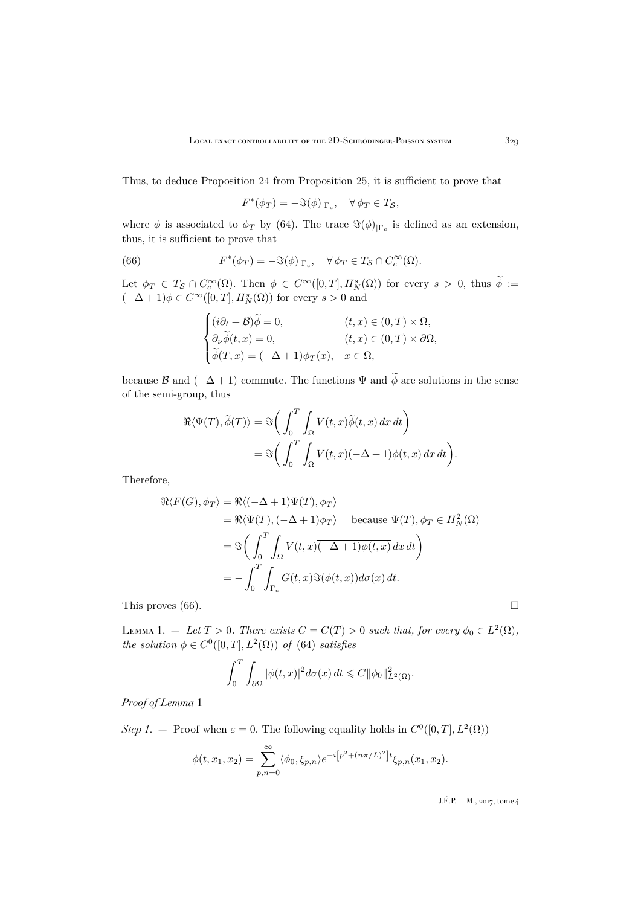Thus, to deduce Proposition 24 from Proposition 25, it is sufficient to prove that

$$F^*(\phi_T) = -\Im(\phi)_{|\Gamma_c}, \quad \forall\, \phi_T \in T_{\mathcal{S}},$$

where $\phi$ is associated to $\phi_T$ by (64). The trace $\Im(\phi)_{|\Gamma_c}$ is defined as an extension, thus, it is sufficient to prove that

$$F^*(\phi_T) = -\Im(\phi)_{|\Gamma_c}, \quad \forall\, \phi_T \in T_{\mathcal{S}} \cap C_c^\infty(\Omega). \tag{66}$$

Let $\phi_T \in T_{\mathcal{S}} \cap C_c^\infty(\Omega)$. Then $\phi \in C^\infty([0,T], H^s_N(\Omega))$ for every $s > 0$, thus $\widetilde{\phi} := (-\Delta+1)\phi \in C^\infty([0,T], H^s_N(\Omega))$ for every $s > 0$ and

$$\begin{cases} (i\partial_t + \mathcal{B})\widetilde{\phi} = 0, & (t,x) \in (0,T)\times\Omega, \\ \partial_\nu \widetilde{\phi}(t,x) = 0, & (t,x) \in (0,T)\times\partial\Omega, \\ \widetilde{\phi}(T,x) = (-\Delta+1)\phi_T(x), & x \in \Omega, \end{cases}$$

because $\mathcal{B}$ and $(-\Delta+1)$ commute. The functions $\Psi$ and $\widetilde{\phi}$ are solutions in the sense of the semi-group, thus

$$\begin{aligned} \Re\langle \Psi(T), \widetilde{\phi}(T)\rangle &= \Im\bigg( \int_0^T \int_\Omega V(t,x)\overline{\widetilde{\phi}(t,x)}\, dx\, dt \bigg) \\ &= \Im\bigg( \int_0^T \int_\Omega V(t,x)\overline{(-\Delta+1)\phi(t,x)}\, dx\, dt \bigg). \end{aligned}$$

Therefore,

$$\begin{aligned} \Re\langle F(G), \phi_T\rangle &= \Re\langle (-\Delta+1)\Psi(T), \phi_T\rangle \\ &= \Re\langle \Psi(T), (-\Delta+1)\phi_T\rangle \quad \text{ because } \Psi(T), \phi_T \in H^2_N(\Omega) \\ &= \Im\bigg( \int_0^T \int_\Omega V(t,x)\overline{(-\Delta+1)\phi(t,x)}\, dx\, dt \bigg) \\ &= -\int_0^T \int_{\Gamma_c} G(t,x)\Im(\phi(t,x)) d\sigma(x)\, dt. \end{aligned}$$

This proves (66). $\square$

Lemma 1. — *Let $T > 0$. There exists $C = C(T) > 0$ such that, for every $\phi_0 \in L^2(\Omega)$, the solution $\phi \in C^0([0,T], L^2(\Omega))$ of* (64) *satisfies*

$$\int_0^T \int_{\partial\Omega} |\phi(t,x)|^2 d\sigma(x)\, dt \leqslant C\|\phi_0\|^2_{L^2(\Omega)}.$$

*Proof of Lemma* 1

*Step 1.* — Proof when $\varepsilon = 0$. The following equality holds in $C^0([0,T], L^2(\Omega))$

$$\phi(t,x_1,x_2) = \sum_{p,n=0}^{\infty} \langle \phi_0, \xi_{p,n}\rangle e^{-i\left[p^2 + (n\pi/L)^2\right]t} \xi_{p,n}(x_1,x_2).$$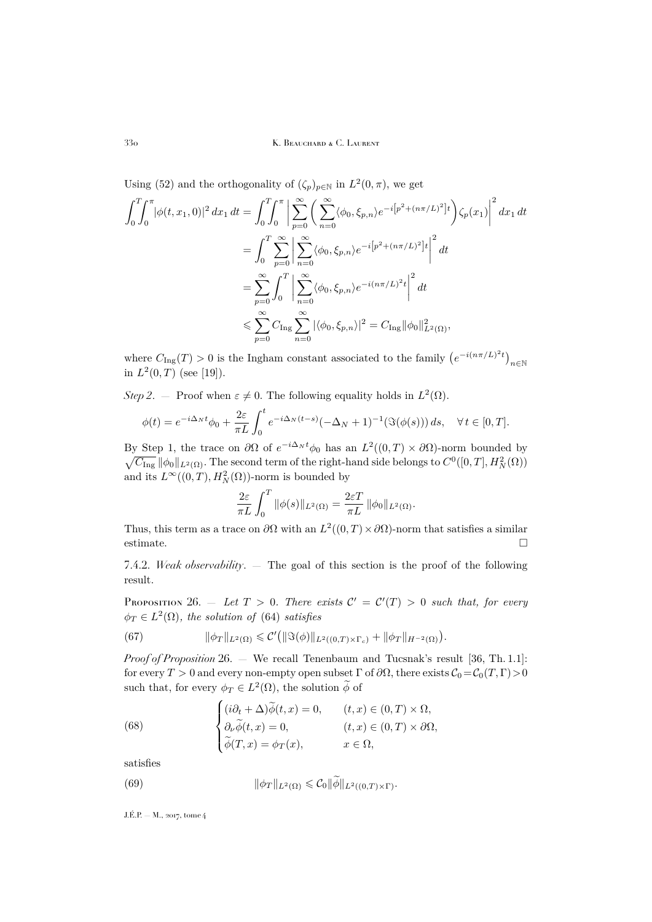Using (52) and the orthogonality of $(\zeta_p)_{p\in\mathbb{N}}$ in $L^2(0,\pi)$, we get

$$
\begin{aligned}
\int_0^T\!\!\int_0^\pi |\phi(t,x_1,0)|^2\,dx_1\,dt &= \int_0^T\!\!\int_0^\pi \Big|\sum_{p=0}^\infty \Big(\sum_{n=0}^\infty \langle \phi_0,\xi_{p,n}\rangle e^{-i\left[p^2+(n\pi/L)^2\right]t}\Big)\zeta_p(x_1)\Big|^2\,dx_1\,dt\\
&= \int_0^T \sum_{p=0}^\infty \Big|\sum_{n=0}^\infty \langle \phi_0,\xi_{p,n}\rangle e^{-i\left[p^2+(n\pi/L)^2\right]t}\Big|^2\,dt\\
&= \sum_{p=0}^\infty \int_0^T \Big|\sum_{n=0}^\infty \langle \phi_0,\xi_{p,n}\rangle e^{-i(n\pi/L)^2 t}\Big|^2\,dt\\
&\leqslant \sum_{p=0}^\infty C_{\mathrm{Ing}} \sum_{n=0}^\infty |\langle \phi_0,\xi_{p,n}\rangle|^2 = C_{\mathrm{Ing}}\|\phi_0\|^2_{L^2(\Omega)},
\end{aligned}
$$

where $C_{\mathrm{Ing}}(T)>0$ is the Ingham constant associated to the family $\big(e^{-i(n\pi/L)^2 t}\big)_{n\in\mathbb{N}}$ in $L^2(0,T)$ (see [19]).

*Step 2*. — Proof when $\varepsilon\neq 0$. The following equality holds in $L^2(\Omega)$.

$$
\phi(t)=e^{-i\Delta_N t}\phi_0+\frac{2\varepsilon}{\pi L}\int_0^t e^{-i\Delta_N(t-s)}(-\Delta_N+1)^{-1}(\Im(\phi(s)))\,ds,\quad \forall\, t\in[0,T].
$$

By Step 1, the trace on $\partial\Omega$ of $e^{-i\Delta_N t}\phi_0$ has an $L^2((0,T)\times\partial\Omega)$-norm bounded by $\sqrt{C_{\mathrm{Ing}}}\,\|\phi_0\|_{L^2(\Omega)}$. The second term of the right-hand side belongs to $C^0([0,T],H^2_N(\Omega))$ and its $L^\infty((0,T),H^2_N(\Omega))$-norm is bounded by

$$
\frac{2\varepsilon}{\pi L}\int_0^T \|\phi(s)\|_{L^2(\Omega)} = \frac{2\varepsilon T}{\pi L}\,\|\phi_0\|_{L^2(\Omega)}.
$$

Thus, this term as a trace on $\partial\Omega$ with an $L^2((0,T)\times\partial\Omega)$-norm that satisfies a similar estimate. □

7.4.2. *Weak observability*. — The goal of this section is the proof of the following result.

**Proposition 26.** — *Let $T>0$. There exists $\mathcal{C}'=\mathcal{C}'(T)>0$ such that, for every $\phi_T\in L^2(\Omega)$, the solution of* (64) *satisfies*

$$
\|\phi_T\|_{L^2(\Omega)} \leqslant \mathcal{C}'\big(\|\Im(\phi)\|_{L^2((0,T)\times\Gamma_\varepsilon)}+\|\phi_T\|_{H^{-2}(\Omega)}\big). \tag{67}
$$

*Proof of Proposition* 26. — We recall Tenenbaum and Tucsnak's result [36, Th. 1.1]: for every $T>0$ and every non-empty open subset $\Gamma$ of $\partial\Omega$, there exists $\mathcal{C}_0=\mathcal{C}_0(T,\Gamma)>0$ such that, for every $\phi_T\in L^2(\Omega)$, the solution $\widetilde{\phi}$ of

$$
\begin{cases}
(i\partial_t+\Delta)\widetilde{\phi}(t,x)=0, & (t,x)\in(0,T)\times\Omega,\\
\partial_\nu\widetilde{\phi}(t,x)=0, & (t,x)\in(0,T)\times\partial\Omega,\\
\widetilde{\phi}(T,x)=\phi_T(x), & x\in\Omega,
\end{cases} \tag{68}
$$

satisfies

$$
\|\phi_T\|_{L^2(\Omega)} \leqslant \mathcal{C}_0\|\widetilde{\phi}\|_{L^2((0,T)\times\Gamma)}. \tag{69}
$$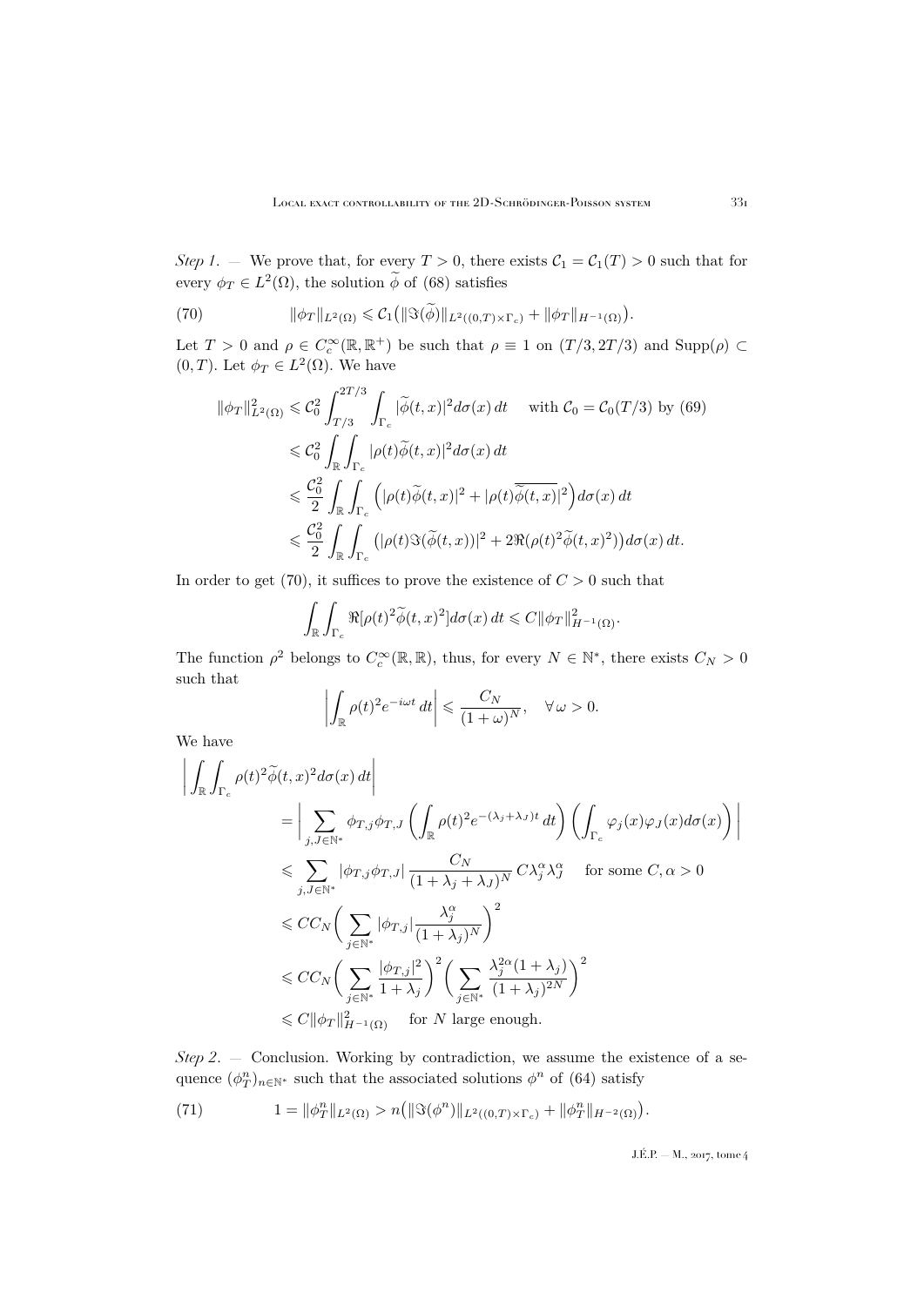*Step 1.* — We prove that, for every $T>0$, there exists $\mathcal{C}_1=\mathcal{C}_1(T)>0$ such that for every $\phi_T\in L^2(\Omega)$, the solution $\widetilde{\phi}$ of (68) satisfies

$$\|\phi_T\|_{L^2(\Omega)}\leqslant \mathcal{C}_1\big(\|\Im(\widetilde{\phi})\|_{L^2((0,T)\times\Gamma_c)}+\|\phi_T\|_{H^{-1}(\Omega)}\big). \tag{70}$$

Let $T>0$ and $\rho\in C_c^\infty(\mathbb{R},\mathbb{R}^+)$ be such that $\rho\equiv 1$ on $(T/3,2T/3)$ and $\mathrm{Supp}(\rho)\subset(0,T)$. Let $\phi_T\in L^2(\Omega)$. We have

$$\begin{aligned}
\|\phi_T\|^2_{L^2(\Omega)}&\leqslant \mathcal{C}_0^2\int_{T/3}^{2T/3}\int_{\Gamma_c}|\widetilde{\phi}(t,x)|^2d\sigma(x)\,dt\qquad\text{with }\mathcal{C}_0=\mathcal{C}_0(T/3)\text{ by (69)}\\
&\leqslant \mathcal{C}_0^2\int_{\mathbb{R}}\int_{\Gamma_c}|\rho(t)\widetilde{\phi}(t,x)|^2d\sigma(x)\,dt\\
&\leqslant \frac{\mathcal{C}_0^2}{2}\int_{\mathbb{R}}\int_{\Gamma_c}\Big(|\rho(t)\widetilde{\phi}(t,x)|^2+|\rho(t)\overline{\widetilde{\phi}(t,x)}|^2\Big)d\sigma(x)\,dt\\
&\leqslant \frac{\mathcal{C}_0^2}{2}\int_{\mathbb{R}}\int_{\Gamma_c}\big(|\rho(t)\Im(\widetilde{\phi}(t,x))|^2+2\Re(\rho(t)^2\widetilde{\phi}(t,x)^2)\big)d\sigma(x)\,dt.
\end{aligned}$$

In order to get (70), it suffices to prove the existence of $C>0$ such that

$$\int_{\mathbb{R}}\int_{\Gamma_c}\Re[\rho(t)^2\widetilde{\phi}(t,x)^2]d\sigma(x)\,dt\leqslant C\|\phi_T\|^2_{H^{-1}(\Omega)}.$$

The function $\rho^2$ belongs to $C_c^\infty(\mathbb{R},\mathbb{R})$, thus, for every $N\in\mathbb{N}^*$, there exists $C_N>0$ such that

$$\left|\int_{\mathbb{R}}\rho(t)^2e^{-i\omega t}\,dt\right|\leqslant\frac{C_N}{(1+\omega)^N},\quad\forall\,\omega>0.$$

We have

$$\begin{aligned}
\left|\int_{\mathbb{R}}\int_{\Gamma_c}\rho(t)^2\widetilde{\phi}(t,x)^2d\sigma(x)\,dt\right|
&=\left|\sum_{j,J\in\mathbb{N}^*}\phi_{T,j}\phi_{T,J}\left(\int_{\mathbb{R}}\rho(t)^2e^{-(\lambda_j+\lambda_J)t}\,dt\right)\left(\int_{\Gamma_c}\varphi_j(x)\varphi_J(x)d\sigma(x)\right)\right|\\
&\leqslant\sum_{j,J\in\mathbb{N}^*}|\phi_{T,j}\phi_{T,J}|\,\frac{C_N}{(1+\lambda_j+\lambda_J)^N}\,C\lambda_j^\alpha\lambda_J^\alpha\qquad\text{for some }C,\alpha>0\\
&\leqslant CC_N\bigg(\sum_{j\in\mathbb{N}^*}|\phi_{T,j}|\frac{\lambda_j^\alpha}{(1+\lambda_j)^N}\bigg)^2\\
&\leqslant CC_N\bigg(\sum_{j\in\mathbb{N}^*}\frac{|\phi_{T,j}|^2}{1+\lambda_j}\bigg)^2\bigg(\sum_{j\in\mathbb{N}^*}\frac{\lambda_j^{2\alpha}(1+\lambda_j)}{(1+\lambda_j)^{2N}}\bigg)^2\\
&\leqslant C\|\phi_T\|^2_{H^{-1}(\Omega)}\qquad\text{for }N\text{ large enough.}
\end{aligned}$$

*Step 2.* — Conclusion. Working by contradiction, we assume the existence of a sequence $(\phi_T^n)_{n\in\mathbb{N}^*}$ such that the associated solutions $\phi^n$ of (64) satisfy

$$1=\|\phi_T^n\|_{L^2(\Omega)}>n\big(\|\Im(\phi^n)\|_{L^2((0,T)\times\Gamma_c)}+\|\phi_T^n\|_{H^{-2}(\Omega)}\big). \tag{71}$$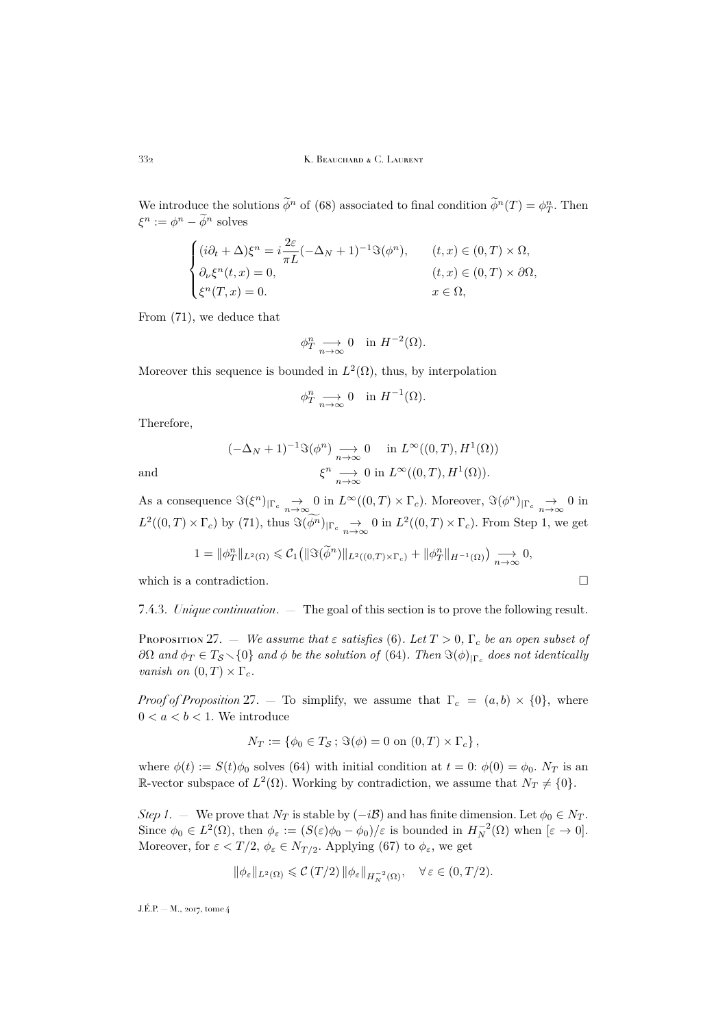We introduce the solutions $\widetilde{\phi}^n$ of (68) associated to final condition $\widetilde{\phi}^n(T) = \phi_T^n$. Then $\xi^n := \phi^n - \widetilde{\phi}^n$ solves

$$\begin{cases} (i\partial_t + \Delta)\xi^n = i\dfrac{2\varepsilon}{\pi L}(-\Delta_N + 1)^{-1}\Im(\phi^n), & (t,x) \in (0,T) \times \Omega, \\ \partial_\nu \xi^n(t,x) = 0, & (t,x) \in (0,T) \times \partial\Omega, \\ \xi^n(T,x) = 0. & x \in \Omega, \end{cases}$$

From (71), we deduce that

$$\phi_T^n \underset{n\to\infty}{\longrightarrow} 0 \quad \text{in } H^{-2}(\Omega).$$

Moreover this sequence is bounded in $L^2(\Omega)$, thus, by interpolation

$$\phi_T^n \underset{n\to\infty}{\longrightarrow} 0 \quad \text{in } H^{-1}(\Omega).$$

Therefore,

$$(-\Delta_N + 1)^{-1}\Im(\phi^n) \underset{n\to\infty}{\longrightarrow} 0 \quad \text{in } L^\infty((0,T), H^1(\Omega))$$

and

$$\xi^n \underset{n\to\infty}{\longrightarrow} 0 \text{ in } L^\infty((0,T), H^1(\Omega)).$$

As a consequence $\Im(\xi^n)_{|\Gamma_c} \underset{n\to\infty}{\to} 0$ in $L^\infty((0,T) \times \Gamma_c)$. Moreover, $\Im(\phi^n)_{|\Gamma_c} \underset{n\to\infty}{\to} 0$ in $L^2((0,T) \times \Gamma_c)$ by (71), thus $\Im(\widetilde{\phi^n})_{|\Gamma_c} \underset{n\to\infty}{\to} 0$ in $L^2((0,T) \times \Gamma_c)$. From Step 1, we get

$$1 = \|\phi_T^n\|_{L^2(\Omega)} \leqslant \mathcal{C}_1\big(\|\Im(\widetilde{\phi}^n)\|_{L^2((0,T)\times\Gamma_c)} + \|\phi_T^n\|_{H^{-1}(\Omega)}\big) \underset{n\to\infty}{\longrightarrow} 0,$$

which is a contradiction. □

7.4.3. *Unique continuation*. — The goal of this section is to prove the following result.

Proposition 27. — *We assume that $\varepsilon$ satisfies (6). Let $T > 0$, $\Gamma_c$ be an open subset of $\partial\Omega$ and $\phi_T \in T_{\mathcal{S}} \smallsetminus \{0\}$ and $\phi$ be the solution of (64). Then $\Im(\phi)_{|\Gamma_c}$ does not identically vanish on $(0,T) \times \Gamma_c$.*

*Proof of Proposition* 27. — To simplify, we assume that $\Gamma_c = (a,b) \times \{0\}$, where $0 < a < b < 1$. We introduce

$$N_T := \{\phi_0 \in T_{\mathcal{S}}\,;\, \Im(\phi) = 0 \text{ on } (0,T) \times \Gamma_c\},$$

where $\phi(t) := S(t)\phi_0$ solves (64) with initial condition at $t = 0$: $\phi(0) = \phi_0$. $N_T$ is an $\mathbb{R}$-vector subspace of $L^2(\Omega)$. Working by contradiction, we assume that $N_T \neq \{0\}$.

*Step 1.* — We prove that $N_T$ is stable by $(-i\mathcal{B})$ and has finite dimension. Let $\phi_0 \in N_T$. Since $\phi_0 \in L^2(\Omega)$, then $\phi_\varepsilon := (S(\varepsilon)\phi_0 - \phi_0)/\varepsilon$ is bounded in $H_N^{-2}(\Omega)$ when $[\varepsilon \to 0]$. Moreover, for $\varepsilon < T/2$, $\phi_\varepsilon \in N_{T/2}$. Applying (67) to $\phi_\varepsilon$, we get

$$\|\phi_\varepsilon\|_{L^2(\Omega)} \leqslant \mathcal{C}\,(T/2)\,\|\phi_\varepsilon\|_{H_N^{-2}(\Omega)}, \quad \forall\, \varepsilon \in (0, T/2).$$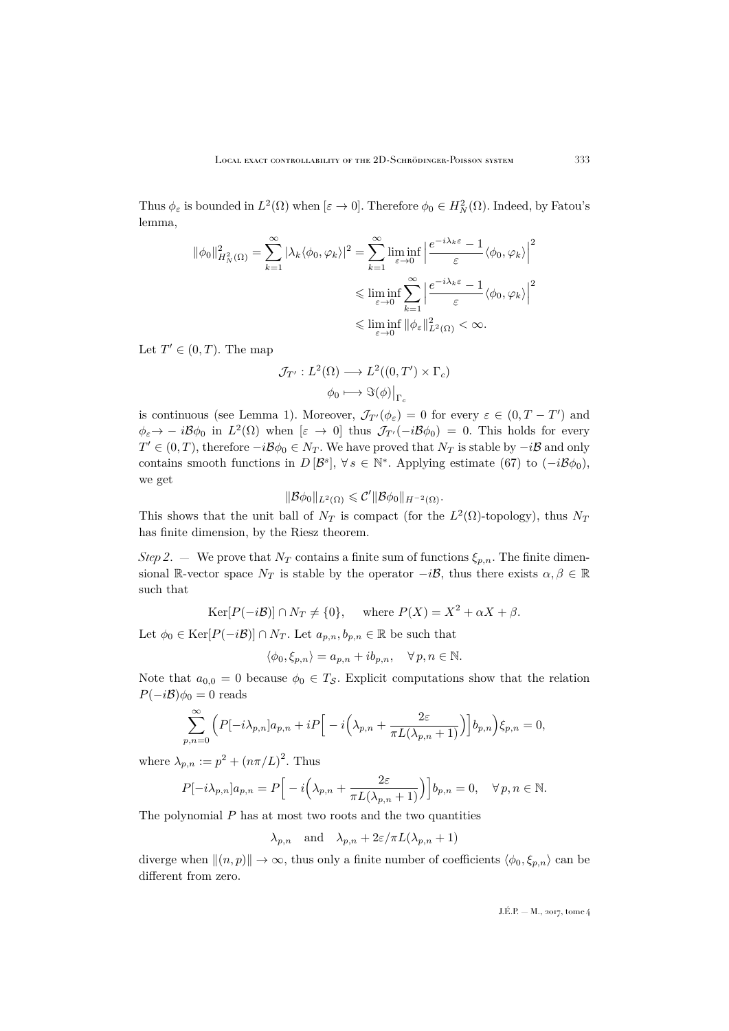Thus $\phi_\varepsilon$ is bounded in $L^2(\Omega)$ when $[\varepsilon \to 0]$. Therefore $\phi_0 \in H^2_N(\Omega)$. Indeed, by Fatou's lemma,

$$\begin{aligned}
\|\phi_0\|^2_{H^2_N(\Omega)} = \sum_{k=1}^{\infty} |\lambda_k \langle \phi_0, \varphi_k\rangle|^2 &= \sum_{k=1}^{\infty} \liminf_{\varepsilon \to 0} \Big| \frac{e^{-i\lambda_k \varepsilon} - 1}{\varepsilon} \langle \phi_0, \varphi_k \rangle \Big|^2 \\
&\leqslant \liminf_{\varepsilon \to 0} \sum_{k=1}^{\infty} \Big| \frac{e^{-i\lambda_k \varepsilon} - 1}{\varepsilon} \langle \phi_0, \varphi_k \rangle \Big|^2 \\
&\leqslant \liminf_{\varepsilon \to 0} \|\phi_\varepsilon\|^2_{L^2(\Omega)} < \infty.
\end{aligned}$$

Let $T' \in (0, T)$. The map

$$\begin{aligned}
\mathcal{J}_{T'} : L^2(\Omega) &\longrightarrow L^2((0,T') \times \Gamma_c) \\
\phi_0 &\longmapsto \Im(\phi)\big|_{\Gamma_c}
\end{aligned}$$

is continuous (see Lemma 1). Moreover, $\mathcal{J}_{T'}(\phi_\varepsilon) = 0$ for every $\varepsilon \in (0, T - T')$ and $\phi_\varepsilon \to -i\mathcal{B}\phi_0$ in $L^2(\Omega)$ when $[\varepsilon \to 0]$ thus $\mathcal{J}_{T'}(-i\mathcal{B}\phi_0) = 0$. This holds for every $T' \in (0,T)$, therefore $-i\mathcal{B}\phi_0 \in N_T$. We have proved that $N_T$ is stable by $-i\mathcal{B}$ and only contains smooth functions in $D[\mathcal{B}^s]$, $\forall\, s \in \mathbb{N}^*$. Applying estimate (67) to $(-i\mathcal{B}\phi_0)$, we get

$$\|\mathcal{B}\phi_0\|_{L^2(\Omega)} \leqslant \mathcal{C}' \|\mathcal{B}\phi_0\|_{H^{-2}(\Omega)}.$$

This shows that the unit ball of $N_T$ is compact (for the $L^2(\Omega)$-topology), thus $N_T$ has finite dimension, by the Riesz theorem.

*Step 2*. — We prove that $N_T$ contains a finite sum of functions $\xi_{p,n}$. The finite dimensional $\mathbb{R}$-vector space $N_T$ is stable by the operator $-i\mathcal{B}$, thus there exists $\alpha, \beta \in \mathbb{R}$ such that

$$\operatorname{Ker}[P(-i\mathcal{B})] \cap N_T \neq \{0\}, \quad \text{ where } P(X) = X^2 + \alpha X + \beta.$$

Let $\phi_0 \in \operatorname{Ker}[P(-i\mathcal{B})] \cap N_T$. Let $a_{p,n}, b_{p,n} \in \mathbb{R}$ be such that

$$\langle \phi_0, \xi_{p,n} \rangle = a_{p,n} + i b_{p,n}, \quad \forall\, p, n \in \mathbb{N}.$$

Note that $a_{0,0} = 0$ because $\phi_0 \in T_{\mathcal{S}}$. Explicit computations show that the relation $P(-i\mathcal{B})\phi_0 = 0$ reads

$$\sum_{p,n=0}^{\infty} \Big( P[-i\lambda_{p,n}] a_{p,n} + iP\Big[ -i\Big(\lambda_{p,n} + \frac{2\varepsilon}{\pi L(\lambda_{p,n}+1)}\Big)\Big] b_{p,n} \Big) \xi_{p,n} = 0,$$

where $\lambda_{p,n} := p^2 + (n\pi/L)^2$. Thus

$$P[-i\lambda_{p,n}] a_{p,n} = P\Big[ -i\Big(\lambda_{p,n} + \frac{2\varepsilon}{\pi L(\lambda_{p,n}+1)}\Big)\Big] b_{p,n} = 0, \quad \forall\, p, n \in \mathbb{N}.$$

The polynomial $P$ has at most two roots and the two quantities

$$\lambda_{p,n} \quad \text{and} \quad \lambda_{p,n} + 2\varepsilon/\pi L(\lambda_{p,n}+1)$$

diverge when $\|(n,p)\| \to \infty$, thus only a finite number of coefficients $\langle \phi_0, \xi_{p,n} \rangle$ can be different from zero.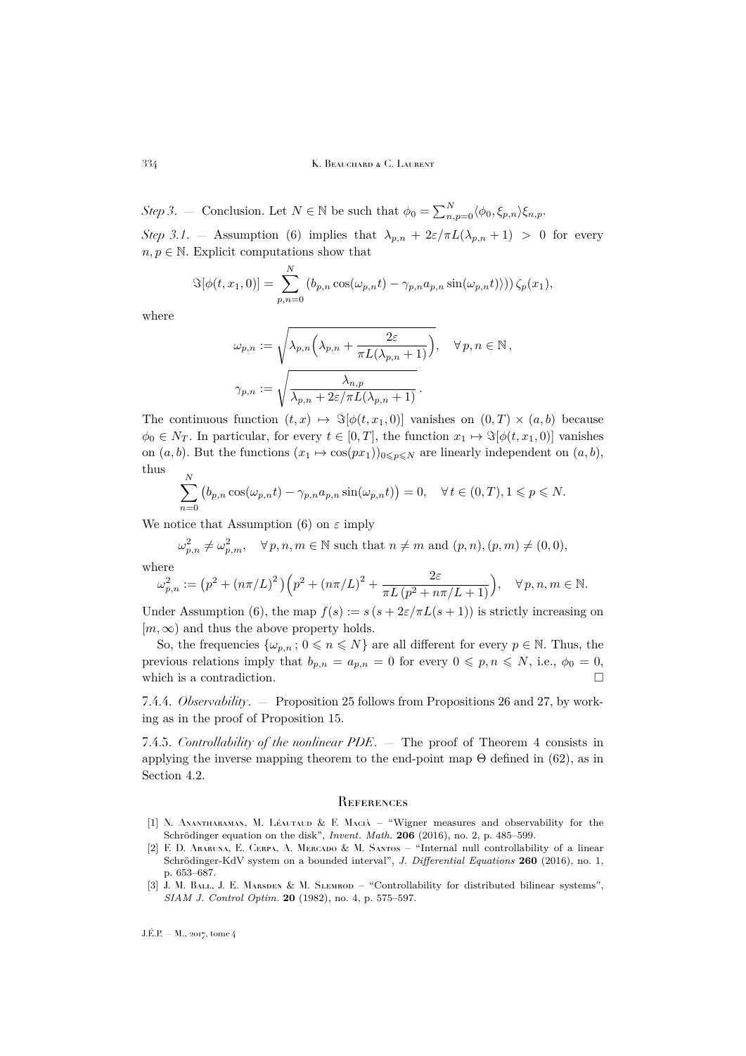*Step 3*. — Conclusion. Let $N \in \mathbb{N}$ be such that $\phi_0 = \sum_{n,p=0}^{N} \langle \phi_0, \xi_{p,n} \rangle \xi_{n,p}$.

*Step 3.1*. — Assumption (6) implies that $\lambda_{p,n} + 2\varepsilon/\pi L(\lambda_{p,n}+1) > 0$ for every $n, p \in \mathbb{N}$. Explicit computations show that

$$\Im[\phi(t, x_1, 0)] = \sum_{p,n=0}^{N} \left(b_{p,n} \cos(\omega_{p,n} t) - \gamma_{p,n} a_{p,n} \sin(\omega_{p,n} t)\rangle\right)\right) \zeta_p(x_1),$$

where

$$\omega_{p,n} := \sqrt{\lambda_{p,n}\Big(\lambda_{p,n} + \frac{2\varepsilon}{\pi L(\lambda_{p,n}+1)}\Big)}, \quad \forall\, p, n \in \mathbb{N},$$

$$\gamma_{p,n} := \sqrt{\frac{\lambda_{n,p}}{\lambda_{p,n} + 2\varepsilon/\pi L(\lambda_{p,n}+1)}}\,.$$

The continuous function $(t, x) \mapsto \Im[\phi(t, x_1, 0)]$ vanishes on $(0, T) \times (a, b)$ because $\phi_0 \in N_T$. In particular, for every $t \in [0, T]$, the function $x_1 \mapsto \Im[\phi(t, x_1, 0)]$ vanishes on $(a, b)$. But the functions $(x_1 \mapsto \cos(p x_1))_{0 \leqslant p \leqslant N}$ are linearly independent on $(a, b)$, thus

$$\sum_{n=0}^{N} \left(b_{p,n} \cos(\omega_{p,n} t) - \gamma_{p,n} a_{p,n} \sin(\omega_{p,n} t)\right) = 0, \quad \forall\, t \in (0, T), 1 \leqslant p \leqslant N.$$

We notice that Assumption (6) on $\varepsilon$ imply

$$\omega_{p,n}^2 \neq \omega_{p,m}^2, \quad \forall\, p, n, m \in \mathbb{N} \text{ such that } n \neq m \text{ and } (p, n), (p, m) \neq (0, 0),$$

where

$$\omega_{p,n}^2 := \left(p^2 + (n\pi/L)^2\right)\Big(p^2 + (n\pi/L)^2 + \frac{2\varepsilon}{\pi L\, (p^2 + n\pi/L + 1)}\Big), \quad \forall\, p, n, m \in \mathbb{N}.$$

Under Assumption (6), the map $f(s) := s\,(s + 2\varepsilon/\pi L(s+1))$ is strictly increasing on $[m, \infty)$ and thus the above property holds.

So, the frequencies $\{\omega_{p,n}\,;\, 0 \leqslant n \leqslant N\}$ are all different for every $p \in \mathbb{N}$. Thus, the previous relations imply that $b_{p,n} = a_{p,n} = 0$ for every $0 \leqslant p, n \leqslant N$, i.e., $\phi_0 = 0$, which is a contradiction. □

7.4.4. *Observability*. — Proposition 25 follows from Propositions 26 and 27, by working as in the proof of Proposition 15.

7.4.5. *Controllability of the nonlinear PDE*. — The proof of Theorem 4 consists in applying the inverse mapping theorem to the end-point map $\Theta$ defined in (62), as in Section 4.2.

## References

[1] N. Anantharaman, M. Léautaud & F. Macià – "Wigner measures and observability for the Schrödinger equation on the disk", *Invent. Math.* **206** (2016), no. 2, p. 485–599.

[2] F. D. Araruna, E. Cerpa, A. Mercado & M. Santos – "Internal null controllability of a linear Schrödinger-KdV system on a bounded interval", *J. Differential Equations* **260** (2016), no. 1, p. 653–687.

[3] J. M. Ball, J. E. Marsden & M. Slemrod – "Controllability for distributed bilinear systems", *SIAM J. Control Optim.* **20** (1982), no. 4, p. 575–597.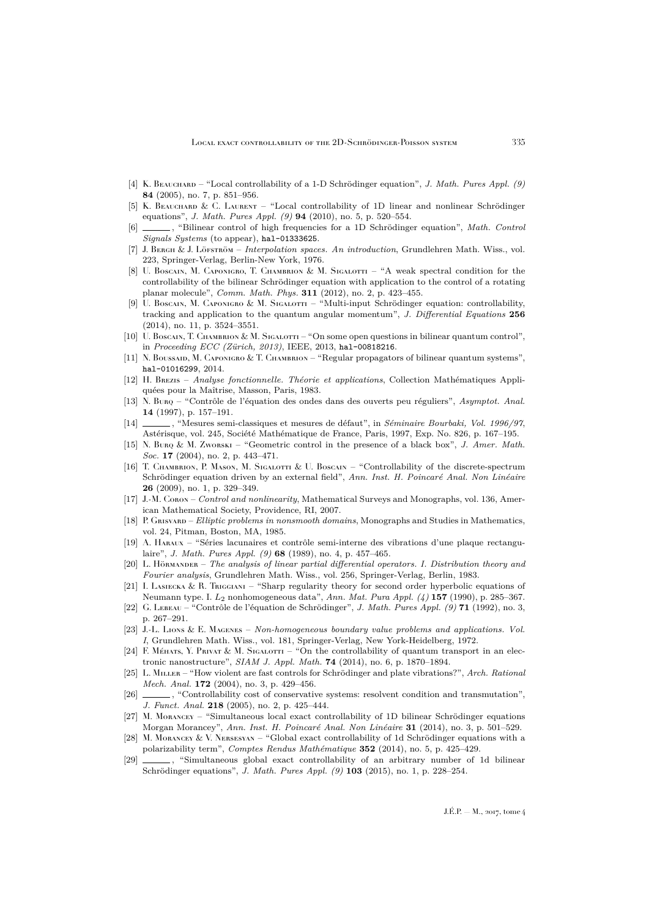[4] K. Beauchard – "Local controllability of a 1-D Schrödinger equation", *J. Math. Pures Appl. (9)* **84** (2005), no. 7, p. 851–956.

[5] K. Beauchard & C. Laurent – "Local controllability of 1D linear and nonlinear Schrödinger equations", *J. Math. Pures Appl. (9)* **94** (2010), no. 5, p. 520–554.

[6] ______, "Bilinear control of high frequencies for a 1D Schrödinger equation", *Math. Control Signals Systems* (to appear), hal-01333625.

[7] J. Bergh & J. Löfström – *Interpolation spaces. An introduction*, Grundlehren Math. Wiss., vol. 223, Springer-Verlag, Berlin-New York, 1976.

[8] U. Boscain, M. Caponigro, T. Chambrion & M. Sigalotti – "A weak spectral condition for the controllability of the bilinear Schrödinger equation with application to the control of a rotating planar molecule", *Comm. Math. Phys.* **311** (2012), no. 2, p. 423–455.

[9] U. Boscain, M. Caponigro & M. Sigalotti – "Multi-input Schrödinger equation: controllability, tracking and application to the quantum angular momentum", *J. Differential Equations* **256** (2014), no. 11, p. 3524–3551.

[10] U. Boscain, T. Chambrion & M. Sigalotti – "On some open questions in bilinear quantum control", in *Proceeding ECC (Zürich, 2013)*, IEEE, 2013, hal-00818216.

[11] N. Boussaid, M. Caponigro & T. Chambrion – "Regular propagators of bilinear quantum systems", hal-01016299, 2014.

[12] H. Brezis – *Analyse fonctionnelle. Théorie et applications*, Collection Mathématiques Appliquées pour la Maîtrise, Masson, Paris, 1983.

[13] N. Burq – "Contrôle de l'équation des ondes dans des ouverts peu réguliers", *Asymptot. Anal.* **14** (1997), p. 157–191.

[14] ______, "Mesures semi-classiques et mesures de défaut", in *Séminaire Bourbaki, Vol. 1996/97*, Astérisque, vol. 245, Société Mathématique de France, Paris, 1997, Exp. No. 826, p. 167–195.

[15] N. Burq & M. Zworski – "Geometric control in the presence of a black box", *J. Amer. Math. Soc.* **17** (2004), no. 2, p. 443–471.

[16] T. Chambrion, P. Mason, M. Sigalotti & U. Boscain – "Controllability of the discrete-spectrum Schrödinger equation driven by an external field", *Ann. Inst. H. Poincaré Anal. Non Linéaire* **26** (2009), no. 1, p. 329–349.

[17] J.-M. Coron – *Control and nonlinearity*, Mathematical Surveys and Monographs, vol. 136, American Mathematical Society, Providence, RI, 2007.

[18] P. Grisvard – *Elliptic problems in nonsmooth domains*, Monographs and Studies in Mathematics, vol. 24, Pitman, Boston, MA, 1985.

[19] A. Haraux – "Séries lacunaires et contrôle semi-interne des vibrations d'une plaque rectangulaire", *J. Math. Pures Appl. (9)* **68** (1989), no. 4, p. 457–465.

[20] L. Hörmander – *The analysis of linear partial differential operators. I. Distribution theory and Fourier analysis*, Grundlehren Math. Wiss., vol. 256, Springer-Verlag, Berlin, 1983.

[21] I. Lasiecka & R. Triggiani – "Sharp regularity theory for second order hyperbolic equations of Neumann type. I. $L_2$ nonhomogeneous data", *Ann. Mat. Pura Appl. (4)* **157** (1990), p. 285–367.

[22] G. Lebeau – "Contrôle de l'équation de Schrödinger", *J. Math. Pures Appl. (9)* **71** (1992), no. 3, p. 267–291.

[23] J.-L. Lions & E. Magenes – *Non-homogeneous boundary value problems and applications. Vol. I*, Grundlehren Math. Wiss., vol. 181, Springer-Verlag, New York-Heidelberg, 1972.

[24] F. Méhats, Y. Privat & M. Sigalotti – "On the controllability of quantum transport in an electronic nanostructure", *SIAM J. Appl. Math.* **74** (2014), no. 6, p. 1870–1894.

[25] L. Miller – "How violent are fast controls for Schrödinger and plate vibrations?", *Arch. Rational Mech. Anal.* **172** (2004), no. 3, p. 429–456.

[26] ______, "Controllability cost of conservative systems: resolvent condition and transmutation", *J. Funct. Anal.* **218** (2005), no. 2, p. 425–444.

[27] M. Morancey – "Simultaneous local exact controllability of 1D bilinear Schrödinger equations Morgan Morancey", *Ann. Inst. H. Poincaré Anal. Non Linéaire* **31** (2014), no. 3, p. 501–529.

[28] M. Morancey & V. Nersesyan – "Global exact controllability of 1d Schrödinger equations with a polarizability term", *Comptes Rendus Mathématique* **352** (2014), no. 5, p. 425–429.

[29] ______, "Simultaneous global exact controllability of an arbitrary number of 1d bilinear Schrödinger equations", *J. Math. Pures Appl. (9)* **103** (2015), no. 1, p. 228–254.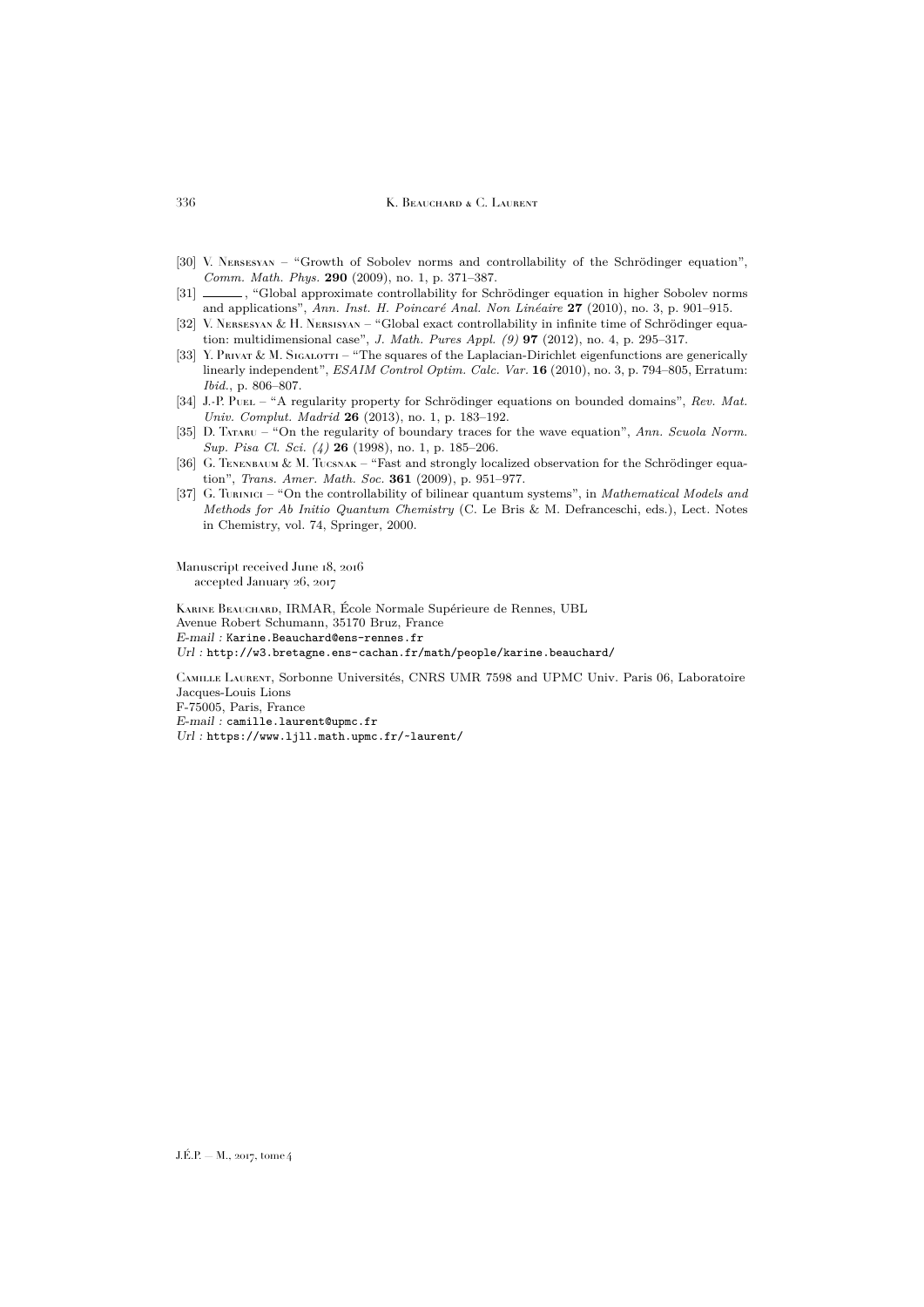[30] V. Nersesyan – "Growth of Sobolev norms and controllability of the Schrödinger equation", *Comm. Math. Phys.* **290** (2009), no. 1, p. 371–387.

[31] ______, "Global approximate controllability for Schrödinger equation in higher Sobolev norms and applications", *Ann. Inst. H. Poincaré Anal. Non Linéaire* **27** (2010), no. 3, p. 901–915.

[32] V. Nersesyan & H. Nersisyan – "Global exact controllability in infinite time of Schrödinger equation: multidimensional case", *J. Math. Pures Appl. (9)* **97** (2012), no. 4, p. 295–317.

[33] Y. Privat & M. Sigalotti – "The squares of the Laplacian-Dirichlet eigenfunctions are generically linearly independent", *ESAIM Control Optim. Calc. Var.* **16** (2010), no. 3, p. 794–805, Erratum: *Ibid.*, p. 806–807.

[34] J.-P. Puel – "A regularity property for Schrödinger equations on bounded domains", *Rev. Mat. Univ. Complut. Madrid* **26** (2013), no. 1, p. 183–192.

[35] D. Tataru – "On the regularity of boundary traces for the wave equation", *Ann. Scuola Norm. Sup. Pisa Cl. Sci. (4)* **26** (1998), no. 1, p. 185–206.

[36] G. Tenenbaum & M. Tucsnak – "Fast and strongly localized observation for the Schrödinger equation", *Trans. Amer. Math. Soc.* **361** (2009), p. 951–977.

[37] G. Turinici – "On the controllability of bilinear quantum systems", in *Mathematical Models and Methods for Ab Initio Quantum Chemistry* (C. Le Bris & M. Defranceschi, eds.), Lect. Notes in Chemistry, vol. 74, Springer, 2000.

Manuscript received June 18, 2016
accepted January 26, 2017

Karine Beauchard, IRMAR, École Normale Supérieure de Rennes, UBL
Avenue Robert Schumann, 35170 Bruz, France
*E-mail :* Karine.Beauchard@ens-rennes.fr
*Url :* http://w3.bretagne.ens-cachan.fr/math/people/karine.beauchard/

Camille Laurent, Sorbonne Universités, CNRS UMR 7598 and UPMC Univ. Paris 06, Laboratoire Jacques-Louis Lions
F-75005, Paris, France
*E-mail :* camille.laurent@upmc.fr
*Url :* https://www.ljll.math.upmc.fr/~laurent/